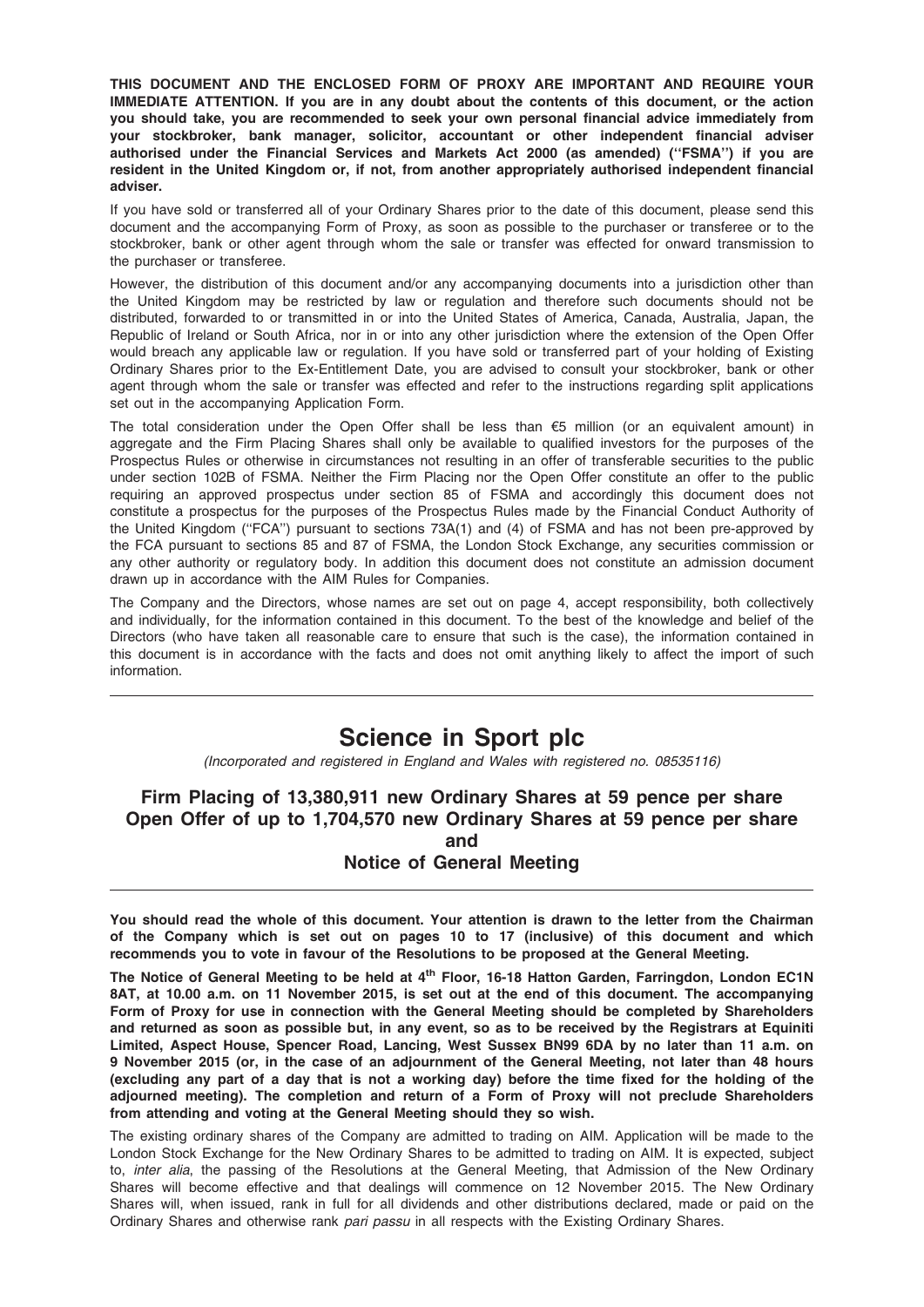**THIS DOCUMENT AND THE ENCLOSED FORM OF PROXY ARE IMPORTANT AND REQUIRE YOUR IMMEDIATE ATTENTION. If you are in any doubt about the contents of this document, or the action you should take, you are recommended to seek your own personal financial advice immediately from your stockbroker, bank manager, solicitor, accountant or other independent financial adviser authorised under the Financial Services and Markets Act 2000 (as amended) (''FSMA'') if you are resident in the United Kingdom or, if not, from another appropriately authorised independent financial adviser.**

If you have sold or transferred all of your Ordinary Shares prior to the date of this document, please send this document and the accompanying Form of Proxy, as soon as possible to the purchaser or transferee or to the stockbroker, bank or other agent through whom the sale or transfer was effected for onward transmission to the purchaser or transferee.

However, the distribution of this document and/or any accompanying documents into a jurisdiction other than the United Kingdom may be restricted by law or regulation and therefore such documents should not be distributed, forwarded to or transmitted in or into the United States of America, Canada, Australia, Japan, the Republic of Ireland or South Africa, nor in or into any other jurisdiction where the extension of the Open Offer would breach any applicable law or regulation. If you have sold or transferred part of your holding of Existing Ordinary Shares prior to the Ex-Entitlement Date, you are advised to consult your stockbroker, bank or other agent through whom the sale or transfer was effected and refer to the instructions regarding split applications set out in the accompanying Application Form.

The total consideration under the Open Offer shall be less than €5 million (or an equivalent amount) in aggregate and the Firm Placing Shares shall only be available to qualified investors for the purposes of the Prospectus Rules or otherwise in circumstances not resulting in an offer of transferable securities to the public under section 102B of FSMA. Neither the Firm Placing nor the Open Offer constitute an offer to the public requiring an approved prospectus under section 85 of FSMA and accordingly this document does not constitute a prospectus for the purposes of the Prospectus Rules made by the Financial Conduct Authority of the United Kingdom (''FCA'') pursuant to sections 73A(1) and (4) of FSMA and has not been pre-approved by the FCA pursuant to sections 85 and 87 of FSMA, the London Stock Exchange, any securities commission or any other authority or regulatory body. In addition this document does not constitute an admission document drawn up in accordance with the AIM Rules for Companies.

The Company and the Directors, whose names are set out on page 4, accept responsibility, both collectively and individually, for the information contained in this document. To the best of the knowledge and belief of the Directors (who have taken all reasonable care to ensure that such is the case), the information contained in this document is in accordance with the facts and does not omit anything likely to affect the import of such information.

---

# Science in Sport plc

*(Incorporated and registered in England and Wales with registered no. 08535116)*

## Firm Placing of 13,380,911 new Ordinary Shares at 59 pence per share
## Open Offer of up to 1,704,570 new Ordinary Shares at 59 pence per share
## and
## Notice of General Meeting

---

**You should read the whole of this document. Your attention is drawn to the letter from the Chairman of the Company which is set out on pages 10 to 17 (inclusive) of this document and which recommends you to vote in favour of the Resolutions to be proposed at the General Meeting.**

**The Notice of General Meeting to be held at 4th Floor, 16-18 Hatton Garden, Farringdon, London EC1N 8AT, at 10.00 a.m. on 11 November 2015, is set out at the end of this document. The accompanying Form of Proxy for use in connection with the General Meeting should be completed by Shareholders and returned as soon as possible but, in any event, so as to be received by the Registrars at Equiniti Limited, Aspect House, Spencer Road, Lancing, West Sussex BN99 6DA by no later than 11 a.m. on 9 November 2015 (or, in the case of an adjournment of the General Meeting, not later than 48 hours (excluding any part of a day that is not a working day) before the time fixed for the holding of the adjourned meeting). The completion and return of a Form of Proxy will not preclude Shareholders from attending and voting at the General Meeting should they so wish.**

The existing ordinary shares of the Company are admitted to trading on AIM. Application will be made to the London Stock Exchange for the New Ordinary Shares to be admitted to trading on AIM. It is expected, subject to, *inter alia*, the passing of the Resolutions at the General Meeting, that Admission of the New Ordinary Shares will become effective and that dealings will commence on 12 November 2015. The New Ordinary Shares will, when issued, rank in full for all dividends and other distributions declared, made or paid on the Ordinary Shares and otherwise rank *pari passu* in all respects with the Existing Ordinary Shares.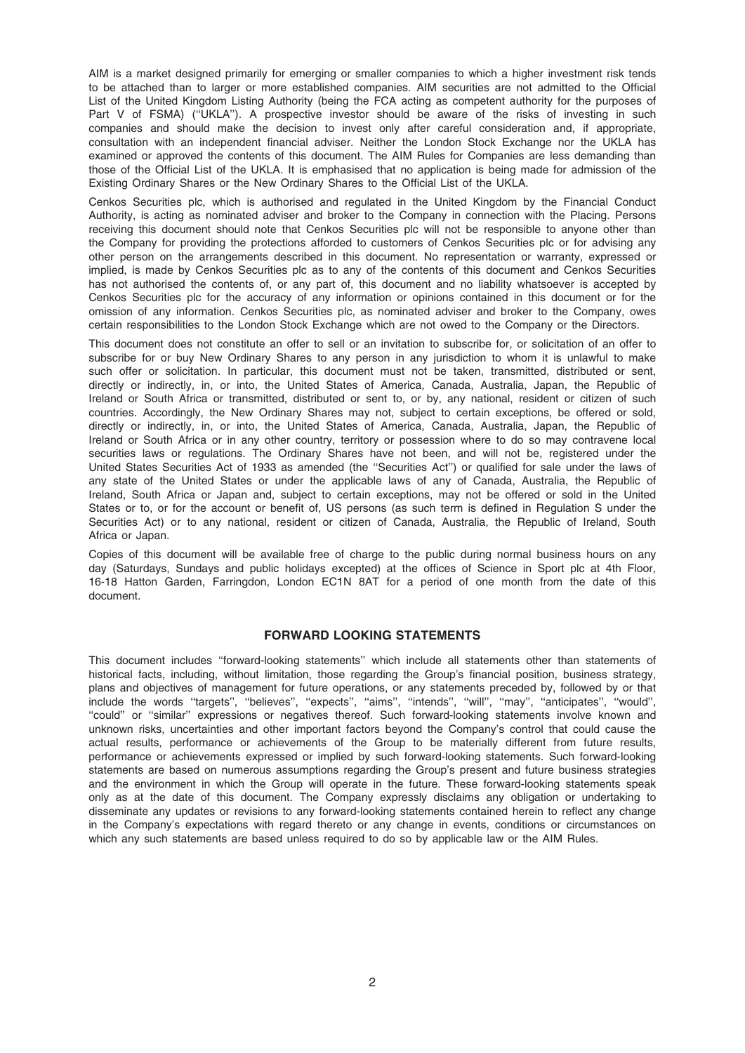AIM is a market designed primarily for emerging or smaller companies to which a higher investment risk tends to be attached than to larger or more established companies. AIM securities are not admitted to the Official List of the United Kingdom Listing Authority (being the FCA acting as competent authority for the purposes of Part V of FSMA) (''UKLA''). A prospective investor should be aware of the risks of investing in such companies and should make the decision to invest only after careful consideration and, if appropriate, consultation with an independent financial adviser. Neither the London Stock Exchange nor the UKLA has examined or approved the contents of this document. The AIM Rules for Companies are less demanding than those of the Official List of the UKLA. It is emphasised that no application is being made for admission of the Existing Ordinary Shares or the New Ordinary Shares to the Official List of the UKLA.

Cenkos Securities plc, which is authorised and regulated in the United Kingdom by the Financial Conduct Authority, is acting as nominated adviser and broker to the Company in connection with the Placing. Persons receiving this document should note that Cenkos Securities plc will not be responsible to anyone other than the Company for providing the protections afforded to customers of Cenkos Securities plc or for advising any other person on the arrangements described in this document. No representation or warranty, expressed or implied, is made by Cenkos Securities plc as to any of the contents of this document and Cenkos Securities has not authorised the contents of, or any part of, this document and no liability whatsoever is accepted by Cenkos Securities plc for the accuracy of any information or opinions contained in this document or for the omission of any information. Cenkos Securities plc, as nominated adviser and broker to the Company, owes certain responsibilities to the London Stock Exchange which are not owed to the Company or the Directors.

This document does not constitute an offer to sell or an invitation to subscribe for, or solicitation of an offer to subscribe for or buy New Ordinary Shares to any person in any jurisdiction to whom it is unlawful to make such offer or solicitation. In particular, this document must not be taken, transmitted, distributed or sent, directly or indirectly, in, or into, the United States of America, Canada, Australia, Japan, the Republic of Ireland or South Africa or transmitted, distributed or sent to, or by, any national, resident or citizen of such countries. Accordingly, the New Ordinary Shares may not, subject to certain exceptions, be offered or sold, directly or indirectly, in, or into, the United States of America, Canada, Australia, Japan, the Republic of Ireland or South Africa or in any other country, territory or possession where to do so may contravene local securities laws or regulations. The Ordinary Shares have not been, and will not be, registered under the United States Securities Act of 1933 as amended (the ''Securities Act'') or qualified for sale under the laws of any state of the United States or under the applicable laws of any of Canada, Australia, the Republic of Ireland, South Africa or Japan and, subject to certain exceptions, may not be offered or sold in the United States or to, or for the account or benefit of, US persons (as such term is defined in Regulation S under the Securities Act) or to any national, resident or citizen of Canada, Australia, the Republic of Ireland, South Africa or Japan.

Copies of this document will be available free of charge to the public during normal business hours on any day (Saturdays, Sundays and public holidays excepted) at the offices of Science in Sport plc at 4th Floor, 16-18 Hatton Garden, Farringdon, London EC1N 8AT for a period of one month from the date of this document.

## FORWARD LOOKING STATEMENTS

This document includes ''forward-looking statements'' which include all statements other than statements of historical facts, including, without limitation, those regarding the Group's financial position, business strategy, plans and objectives of management for future operations, or any statements preceded by, followed by or that include the words ''targets'', ''believes'', ''expects'', ''aims'', ''intends'', ''will'', ''may'', ''anticipates'', ''would'', ''could'' or ''similar'' expressions or negatives thereof. Such forward-looking statements involve known and unknown risks, uncertainties and other important factors beyond the Company's control that could cause the actual results, performance or achievements of the Group to be materially different from future results, performance or achievements expressed or implied by such forward-looking statements. Such forward-looking statements are based on numerous assumptions regarding the Group's present and future business strategies and the environment in which the Group will operate in the future. These forward-looking statements speak only as at the date of this document. The Company expressly disclaims any obligation or undertaking to disseminate any updates or revisions to any forward-looking statements contained herein to reflect any change in the Company's expectations with regard thereto or any change in events, conditions or circumstances on which any such statements are based unless required to do so by applicable law or the AIM Rules.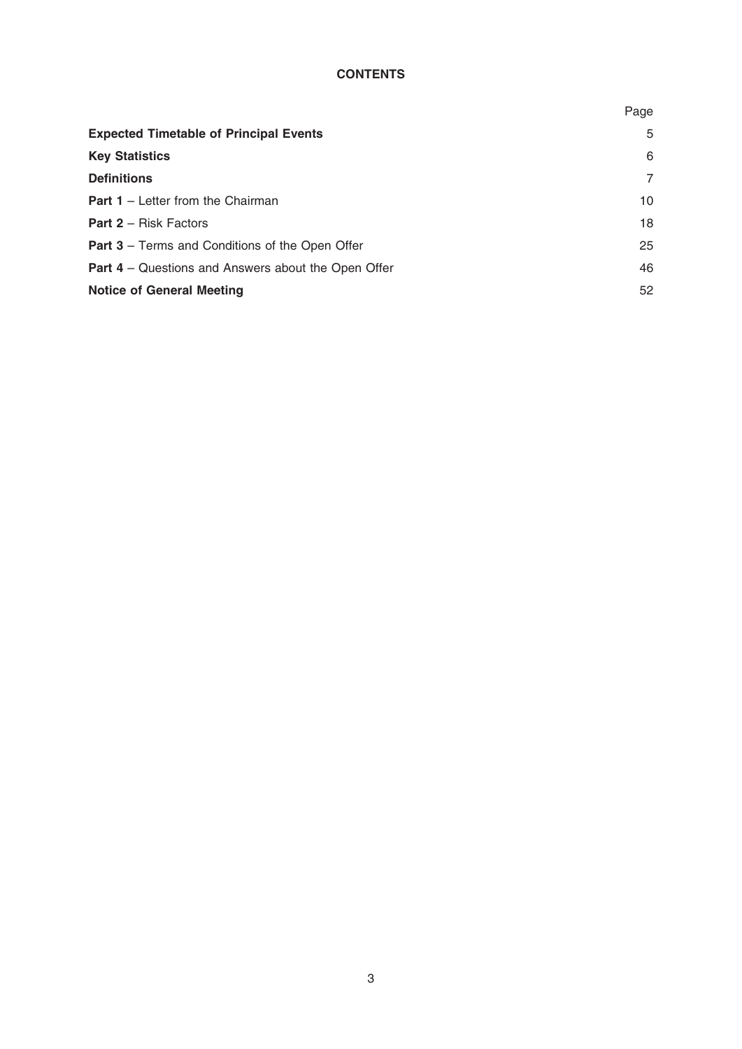# CONTENTS

| | Page |
|---|---|
| **Expected Timetable of Principal Events** | 5 |
| **Key Statistics** | 6 |
| **Definitions** | 7 |
| **Part 1** – Letter from the Chairman | 10 |
| **Part 2** – Risk Factors | 18 |
| **Part 3** – Terms and Conditions of the Open Offer | 25 |
| **Part 4** – Questions and Answers about the Open Offer | 46 |
| **Notice of General Meeting** | 52 |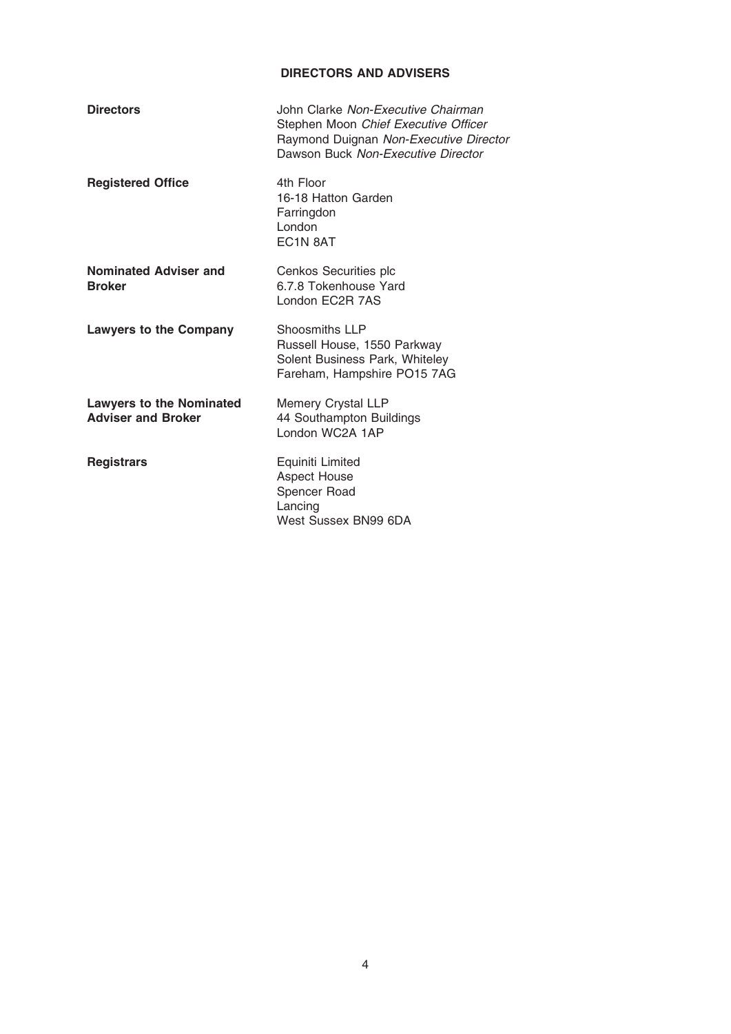## DIRECTORS AND ADVISERS

| | |
|---|---|
| **Directors** | John Clarke *Non-Executive Chairman*<br>Stephen Moon *Chief Executive Officer*<br>Raymond Duignan *Non-Executive Director*<br>Dawson Buck *Non-Executive Director* |
| **Registered Office** | 4th Floor<br>16-18 Hatton Garden<br>Farringdon<br>London<br>EC1N 8AT |
| **Nominated Adviser and Broker** | Cenkos Securities plc<br>6.7.8 Tokenhouse Yard<br>London EC2R 7AS |
| **Lawyers to the Company** | Shoosmiths LLP<br>Russell House, 1550 Parkway<br>Solent Business Park, Whiteley<br>Fareham, Hampshire PO15 7AG |
| **Lawyers to the Nominated Adviser and Broker** | Memery Crystal LLP<br>44 Southampton Buildings<br>London WC2A 1AP |
| **Registrars** | Equiniti Limited<br>Aspect House<br>Spencer Road<br>Lancing<br>West Sussex BN99 6DA |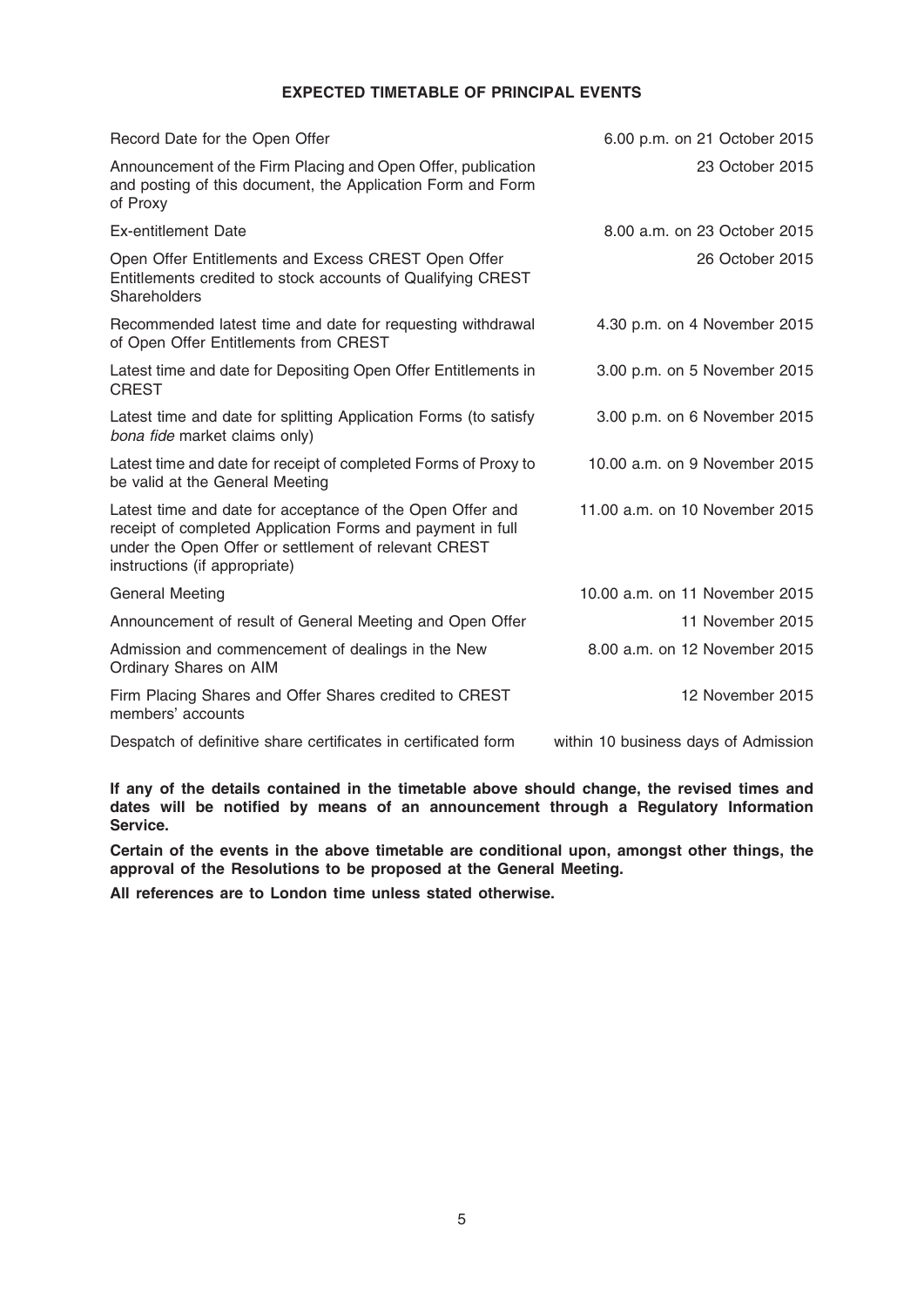## EXPECTED TIMETABLE OF PRINCIPAL EVENTS

| | |
|---|---|
| Record Date for the Open Offer | 6.00 p.m. on 21 October 2015 |
| Announcement of the Firm Placing and Open Offer, publication and posting of this document, the Application Form and Form of Proxy | 23 October 2015 |
| Ex-entitlement Date | 8.00 a.m. on 23 October 2015 |
| Open Offer Entitlements and Excess CREST Open Offer Entitlements credited to stock accounts of Qualifying CREST Shareholders | 26 October 2015 |
| Recommended latest time and date for requesting withdrawal of Open Offer Entitlements from CREST | 4.30 p.m. on 4 November 2015 |
| Latest time and date for Depositing Open Offer Entitlements in CREST | 3.00 p.m. on 5 November 2015 |
| Latest time and date for splitting Application Forms (to satisfy *bona fide* market claims only) | 3.00 p.m. on 6 November 2015 |
| Latest time and date for receipt of completed Forms of Proxy to be valid at the General Meeting | 10.00 a.m. on 9 November 2015 |
| Latest time and date for acceptance of the Open Offer and receipt of completed Application Forms and payment in full under the Open Offer or settlement of relevant CREST instructions (if appropriate) | 11.00 a.m. on 10 November 2015 |
| General Meeting | 10.00 a.m. on 11 November 2015 |
| Announcement of result of General Meeting and Open Offer | 11 November 2015 |
| Admission and commencement of dealings in the New Ordinary Shares on AIM | 8.00 a.m. on 12 November 2015 |
| Firm Placing Shares and Offer Shares credited to CREST members' accounts | 12 November 2015 |
| Despatch of definitive share certificates in certificated form | within 10 business days of Admission |

**If any of the details contained in the timetable above should change, the revised times and dates will be notified by means of an announcement through a Regulatory Information Service.**

**Certain of the events in the above timetable are conditional upon, amongst other things, the approval of the Resolutions to be proposed at the General Meeting.**

**All references are to London time unless stated otherwise.**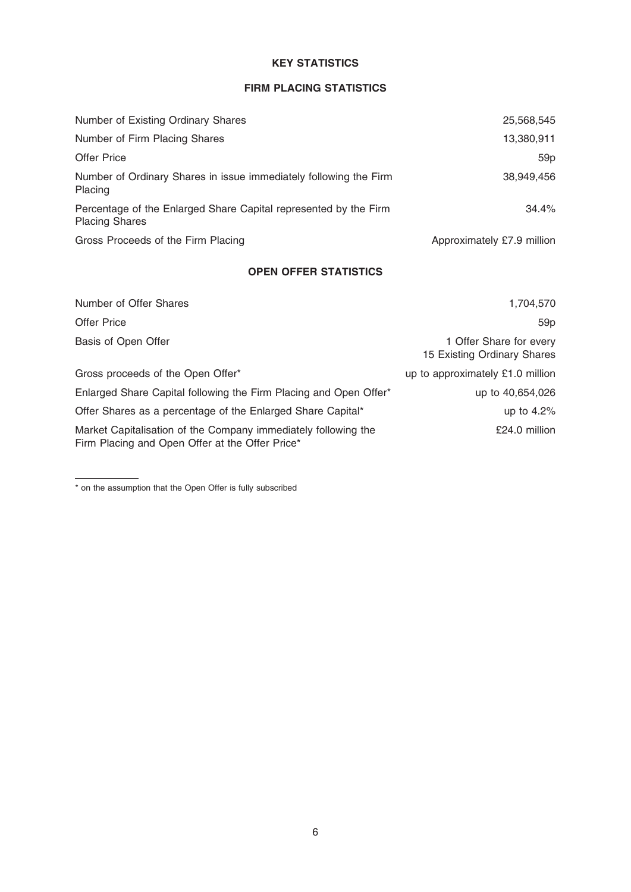# KEY STATISTICS

## FIRM PLACING STATISTICS

| | |
|---|---|
| Number of Existing Ordinary Shares | 25,568,545 |
| Number of Firm Placing Shares | 13,380,911 |
| Offer Price | 59p |
| Number of Ordinary Shares in issue immediately following the Firm Placing | 38,949,456 |
| Percentage of the Enlarged Share Capital represented by the Firm Placing Shares | 34.4% |
| Gross Proceeds of the Firm Placing | Approximately £7.9 million |

## OPEN OFFER STATISTICS

| | |
|---|---|
| Number of Offer Shares | 1,704,570 |
| Offer Price | 59p |
| Basis of Open Offer | 1 Offer Share for every 15 Existing Ordinary Shares |
| Gross proceeds of the Open Offer* | up to approximately £1.0 million |
| Enlarged Share Capital following the Firm Placing and Open Offer* | up to 40,654,026 |
| Offer Shares as a percentage of the Enlarged Share Capital* | up to 4.2% |
| Market Capitalisation of the Company immediately following the Firm Placing and Open Offer at the Offer Price* | £24.0 million |

* on the assumption that the Open Offer is fully subscribed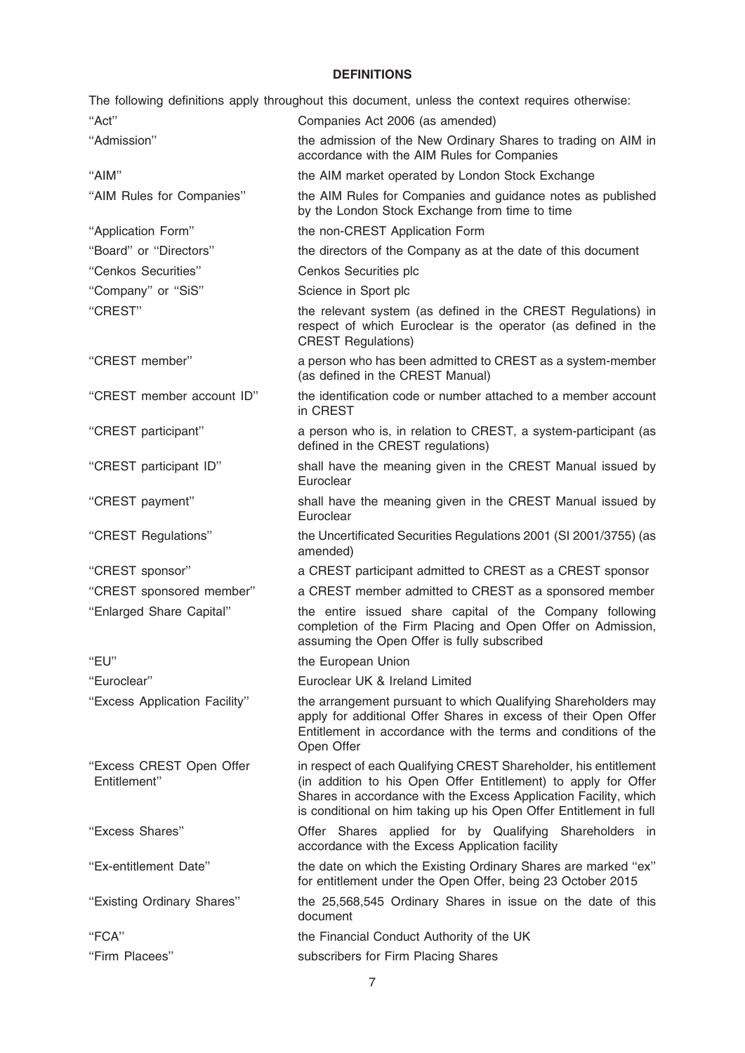# DEFINITIONS

The following definitions apply throughout this document, unless the context requires otherwise:

| | |
|---|---|
| "Act" | Companies Act 2006 (as amended) |
| "Admission" | the admission of the New Ordinary Shares to trading on AIM in accordance with the AIM Rules for Companies |
| "AIM" | the AIM market operated by London Stock Exchange |
| "AIM Rules for Companies" | the AIM Rules for Companies and guidance notes as published by the London Stock Exchange from time to time |
| "Application Form" | the non-CREST Application Form |
| "Board" or "Directors" | the directors of the Company as at the date of this document |
| "Cenkos Securities" | Cenkos Securities plc |
| "Company" or "SiS" | Science in Sport plc |
| "CREST" | the relevant system (as defined in the CREST Regulations) in respect of which Euroclear is the operator (as defined in the CREST Regulations) |
| "CREST member" | a person who has been admitted to CREST as a system-member (as defined in the CREST Manual) |
| "CREST member account ID" | the identification code or number attached to a member account in CREST |
| "CREST participant" | a person who is, in relation to CREST, a system-participant (as defined in the CREST regulations) |
| "CREST participant ID" | shall have the meaning given in the CREST Manual issued by Euroclear |
| "CREST payment" | shall have the meaning given in the CREST Manual issued by Euroclear |
| "CREST Regulations" | the Uncertificated Securities Regulations 2001 (SI 2001/3755) (as amended) |
| "CREST sponsor" | a CREST participant admitted to CREST as a CREST sponsor |
| "CREST sponsored member" | a CREST member admitted to CREST as a sponsored member |
| "Enlarged Share Capital" | the entire issued share capital of the Company following completion of the Firm Placing and Open Offer on Admission, assuming the Open Offer is fully subscribed |
| "EU" | the European Union |
| "Euroclear" | Euroclear UK & Ireland Limited |
| "Excess Application Facility" | the arrangement pursuant to which Qualifying Shareholders may apply for additional Offer Shares in excess of their Open Offer Entitlement in accordance with the terms and conditions of the Open Offer |
| "Excess CREST Open Offer Entitlement" | in respect of each Qualifying CREST Shareholder, his entitlement (in addition to his Open Offer Entitlement) to apply for Offer Shares in accordance with the Excess Application Facility, which is conditional on him taking up his Open Offer Entitlement in full |
| "Excess Shares" | Offer Shares applied for by Qualifying Shareholders in accordance with the Excess Application facility |
| "Ex-entitlement Date" | the date on which the Existing Ordinary Shares are marked "ex" for entitlement under the Open Offer, being 23 October 2015 |
| "Existing Ordinary Shares" | the 25,568,545 Ordinary Shares in issue on the date of this document |
| "FCA" | the Financial Conduct Authority of the UK |
| "Firm Placees" | subscribers for Firm Placing Shares |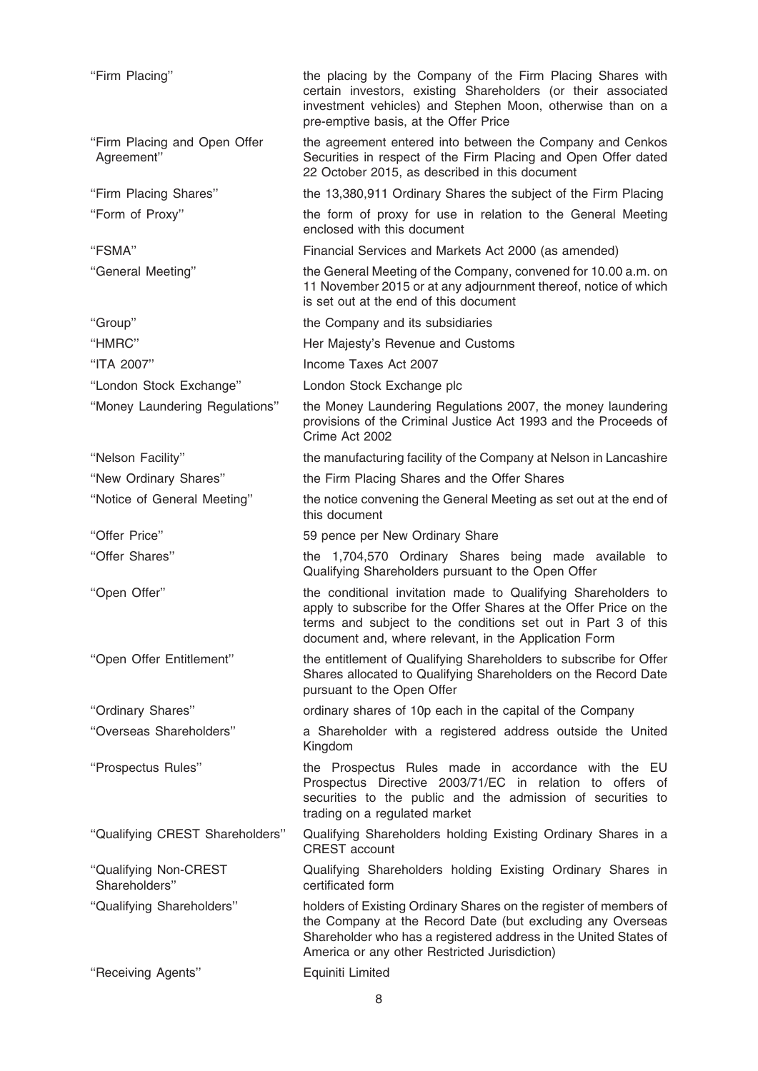| | |
|---|---|
| "Firm Placing" | the placing by the Company of the Firm Placing Shares with certain investors, existing Shareholders (or their associated investment vehicles) and Stephen Moon, otherwise than on a pre-emptive basis, at the Offer Price |
| "Firm Placing and Open Offer Agreement" | the agreement entered into between the Company and Cenkos Securities in respect of the Firm Placing and Open Offer dated 22 October 2015, as described in this document |
| "Firm Placing Shares" | the 13,380,911 Ordinary Shares the subject of the Firm Placing |
| "Form of Proxy" | the form of proxy for use in relation to the General Meeting enclosed with this document |
| "FSMA" | Financial Services and Markets Act 2000 (as amended) |
| "General Meeting" | the General Meeting of the Company, convened for 10.00 a.m. on 11 November 2015 or at any adjournment thereof, notice of which is set out at the end of this document |
| "Group" | the Company and its subsidiaries |
| "HMRC" | Her Majesty's Revenue and Customs |
| "ITA 2007" | Income Taxes Act 2007 |
| "London Stock Exchange" | London Stock Exchange plc |
| "Money Laundering Regulations" | the Money Laundering Regulations 2007, the money laundering provisions of the Criminal Justice Act 1993 and the Proceeds of Crime Act 2002 |
| "Nelson Facility" | the manufacturing facility of the Company at Nelson in Lancashire |
| "New Ordinary Shares" | the Firm Placing Shares and the Offer Shares |
| "Notice of General Meeting" | the notice convening the General Meeting as set out at the end of this document |
| "Offer Price" | 59 pence per New Ordinary Share |
| "Offer Shares" | the 1,704,570 Ordinary Shares being made available to Qualifying Shareholders pursuant to the Open Offer |
| "Open Offer" | the conditional invitation made to Qualifying Shareholders to apply to subscribe for the Offer Shares at the Offer Price on the terms and subject to the conditions set out in Part 3 of this document and, where relevant, in the Application Form |
| "Open Offer Entitlement" | the entitlement of Qualifying Shareholders to subscribe for Offer Shares allocated to Qualifying Shareholders on the Record Date pursuant to the Open Offer |
| "Ordinary Shares" | ordinary shares of 10p each in the capital of the Company |
| "Overseas Shareholders" | a Shareholder with a registered address outside the United Kingdom |
| "Prospectus Rules" | the Prospectus Rules made in accordance with the EU Prospectus Directive 2003/71/EC in relation to offers of securities to the public and the admission of securities to trading on a regulated market |
| "Qualifying CREST Shareholders" | Qualifying Shareholders holding Existing Ordinary Shares in a CREST account |
| "Qualifying Non-CREST Shareholders" | Qualifying Shareholders holding Existing Ordinary Shares in certificated form |
| "Qualifying Shareholders" | holders of Existing Ordinary Shares on the register of members of the Company at the Record Date (but excluding any Overseas Shareholder who has a registered address in the United States of America or any other Restricted Jurisdiction) |
| "Receiving Agents" | Equiniti Limited |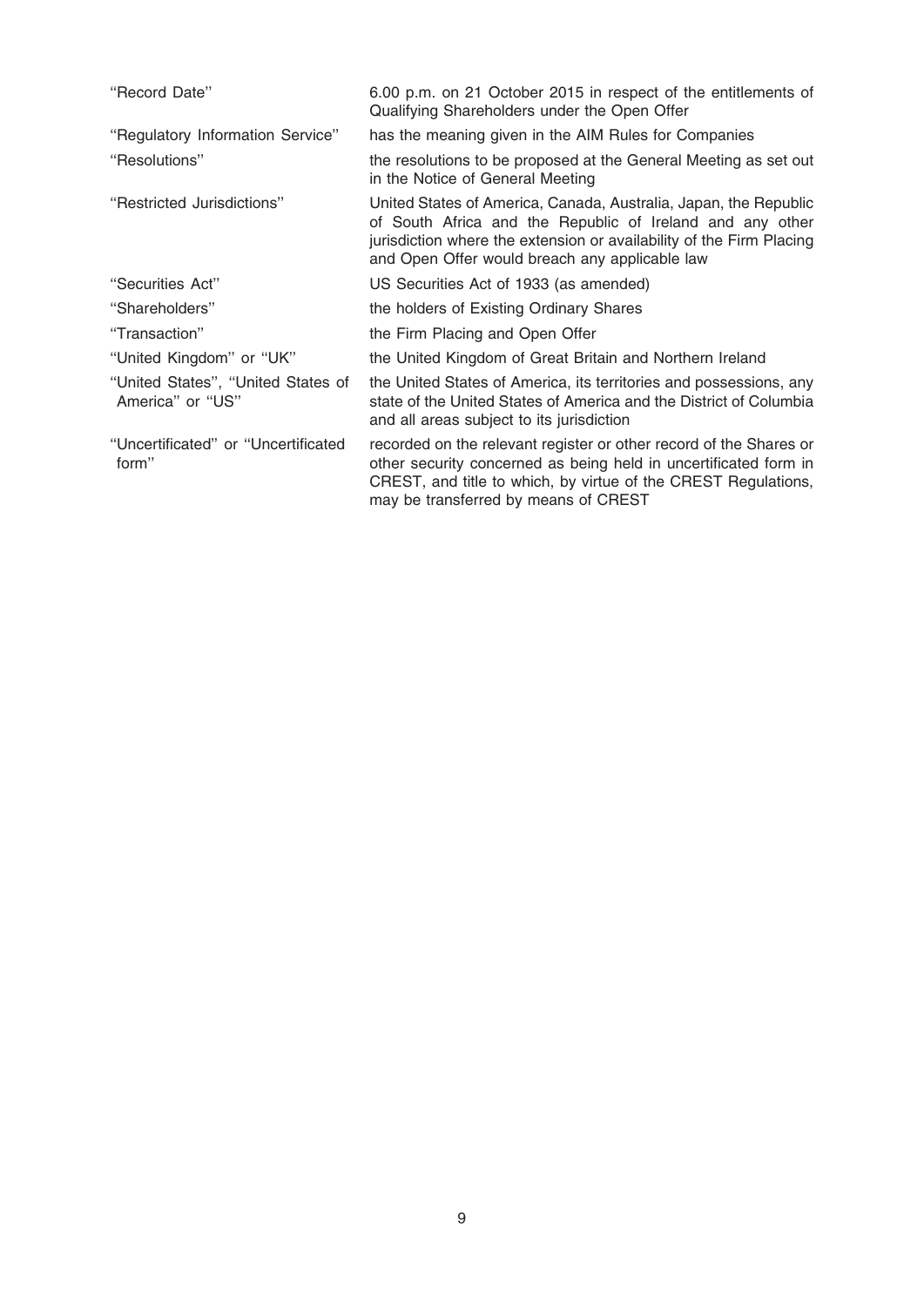| | |
|---|---|
| "Record Date" | 6.00 p.m. on 21 October 2015 in respect of the entitlements of Qualifying Shareholders under the Open Offer |
| "Regulatory Information Service" | has the meaning given in the AIM Rules for Companies |
| "Resolutions" | the resolutions to be proposed at the General Meeting as set out in the Notice of General Meeting |
| "Restricted Jurisdictions" | United States of America, Canada, Australia, Japan, the Republic of South Africa and the Republic of Ireland and any other jurisdiction where the extension or availability of the Firm Placing and Open Offer would breach any applicable law |
| "Securities Act" | US Securities Act of 1933 (as amended) |
| "Shareholders" | the holders of Existing Ordinary Shares |
| "Transaction" | the Firm Placing and Open Offer |
| "United Kingdom" or "UK" | the United Kingdom of Great Britain and Northern Ireland |
| "United States", "United States of America" or "US" | the United States of America, its territories and possessions, any state of the United States of America and the District of Columbia and all areas subject to its jurisdiction |
| "Uncertificated" or "Uncertificated form" | recorded on the relevant register or other record of the Shares or other security concerned as being held in uncertificated form in CREST, and title to which, by virtue of the CREST Regulations, may be transferred by means of CREST |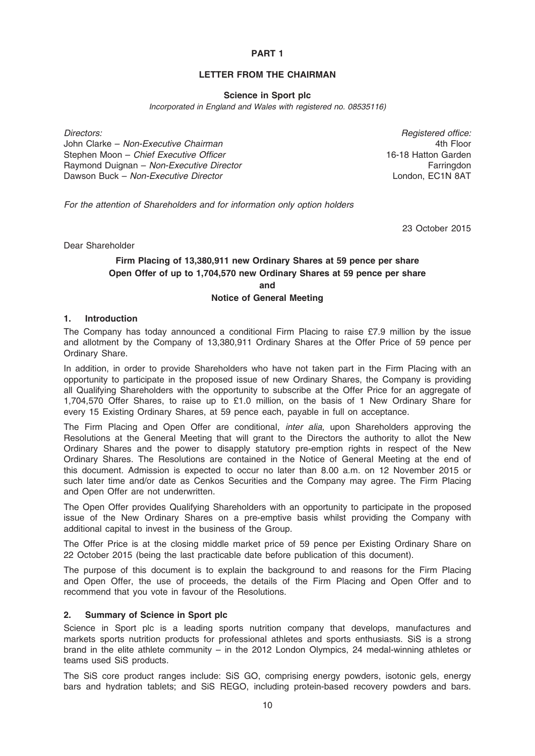## PART 1

## LETTER FROM THE CHAIRMAN

**Science in Sport plc**

*Incorporated in England and Wales with registered no. 08535116)*

| *Directors:* | *Registered office:* |
|---|---|
| John Clarke – *Non-Executive Chairman* | 4th Floor |
| Stephen Moon – *Chief Executive Officer* | 16-18 Hatton Garden |
| Raymond Duignan – *Non-Executive Director* | Farringdon |
| Dawson Buck – *Non-Executive Director* | London, EC1N 8AT |

*For the attention of Shareholders and for information only option holders*

23 October 2015

Dear Shareholder

**Firm Placing of 13,380,911 new Ordinary Shares at 59 pence per share**
**Open Offer of up to 1,704,570 new Ordinary Shares at 59 pence per share**
**and**
**Notice of General Meeting**

### 1. Introduction

The Company has today announced a conditional Firm Placing to raise £7.9 million by the issue and allotment by the Company of 13,380,911 Ordinary Shares at the Offer Price of 59 pence per Ordinary Share.

In addition, in order to provide Shareholders who have not taken part in the Firm Placing with an opportunity to participate in the proposed issue of new Ordinary Shares, the Company is providing all Qualifying Shareholders with the opportunity to subscribe at the Offer Price for an aggregate of 1,704,570 Offer Shares, to raise up to £1.0 million, on the basis of 1 New Ordinary Share for every 15 Existing Ordinary Shares, at 59 pence each, payable in full on acceptance.

The Firm Placing and Open Offer are conditional, *inter alia*, upon Shareholders approving the Resolutions at the General Meeting that will grant to the Directors the authority to allot the New Ordinary Shares and the power to disapply statutory pre-emption rights in respect of the New Ordinary Shares. The Resolutions are contained in the Notice of General Meeting at the end of this document. Admission is expected to occur no later than 8.00 a.m. on 12 November 2015 or such later time and/or date as Cenkos Securities and the Company may agree. The Firm Placing and Open Offer are not underwritten.

The Open Offer provides Qualifying Shareholders with an opportunity to participate in the proposed issue of the New Ordinary Shares on a pre-emptive basis whilst providing the Company with additional capital to invest in the business of the Group.

The Offer Price is at the closing middle market price of 59 pence per Existing Ordinary Share on 22 October 2015 (being the last practicable date before publication of this document).

The purpose of this document is to explain the background to and reasons for the Firm Placing and Open Offer, the use of proceeds, the details of the Firm Placing and Open Offer and to recommend that you vote in favour of the Resolutions.

### 2. Summary of Science in Sport plc

Science in Sport plc is a leading sports nutrition company that develops, manufactures and markets sports nutrition products for professional athletes and sports enthusiasts. SiS is a strong brand in the elite athlete community – in the 2012 London Olympics, 24 medal-winning athletes or teams used SiS products.

The SiS core product ranges include: SiS GO, comprising energy powders, isotonic gels, energy bars and hydration tablets; and SiS REGO, including protein-based recovery powders and bars.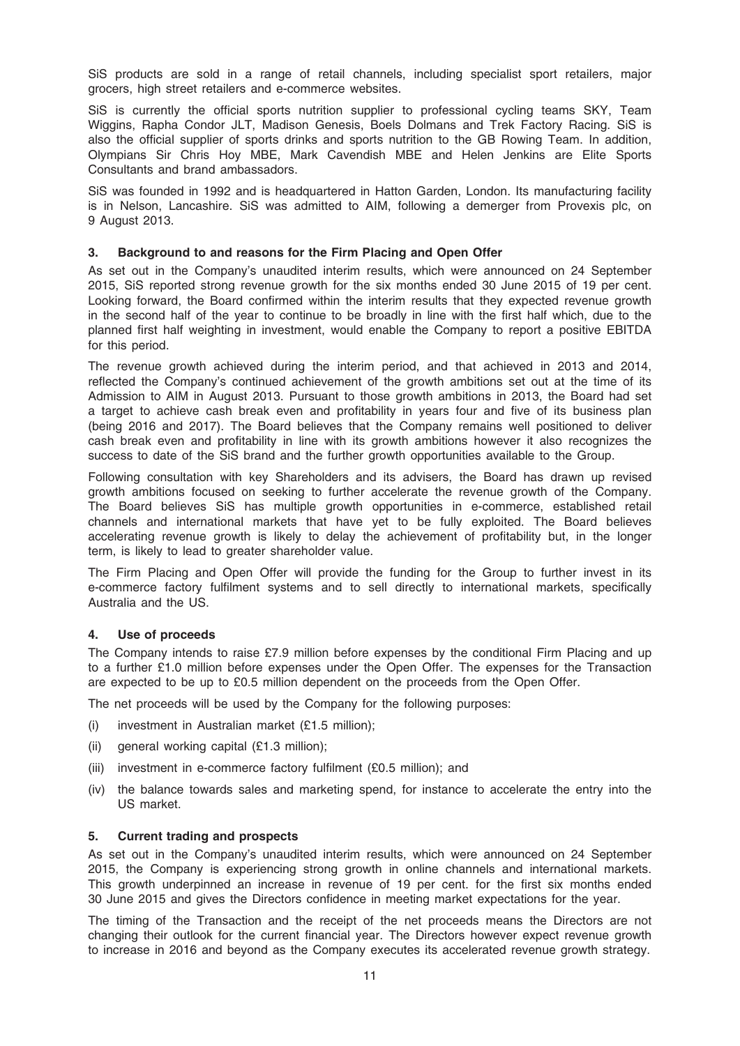SiS products are sold in a range of retail channels, including specialist sport retailers, major grocers, high street retailers and e-commerce websites.

SiS is currently the official sports nutrition supplier to professional cycling teams SKY, Team Wiggins, Rapha Condor JLT, Madison Genesis, Boels Dolmans and Trek Factory Racing. SiS is also the official supplier of sports drinks and sports nutrition to the GB Rowing Team. In addition, Olympians Sir Chris Hoy MBE, Mark Cavendish MBE and Helen Jenkins are Elite Sports Consultants and brand ambassadors.

SiS was founded in 1992 and is headquartered in Hatton Garden, London. Its manufacturing facility is in Nelson, Lancashire. SiS was admitted to AIM, following a demerger from Provexis plc, on 9 August 2013.

## 3. Background to and reasons for the Firm Placing and Open Offer

As set out in the Company's unaudited interim results, which were announced on 24 September 2015, SiS reported strong revenue growth for the six months ended 30 June 2015 of 19 per cent. Looking forward, the Board confirmed within the interim results that they expected revenue growth in the second half of the year to continue to be broadly in line with the first half which, due to the planned first half weighting in investment, would enable the Company to report a positive EBITDA for this period.

The revenue growth achieved during the interim period, and that achieved in 2013 and 2014, reflected the Company's continued achievement of the growth ambitions set out at the time of its Admission to AIM in August 2013. Pursuant to those growth ambitions in 2013, the Board had set a target to achieve cash break even and profitability in years four and five of its business plan (being 2016 and 2017). The Board believes that the Company remains well positioned to deliver cash break even and profitability in line with its growth ambitions however it also recognizes the success to date of the SiS brand and the further growth opportunities available to the Group.

Following consultation with key Shareholders and its advisers, the Board has drawn up revised growth ambitions focused on seeking to further accelerate the revenue growth of the Company. The Board believes SiS has multiple growth opportunities in e-commerce, established retail channels and international markets that have yet to be fully exploited. The Board believes accelerating revenue growth is likely to delay the achievement of profitability but, in the longer term, is likely to lead to greater shareholder value.

The Firm Placing and Open Offer will provide the funding for the Group to further invest in its e-commerce factory fulfilment systems and to sell directly to international markets, specifically Australia and the US.

## 4. Use of proceeds

The Company intends to raise £7.9 million before expenses by the conditional Firm Placing and up to a further £1.0 million before expenses under the Open Offer. The expenses for the Transaction are expected to be up to £0.5 million dependent on the proceeds from the Open Offer.

The net proceeds will be used by the Company for the following purposes:

(i) investment in Australian market (£1.5 million);

(ii) general working capital (£1.3 million);

(iii) investment in e-commerce factory fulfilment (£0.5 million); and

(iv) the balance towards sales and marketing spend, for instance to accelerate the entry into the US market.

## 5. Current trading and prospects

As set out in the Company's unaudited interim results, which were announced on 24 September 2015, the Company is experiencing strong growth in online channels and international markets. This growth underpinned an increase in revenue of 19 per cent. for the first six months ended 30 June 2015 and gives the Directors confidence in meeting market expectations for the year.

The timing of the Transaction and the receipt of the net proceeds means the Directors are not changing their outlook for the current financial year. The Directors however expect revenue growth to increase in 2016 and beyond as the Company executes its accelerated revenue growth strategy.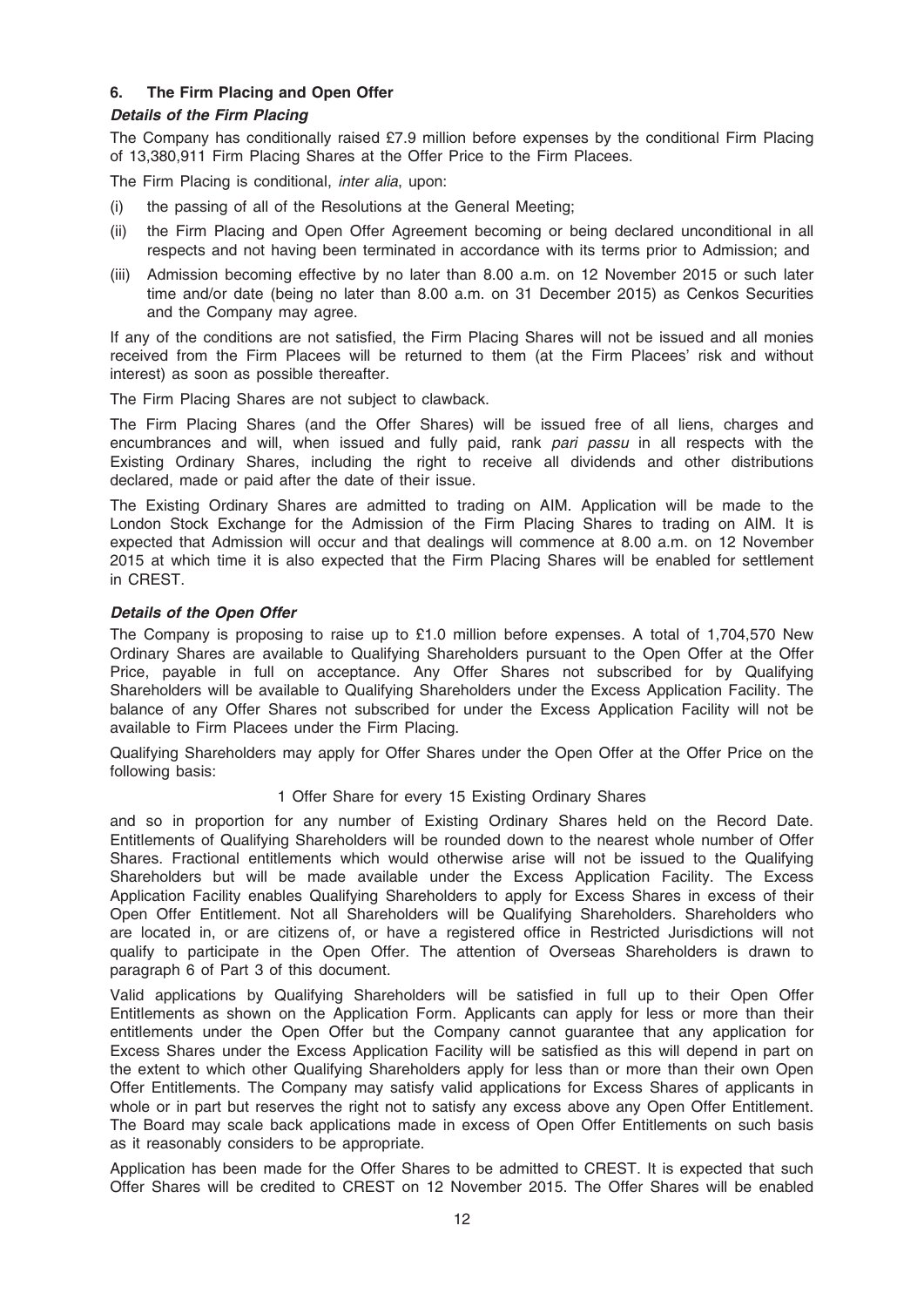## 6. The Firm Placing and Open Offer

### *Details of the Firm Placing*

The Company has conditionally raised £7.9 million before expenses by the conditional Firm Placing of 13,380,911 Firm Placing Shares at the Offer Price to the Firm Placees.

The Firm Placing is conditional, *inter alia*, upon:

(i) the passing of all of the Resolutions at the General Meeting;

(ii) the Firm Placing and Open Offer Agreement becoming or being declared unconditional in all respects and not having been terminated in accordance with its terms prior to Admission; and

(iii) Admission becoming effective by no later than 8.00 a.m. on 12 November 2015 or such later time and/or date (being no later than 8.00 a.m. on 31 December 2015) as Cenkos Securities and the Company may agree.

If any of the conditions are not satisfied, the Firm Placing Shares will not be issued and all monies received from the Firm Placees will be returned to them (at the Firm Placees' risk and without interest) as soon as possible thereafter.

The Firm Placing Shares are not subject to clawback.

The Firm Placing Shares (and the Offer Shares) will be issued free of all liens, charges and encumbrances and will, when issued and fully paid, rank *pari passu* in all respects with the Existing Ordinary Shares, including the right to receive all dividends and other distributions declared, made or paid after the date of their issue.

The Existing Ordinary Shares are admitted to trading on AIM. Application will be made to the London Stock Exchange for the Admission of the Firm Placing Shares to trading on AIM. It is expected that Admission will occur and that dealings will commence at 8.00 a.m. on 12 November 2015 at which time it is also expected that the Firm Placing Shares will be enabled for settlement in CREST.

### *Details of the Open Offer*

The Company is proposing to raise up to £1.0 million before expenses. A total of 1,704,570 New Ordinary Shares are available to Qualifying Shareholders pursuant to the Open Offer at the Offer Price, payable in full on acceptance. Any Offer Shares not subscribed for by Qualifying Shareholders will be available to Qualifying Shareholders under the Excess Application Facility. The balance of any Offer Shares not subscribed for under the Excess Application Facility will not be available to Firm Placees under the Firm Placing.

Qualifying Shareholders may apply for Offer Shares under the Open Offer at the Offer Price on the following basis:

1 Offer Share for every 15 Existing Ordinary Shares

and so in proportion for any number of Existing Ordinary Shares held on the Record Date. Entitlements of Qualifying Shareholders will be rounded down to the nearest whole number of Offer Shares. Fractional entitlements which would otherwise arise will not be issued to the Qualifying Shareholders but will be made available under the Excess Application Facility. The Excess Application Facility enables Qualifying Shareholders to apply for Excess Shares in excess of their Open Offer Entitlement. Not all Shareholders will be Qualifying Shareholders. Shareholders who are located in, or are citizens of, or have a registered office in Restricted Jurisdictions will not qualify to participate in the Open Offer. The attention of Overseas Shareholders is drawn to paragraph 6 of Part 3 of this document.

Valid applications by Qualifying Shareholders will be satisfied in full up to their Open Offer Entitlements as shown on the Application Form. Applicants can apply for less or more than their entitlements under the Open Offer but the Company cannot guarantee that any application for Excess Shares under the Excess Application Facility will be satisfied as this will depend in part on the extent to which other Qualifying Shareholders apply for less than or more than their own Open Offer Entitlements. The Company may satisfy valid applications for Excess Shares of applicants in whole or in part but reserves the right not to satisfy any excess above any Open Offer Entitlement. The Board may scale back applications made in excess of Open Offer Entitlements on such basis as it reasonably considers to be appropriate.

Application has been made for the Offer Shares to be admitted to CREST. It is expected that such Offer Shares will be credited to CREST on 12 November 2015. The Offer Shares will be enabled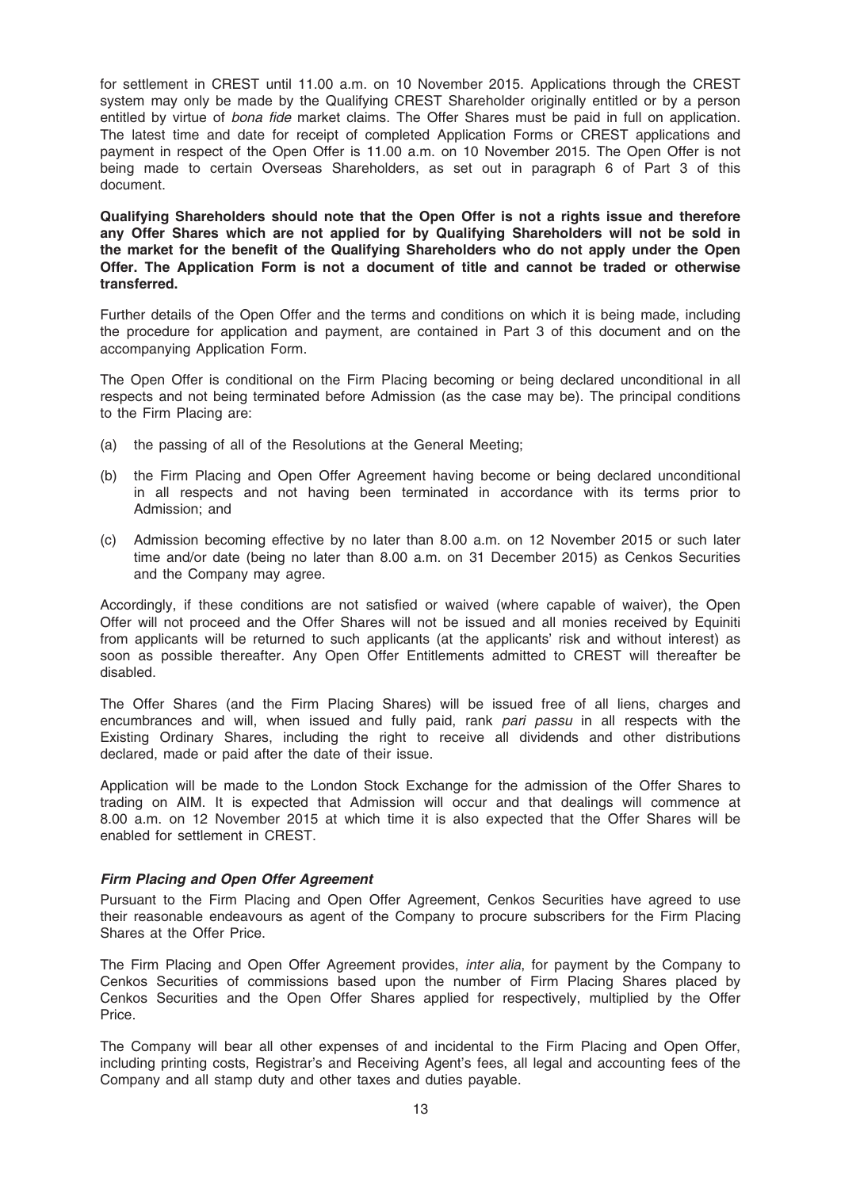for settlement in CREST until 11.00 a.m. on 10 November 2015. Applications through the CREST system may only be made by the Qualifying CREST Shareholder originally entitled or by a person entitled by virtue of *bona fide* market claims. The Offer Shares must be paid in full on application. The latest time and date for receipt of completed Application Forms or CREST applications and payment in respect of the Open Offer is 11.00 a.m. on 10 November 2015. The Open Offer is not being made to certain Overseas Shareholders, as set out in paragraph 6 of Part 3 of this document.

**Qualifying Shareholders should note that the Open Offer is not a rights issue and therefore any Offer Shares which are not applied for by Qualifying Shareholders will not be sold in the market for the benefit of the Qualifying Shareholders who do not apply under the Open Offer. The Application Form is not a document of title and cannot be traded or otherwise transferred.**

Further details of the Open Offer and the terms and conditions on which it is being made, including the procedure for application and payment, are contained in Part 3 of this document and on the accompanying Application Form.

The Open Offer is conditional on the Firm Placing becoming or being declared unconditional in all respects and not being terminated before Admission (as the case may be). The principal conditions to the Firm Placing are:

(a) the passing of all of the Resolutions at the General Meeting;

(b) the Firm Placing and Open Offer Agreement having become or being declared unconditional in all respects and not having been terminated in accordance with its terms prior to Admission; and

(c) Admission becoming effective by no later than 8.00 a.m. on 12 November 2015 or such later time and/or date (being no later than 8.00 a.m. on 31 December 2015) as Cenkos Securities and the Company may agree.

Accordingly, if these conditions are not satisfied or waived (where capable of waiver), the Open Offer will not proceed and the Offer Shares will not be issued and all monies received by Equiniti from applicants will be returned to such applicants (at the applicants' risk and without interest) as soon as possible thereafter. Any Open Offer Entitlements admitted to CREST will thereafter be disabled.

The Offer Shares (and the Firm Placing Shares) will be issued free of all liens, charges and encumbrances and will, when issued and fully paid, rank *pari passu* in all respects with the Existing Ordinary Shares, including the right to receive all dividends and other distributions declared, made or paid after the date of their issue.

Application will be made to the London Stock Exchange for the admission of the Offer Shares to trading on AIM. It is expected that Admission will occur and that dealings will commence at 8.00 a.m. on 12 November 2015 at which time it is also expected that the Offer Shares will be enabled for settlement in CREST.

### *Firm Placing and Open Offer Agreement*

Pursuant to the Firm Placing and Open Offer Agreement, Cenkos Securities have agreed to use their reasonable endeavours as agent of the Company to procure subscribers for the Firm Placing Shares at the Offer Price.

The Firm Placing and Open Offer Agreement provides, *inter alia*, for payment by the Company to Cenkos Securities of commissions based upon the number of Firm Placing Shares placed by Cenkos Securities and the Open Offer Shares applied for respectively, multiplied by the Offer Price.

The Company will bear all other expenses of and incidental to the Firm Placing and Open Offer, including printing costs, Registrar's and Receiving Agent's fees, all legal and accounting fees of the Company and all stamp duty and other taxes and duties payable.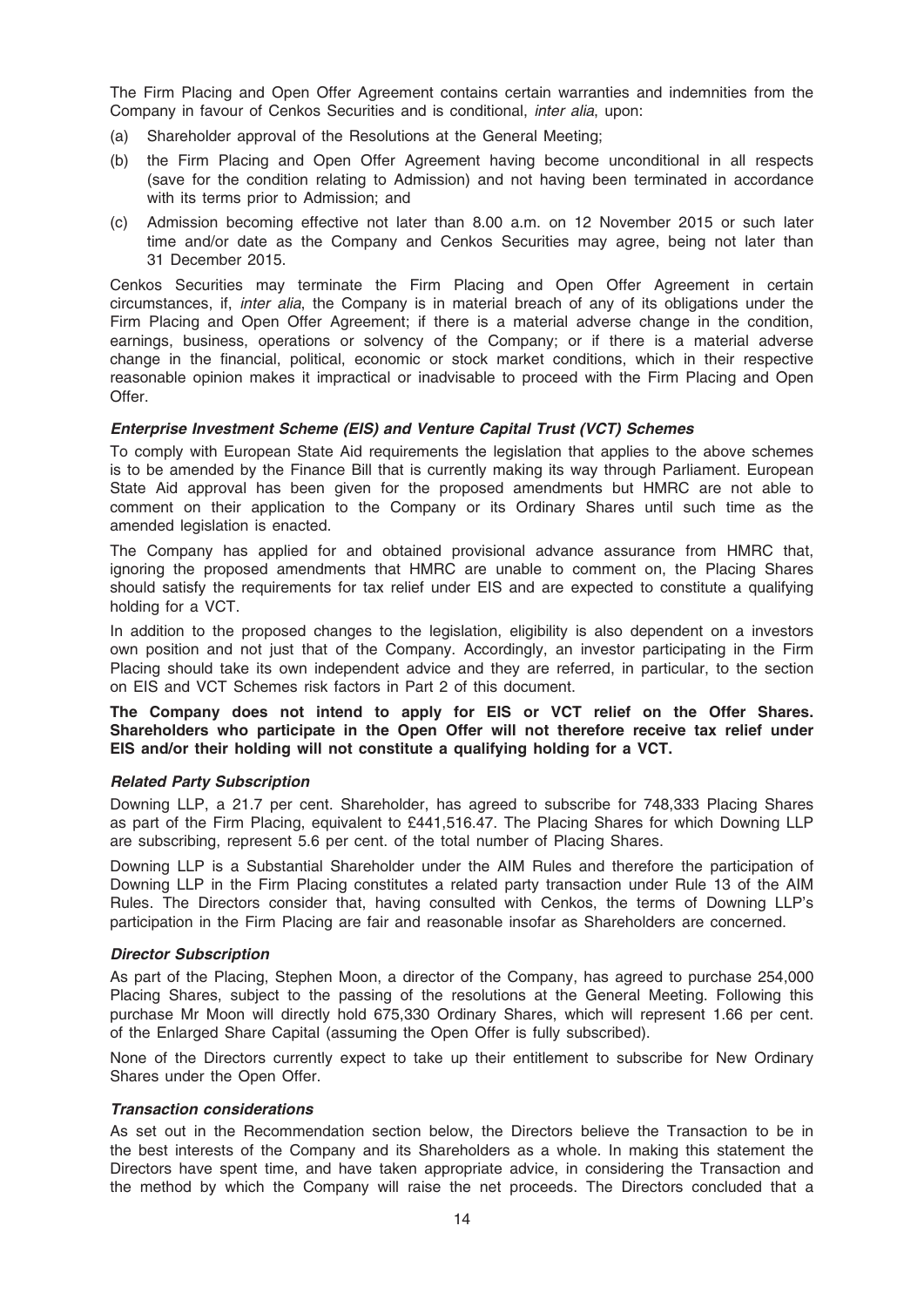The Firm Placing and Open Offer Agreement contains certain warranties and indemnities from the Company in favour of Cenkos Securities and is conditional, *inter alia*, upon:

(a) Shareholder approval of the Resolutions at the General Meeting;

(b) the Firm Placing and Open Offer Agreement having become unconditional in all respects (save for the condition relating to Admission) and not having been terminated in accordance with its terms prior to Admission; and

(c) Admission becoming effective not later than 8.00 a.m. on 12 November 2015 or such later time and/or date as the Company and Cenkos Securities may agree, being not later than 31 December 2015.

Cenkos Securities may terminate the Firm Placing and Open Offer Agreement in certain circumstances, if, *inter alia*, the Company is in material breach of any of its obligations under the Firm Placing and Open Offer Agreement; if there is a material adverse change in the condition, earnings, business, operations or solvency of the Company; or if there is a material adverse change in the financial, political, economic or stock market conditions, which in their respective reasonable opinion makes it impractical or inadvisable to proceed with the Firm Placing and Open Offer.

***Enterprise Investment Scheme (EIS) and Venture Capital Trust (VCT) Schemes***

To comply with European State Aid requirements the legislation that applies to the above schemes is to be amended by the Finance Bill that is currently making its way through Parliament. European State Aid approval has been given for the proposed amendments but HMRC are not able to comment on their application to the Company or its Ordinary Shares until such time as the amended legislation is enacted.

The Company has applied for and obtained provisional advance assurance from HMRC that, ignoring the proposed amendments that HMRC are unable to comment on, the Placing Shares should satisfy the requirements for tax relief under EIS and are expected to constitute a qualifying holding for a VCT.

In addition to the proposed changes to the legislation, eligibility is also dependent on a investors own position and not just that of the Company. Accordingly, an investor participating in the Firm Placing should take its own independent advice and they are referred, in particular, to the section on EIS and VCT Schemes risk factors in Part 2 of this document.

**The Company does not intend to apply for EIS or VCT relief on the Offer Shares. Shareholders who participate in the Open Offer will not therefore receive tax relief under EIS and/or their holding will not constitute a qualifying holding for a VCT.**

***Related Party Subscription***

Downing LLP, a 21.7 per cent. Shareholder, has agreed to subscribe for 748,333 Placing Shares as part of the Firm Placing, equivalent to £441,516.47. The Placing Shares for which Downing LLP are subscribing, represent 5.6 per cent. of the total number of Placing Shares.

Downing LLP is a Substantial Shareholder under the AIM Rules and therefore the participation of Downing LLP in the Firm Placing constitutes a related party transaction under Rule 13 of the AIM Rules. The Directors consider that, having consulted with Cenkos, the terms of Downing LLP's participation in the Firm Placing are fair and reasonable insofar as Shareholders are concerned.

***Director Subscription***

As part of the Placing, Stephen Moon, a director of the Company, has agreed to purchase 254,000 Placing Shares, subject to the passing of the resolutions at the General Meeting. Following this purchase Mr Moon will directly hold 675,330 Ordinary Shares, which will represent 1.66 per cent. of the Enlarged Share Capital (assuming the Open Offer is fully subscribed).

None of the Directors currently expect to take up their entitlement to subscribe for New Ordinary Shares under the Open Offer.

***Transaction considerations***

As set out in the Recommendation section below, the Directors believe the Transaction to be in the best interests of the Company and its Shareholders as a whole. In making this statement the Directors have spent time, and have taken appropriate advice, in considering the Transaction and the method by which the Company will raise the net proceeds. The Directors concluded that a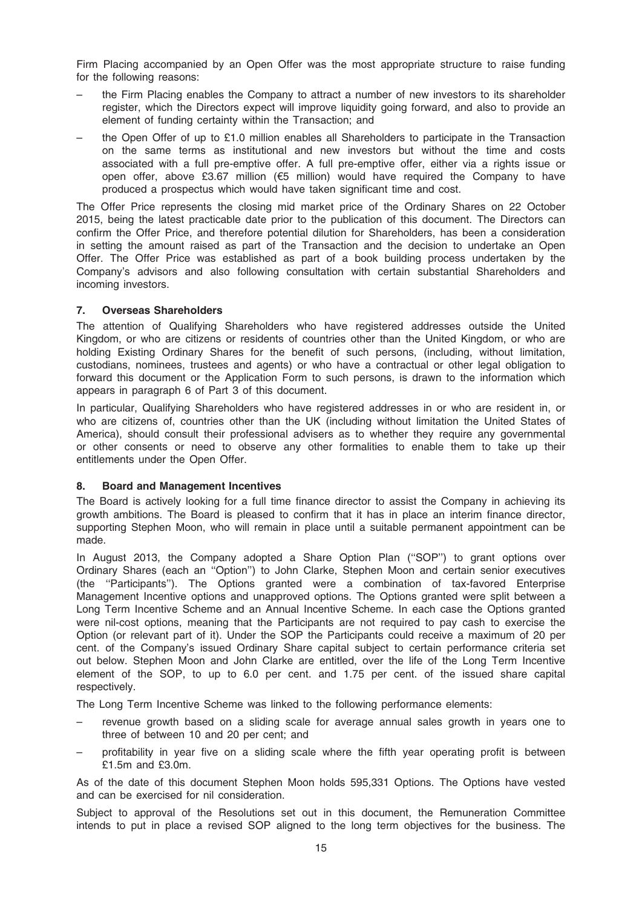Firm Placing accompanied by an Open Offer was the most appropriate structure to raise funding for the following reasons:

- the Firm Placing enables the Company to attract a number of new investors to its shareholder register, which the Directors expect will improve liquidity going forward, and also to provide an element of funding certainty within the Transaction; and
- the Open Offer of up to £1.0 million enables all Shareholders to participate in the Transaction on the same terms as institutional and new investors but without the time and costs associated with a full pre-emptive offer. A full pre-emptive offer, either via a rights issue or open offer, above £3.67 million (€5 million) would have required the Company to have produced a prospectus which would have taken significant time and cost.

The Offer Price represents the closing mid market price of the Ordinary Shares on 22 October 2015, being the latest practicable date prior to the publication of this document. The Directors can confirm the Offer Price, and therefore potential dilution for Shareholders, has been a consideration in setting the amount raised as part of the Transaction and the decision to undertake an Open Offer. The Offer Price was established as part of a book building process undertaken by the Company's advisors and also following consultation with certain substantial Shareholders and incoming investors.

## 7. Overseas Shareholders

The attention of Qualifying Shareholders who have registered addresses outside the United Kingdom, or who are citizens or residents of countries other than the United Kingdom, or who are holding Existing Ordinary Shares for the benefit of such persons, (including, without limitation, custodians, nominees, trustees and agents) or who have a contractual or other legal obligation to forward this document or the Application Form to such persons, is drawn to the information which appears in paragraph 6 of Part 3 of this document.

In particular, Qualifying Shareholders who have registered addresses in or who are resident in, or who are citizens of, countries other than the UK (including without limitation the United States of America), should consult their professional advisers as to whether they require any governmental or other consents or need to observe any other formalities to enable them to take up their entitlements under the Open Offer.

## 8. Board and Management Incentives

The Board is actively looking for a full time finance director to assist the Company in achieving its growth ambitions. The Board is pleased to confirm that it has in place an interim finance director, supporting Stephen Moon, who will remain in place until a suitable permanent appointment can be made.

In August 2013, the Company adopted a Share Option Plan (''SOP'') to grant options over Ordinary Shares (each an ''Option'') to John Clarke, Stephen Moon and certain senior executives (the ''Participants''). The Options granted were a combination of tax-favored Enterprise Management Incentive options and unapproved options. The Options granted were split between a Long Term Incentive Scheme and an Annual Incentive Scheme. In each case the Options granted were nil-cost options, meaning that the Participants are not required to pay cash to exercise the Option (or relevant part of it). Under the SOP the Participants could receive a maximum of 20 per cent. of the Company's issued Ordinary Share capital subject to certain performance criteria set out below. Stephen Moon and John Clarke are entitled, over the life of the Long Term Incentive element of the SOP, to up to 6.0 per cent. and 1.75 per cent. of the issued share capital respectively.

The Long Term Incentive Scheme was linked to the following performance elements:

- revenue growth based on a sliding scale for average annual sales growth in years one to three of between 10 and 20 per cent; and
- profitability in year five on a sliding scale where the fifth year operating profit is between £1.5m and £3.0m.

As of the date of this document Stephen Moon holds 595,331 Options. The Options have vested and can be exercised for nil consideration.

Subject to approval of the Resolutions set out in this document, the Remuneration Committee intends to put in place a revised SOP aligned to the long term objectives for the business. The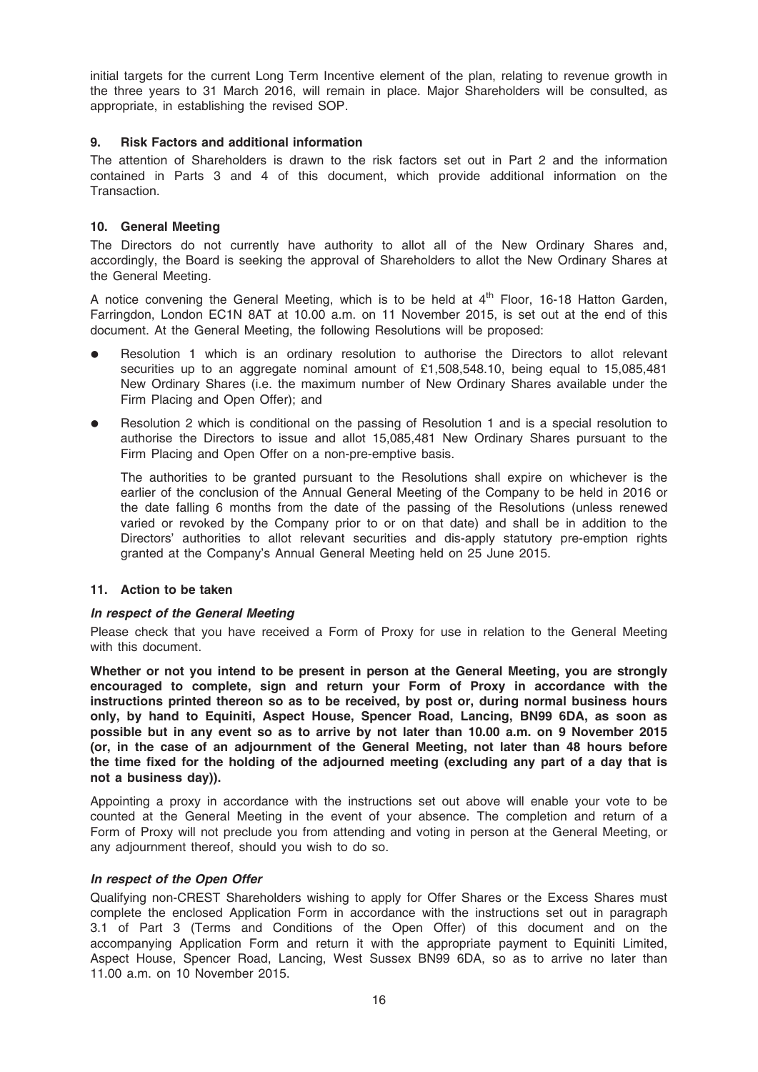initial targets for the current Long Term Incentive element of the plan, relating to revenue growth in the three years to 31 March 2016, will remain in place. Major Shareholders will be consulted, as appropriate, in establishing the revised SOP.

## 9. Risk Factors and additional information

The attention of Shareholders is drawn to the risk factors set out in Part 2 and the information contained in Parts 3 and 4 of this document, which provide additional information on the Transaction.

## 10. General Meeting

The Directors do not currently have authority to allot all of the New Ordinary Shares and, accordingly, the Board is seeking the approval of Shareholders to allot the New Ordinary Shares at the General Meeting.

A notice convening the General Meeting, which is to be held at 4th Floor, 16-18 Hatton Garden, Farringdon, London EC1N 8AT at 10.00 a.m. on 11 November 2015, is set out at the end of this document. At the General Meeting, the following Resolutions will be proposed:

- Resolution 1 which is an ordinary resolution to authorise the Directors to allot relevant securities up to an aggregate nominal amount of £1,508,548.10, being equal to 15,085,481 New Ordinary Shares (i.e. the maximum number of New Ordinary Shares available under the Firm Placing and Open Offer); and
- Resolution 2 which is conditional on the passing of Resolution 1 and is a special resolution to authorise the Directors to issue and allot 15,085,481 New Ordinary Shares pursuant to the Firm Placing and Open Offer on a non-pre-emptive basis.

  The authorities to be granted pursuant to the Resolutions shall expire on whichever is the earlier of the conclusion of the Annual General Meeting of the Company to be held in 2016 or the date falling 6 months from the date of the passing of the Resolutions (unless renewed varied or revoked by the Company prior to or on that date) and shall be in addition to the Directors' authorities to allot relevant securities and dis-apply statutory pre-emption rights granted at the Company's Annual General Meeting held on 25 June 2015.

## 11. Action to be taken

### *In respect of the General Meeting*

Please check that you have received a Form of Proxy for use in relation to the General Meeting with this document.

**Whether or not you intend to be present in person at the General Meeting, you are strongly encouraged to complete, sign and return your Form of Proxy in accordance with the instructions printed thereon so as to be received, by post or, during normal business hours only, by hand to Equiniti, Aspect House, Spencer Road, Lancing, BN99 6DA, as soon as possible but in any event so as to arrive by not later than 10.00 a.m. on 9 November 2015 (or, in the case of an adjournment of the General Meeting, not later than 48 hours before the time fixed for the holding of the adjourned meeting (excluding any part of a day that is not a business day)).**

Appointing a proxy in accordance with the instructions set out above will enable your vote to be counted at the General Meeting in the event of your absence. The completion and return of a Form of Proxy will not preclude you from attending and voting in person at the General Meeting, or any adjournment thereof, should you wish to do so.

### *In respect of the Open Offer*

Qualifying non-CREST Shareholders wishing to apply for Offer Shares or the Excess Shares must complete the enclosed Application Form in accordance with the instructions set out in paragraph 3.1 of Part 3 (Terms and Conditions of the Open Offer) of this document and on the accompanying Application Form and return it with the appropriate payment to Equiniti Limited, Aspect House, Spencer Road, Lancing, West Sussex BN99 6DA, so as to arrive no later than 11.00 a.m. on 10 November 2015.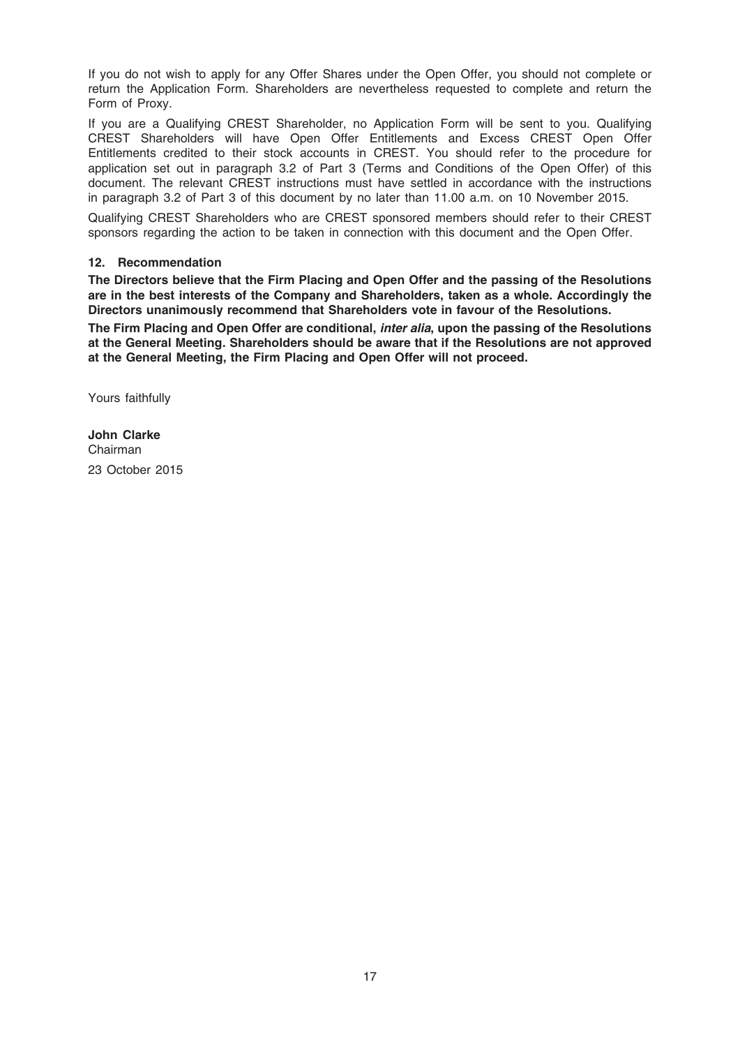If you do not wish to apply for any Offer Shares under the Open Offer, you should not complete or return the Application Form. Shareholders are nevertheless requested to complete and return the Form of Proxy.

If you are a Qualifying CREST Shareholder, no Application Form will be sent to you. Qualifying CREST Shareholders will have Open Offer Entitlements and Excess CREST Open Offer Entitlements credited to their stock accounts in CREST. You should refer to the procedure for application set out in paragraph 3.2 of Part 3 (Terms and Conditions of the Open Offer) of this document. The relevant CREST instructions must have settled in accordance with the instructions in paragraph 3.2 of Part 3 of this document by no later than 11.00 a.m. on 10 November 2015.

Qualifying CREST Shareholders who are CREST sponsored members should refer to their CREST sponsors regarding the action to be taken in connection with this document and the Open Offer.

## 12. Recommendation

**The Directors believe that the Firm Placing and Open Offer and the passing of the Resolutions are in the best interests of the Company and Shareholders, taken as a whole. Accordingly the Directors unanimously recommend that Shareholders vote in favour of the Resolutions.**

**The Firm Placing and Open Offer are conditional, *inter alia*, upon the passing of the Resolutions at the General Meeting. Shareholders should be aware that if the Resolutions are not approved at the General Meeting, the Firm Placing and Open Offer will not proceed.**

Yours faithfully

**John Clarke**
Chairman

23 October 2015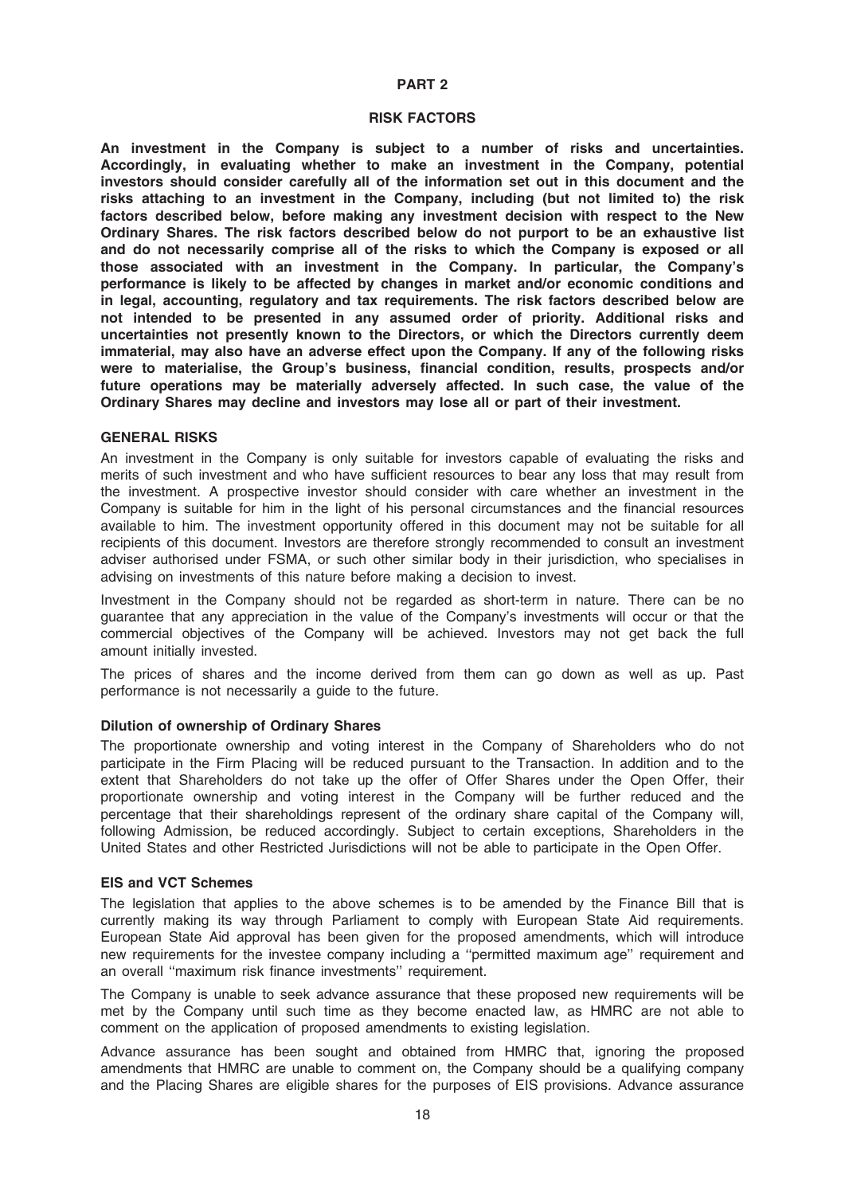# PART 2

## RISK FACTORS

**An investment in the Company is subject to a number of risks and uncertainties. Accordingly, in evaluating whether to make an investment in the Company, potential investors should consider carefully all of the information set out in this document and the risks attaching to an investment in the Company, including (but not limited to) the risk factors described below, before making any investment decision with respect to the New Ordinary Shares. The risk factors described below do not purport to be an exhaustive list and do not necessarily comprise all of the risks to which the Company is exposed or all those associated with an investment in the Company. In particular, the Company's performance is likely to be affected by changes in market and/or economic conditions and in legal, accounting, regulatory and tax requirements. The risk factors described below are not intended to be presented in any assumed order of priority. Additional risks and uncertainties not presently known to the Directors, or which the Directors currently deem immaterial, may also have an adverse effect upon the Company. If any of the following risks were to materialise, the Group's business, financial condition, results, prospects and/or future operations may be materially adversely affected. In such case, the value of the Ordinary Shares may decline and investors may lose all or part of their investment.**

### GENERAL RISKS

An investment in the Company is only suitable for investors capable of evaluating the risks and merits of such investment and who have sufficient resources to bear any loss that may result from the investment. A prospective investor should consider with care whether an investment in the Company is suitable for him in the light of his personal circumstances and the financial resources available to him. The investment opportunity offered in this document may not be suitable for all recipients of this document. Investors are therefore strongly recommended to consult an investment adviser authorised under FSMA, or such other similar body in their jurisdiction, who specialises in advising on investments of this nature before making a decision to invest.

Investment in the Company should not be regarded as short-term in nature. There can be no guarantee that any appreciation in the value of the Company's investments will occur or that the commercial objectives of the Company will be achieved. Investors may not get back the full amount initially invested.

The prices of shares and the income derived from them can go down as well as up. Past performance is not necessarily a guide to the future.

#### Dilution of ownership of Ordinary Shares

The proportionate ownership and voting interest in the Company of Shareholders who do not participate in the Firm Placing will be reduced pursuant to the Transaction. In addition and to the extent that Shareholders do not take up the offer of Offer Shares under the Open Offer, their proportionate ownership and voting interest in the Company will be further reduced and the percentage that their shareholdings represent of the ordinary share capital of the Company will, following Admission, be reduced accordingly. Subject to certain exceptions, Shareholders in the United States and other Restricted Jurisdictions will not be able to participate in the Open Offer.

#### EIS and VCT Schemes

The legislation that applies to the above schemes is to be amended by the Finance Bill that is currently making its way through Parliament to comply with European State Aid requirements. European State Aid approval has been given for the proposed amendments, which will introduce new requirements for the investee company including a ''permitted maximum age'' requirement and an overall ''maximum risk finance investments'' requirement.

The Company is unable to seek advance assurance that these proposed new requirements will be met by the Company until such time as they become enacted law, as HMRC are not able to comment on the application of proposed amendments to existing legislation.

Advance assurance has been sought and obtained from HMRC that, ignoring the proposed amendments that HMRC are unable to comment on, the Company should be a qualifying company and the Placing Shares are eligible shares for the purposes of EIS provisions. Advance assurance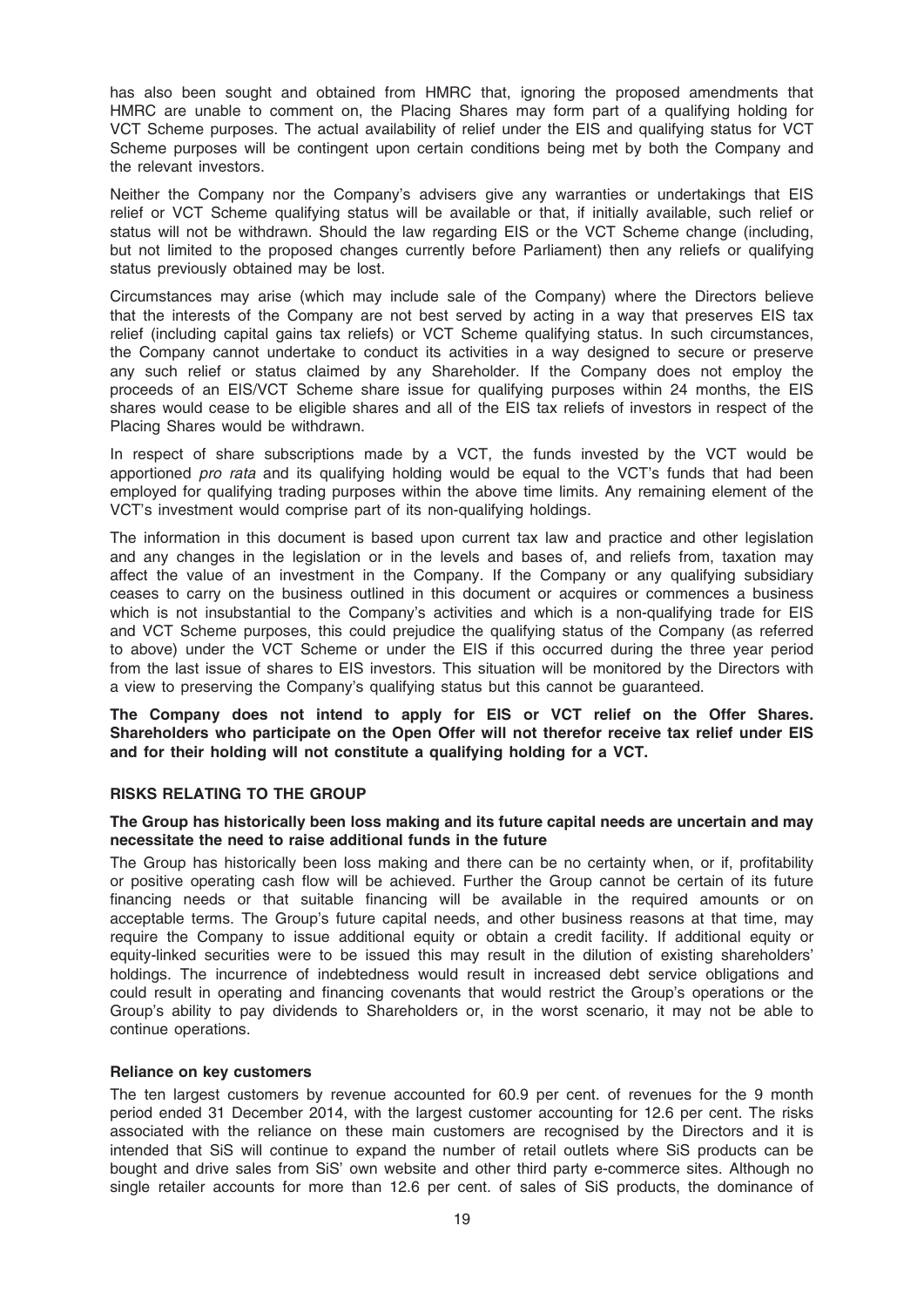has also been sought and obtained from HMRC that, ignoring the proposed amendments that HMRC are unable to comment on, the Placing Shares may form part of a qualifying holding for VCT Scheme purposes. The actual availability of relief under the EIS and qualifying status for VCT Scheme purposes will be contingent upon certain conditions being met by both the Company and the relevant investors.

Neither the Company nor the Company's advisers give any warranties or undertakings that EIS relief or VCT Scheme qualifying status will be available or that, if initially available, such relief or status will not be withdrawn. Should the law regarding EIS or the VCT Scheme change (including, but not limited to the proposed changes currently before Parliament) then any reliefs or qualifying status previously obtained may be lost.

Circumstances may arise (which may include sale of the Company) where the Directors believe that the interests of the Company are not best served by acting in a way that preserves EIS tax relief (including capital gains tax reliefs) or VCT Scheme qualifying status. In such circumstances, the Company cannot undertake to conduct its activities in a way designed to secure or preserve any such relief or status claimed by any Shareholder. If the Company does not employ the proceeds of an EIS/VCT Scheme share issue for qualifying purposes within 24 months, the EIS shares would cease to be eligible shares and all of the EIS tax reliefs of investors in respect of the Placing Shares would be withdrawn.

In respect of share subscriptions made by a VCT, the funds invested by the VCT would be apportioned *pro rata* and its qualifying holding would be equal to the VCT's funds that had been employed for qualifying trading purposes within the above time limits. Any remaining element of the VCT's investment would comprise part of its non-qualifying holdings.

The information in this document is based upon current tax law and practice and other legislation and any changes in the legislation or in the levels and bases of, and reliefs from, taxation may affect the value of an investment in the Company. If the Company or any qualifying subsidiary ceases to carry on the business outlined in this document or acquires or commences a business which is not insubstantial to the Company's activities and which is a non-qualifying trade for EIS and VCT Scheme purposes, this could prejudice the qualifying status of the Company (as referred to above) under the VCT Scheme or under the EIS if this occurred during the three year period from the last issue of shares to EIS investors. This situation will be monitored by the Directors with a view to preserving the Company's qualifying status but this cannot be guaranteed.

**The Company does not intend to apply for EIS or VCT relief on the Offer Shares. Shareholders who participate on the Open Offer will not therefor receive tax relief under EIS and for their holding will not constitute a qualifying holding for a VCT.**

## RISKS RELATING TO THE GROUP

### The Group has historically been loss making and its future capital needs are uncertain and may necessitate the need to raise additional funds in the future

The Group has historically been loss making and there can be no certainty when, or if, profitability or positive operating cash flow will be achieved. Further the Group cannot be certain of its future financing needs or that suitable financing will be available in the required amounts or on acceptable terms. The Group's future capital needs, and other business reasons at that time, may require the Company to issue additional equity or obtain a credit facility. If additional equity or equity-linked securities were to be issued this may result in the dilution of existing shareholders' holdings. The incurrence of indebtedness would result in increased debt service obligations and could result in operating and financing covenants that would restrict the Group's operations or the Group's ability to pay dividends to Shareholders or, in the worst scenario, it may not be able to continue operations.

### Reliance on key customers

The ten largest customers by revenue accounted for 60.9 per cent. of revenues for the 9 month period ended 31 December 2014, with the largest customer accounting for 12.6 per cent. The risks associated with the reliance on these main customers are recognised by the Directors and it is intended that SiS will continue to expand the number of retail outlets where SiS products can be bought and drive sales from SiS' own website and other third party e-commerce sites. Although no single retailer accounts for more than 12.6 per cent. of sales of SiS products, the dominance of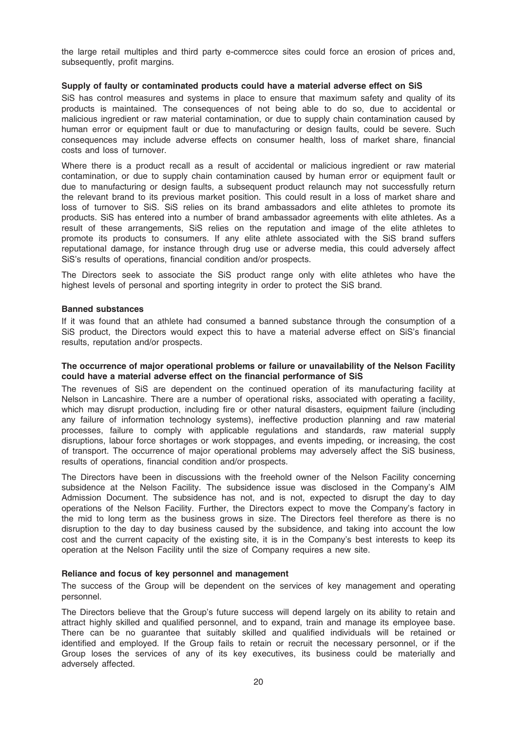the large retail multiples and third party e-commercce sites could force an erosion of prices and, subsequently, profit margins.

**Supply of faulty or contaminated products could have a material adverse effect on SiS**

SiS has control measures and systems in place to ensure that maximum safety and quality of its products is maintained. The consequences of not being able to do so, due to accidental or malicious ingredient or raw material contamination, or due to supply chain contamination caused by human error or equipment fault or due to manufacturing or design faults, could be severe. Such consequences may include adverse effects on consumer health, loss of market share, financial costs and loss of turnover.

Where there is a product recall as a result of accidental or malicious ingredient or raw material contamination, or due to supply chain contamination caused by human error or equipment fault or due to manufacturing or design faults, a subsequent product relaunch may not successfully return the relevant brand to its previous market position. This could result in a loss of market share and loss of turnover to SiS. SiS relies on its brand ambassadors and elite athletes to promote its products. SiS has entered into a number of brand ambassador agreements with elite athletes. As a result of these arrangements, SiS relies on the reputation and image of the elite athletes to promote its products to consumers. If any elite athlete associated with the SiS brand suffers reputational damage, for instance through drug use or adverse media, this could adversely affect SiS's results of operations, financial condition and/or prospects.

The Directors seek to associate the SiS product range only with elite athletes who have the highest levels of personal and sporting integrity in order to protect the SiS brand.

**Banned substances**

If it was found that an athlete had consumed a banned substance through the consumption of a SiS product, the Directors would expect this to have a material adverse effect on SiS's financial results, reputation and/or prospects.

**The occurrence of major operational problems or failure or unavailability of the Nelson Facility could have a material adverse effect on the financial performance of SiS**

The revenues of SiS are dependent on the continued operation of its manufacturing facility at Nelson in Lancashire. There are a number of operational risks, associated with operating a facility, which may disrupt production, including fire or other natural disasters, equipment failure (including any failure of information technology systems), ineffective production planning and raw material processes, failure to comply with applicable regulations and standards, raw material supply disruptions, labour force shortages or work stoppages, and events impeding, or increasing, the cost of transport. The occurrence of major operational problems may adversely affect the SiS business, results of operations, financial condition and/or prospects.

The Directors have been in discussions with the freehold owner of the Nelson Facility concerning subsidence at the Nelson Facility. The subsidence issue was disclosed in the Company's AIM Admission Document. The subsidence has not, and is not, expected to disrupt the day to day operations of the Nelson Facility. Further, the Directors expect to move the Company's factory in the mid to long term as the business grows in size. The Directors feel therefore as there is no disruption to the day to day business caused by the subsidence, and taking into account the low cost and the current capacity of the existing site, it is in the Company's best interests to keep its operation at the Nelson Facility until the size of Company requires a new site.

**Reliance and focus of key personnel and management**

The success of the Group will be dependent on the services of key management and operating personnel.

The Directors believe that the Group's future success will depend largely on its ability to retain and attract highly skilled and qualified personnel, and to expand, train and manage its employee base. There can be no guarantee that suitably skilled and qualified individuals will be retained or identified and employed. If the Group fails to retain or recruit the necessary personnel, or if the Group loses the services of any of its key executives, its business could be materially and adversely affected.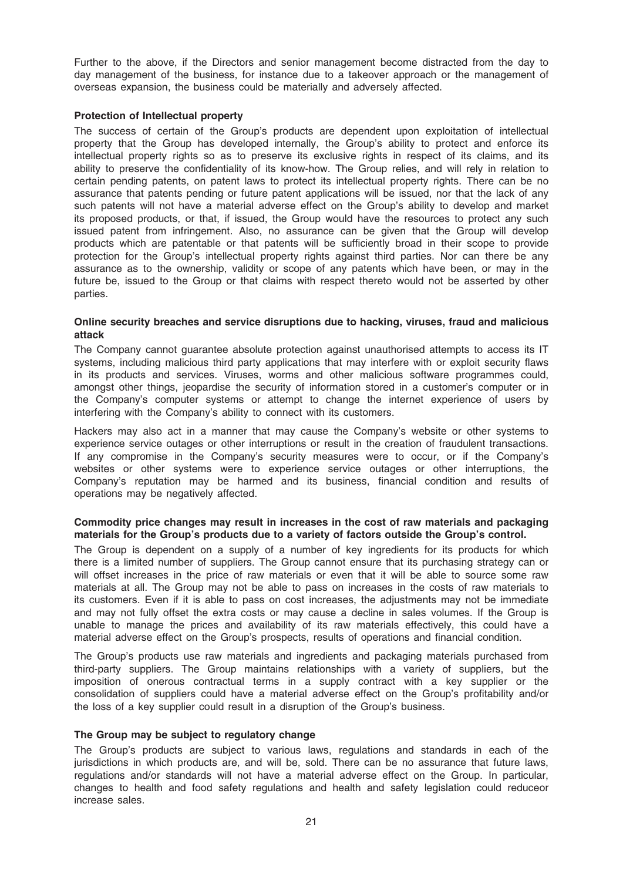Further to the above, if the Directors and senior management become distracted from the day to day management of the business, for instance due to a takeover approach or the management of overseas expansion, the business could be materially and adversely affected.

**Protection of Intellectual property**

The success of certain of the Group's products are dependent upon exploitation of intellectual property that the Group has developed internally, the Group's ability to protect and enforce its intellectual property rights so as to preserve its exclusive rights in respect of its claims, and its ability to preserve the confidentiality of its know-how. The Group relies, and will rely in relation to certain pending patents, on patent laws to protect its intellectual property rights. There can be no assurance that patents pending or future patent applications will be issued, nor that the lack of any such patents will not have a material adverse effect on the Group's ability to develop and market its proposed products, or that, if issued, the Group would have the resources to protect any such issued patent from infringement. Also, no assurance can be given that the Group will develop products which are patentable or that patents will be sufficiently broad in their scope to provide protection for the Group's intellectual property rights against third parties. Nor can there be any assurance as to the ownership, validity or scope of any patents which have been, or may in the future be, issued to the Group or that claims with respect thereto would not be asserted by other parties.

**Online security breaches and service disruptions due to hacking, viruses, fraud and malicious attack**

The Company cannot guarantee absolute protection against unauthorised attempts to access its IT systems, including malicious third party applications that may interfere with or exploit security flaws in its products and services. Viruses, worms and other malicious software programmes could, amongst other things, jeopardise the security of information stored in a customer's computer or in the Company's computer systems or attempt to change the internet experience of users by interfering with the Company's ability to connect with its customers.

Hackers may also act in a manner that may cause the Company's website or other systems to experience service outages or other interruptions or result in the creation of fraudulent transactions. If any compromise in the Company's security measures were to occur, or if the Company's websites or other systems were to experience service outages or other interruptions, the Company's reputation may be harmed and its business, financial condition and results of operations may be negatively affected.

**Commodity price changes may result in increases in the cost of raw materials and packaging materials for the Group's products due to a variety of factors outside the Group's control.**

The Group is dependent on a supply of a number of key ingredients for its products for which there is a limited number of suppliers. The Group cannot ensure that its purchasing strategy can or will offset increases in the price of raw materials or even that it will be able to source some raw materials at all. The Group may not be able to pass on increases in the costs of raw materials to its customers. Even if it is able to pass on cost increases, the adjustments may not be immediate and may not fully offset the extra costs or may cause a decline in sales volumes. If the Group is unable to manage the prices and availability of its raw materials effectively, this could have a material adverse effect on the Group's prospects, results of operations and financial condition.

The Group's products use raw materials and ingredients and packaging materials purchased from third-party suppliers. The Group maintains relationships with a variety of suppliers, but the imposition of onerous contractual terms in a supply contract with a key supplier or the consolidation of suppliers could have a material adverse effect on the Group's profitability and/or the loss of a key supplier could result in a disruption of the Group's business.

**The Group may be subject to regulatory change**

The Group's products are subject to various laws, regulations and standards in each of the jurisdictions in which products are, and will be, sold. There can be no assurance that future laws, regulations and/or standards will not have a material adverse effect on the Group. In particular, changes to health and food safety regulations and health and safety legislation could reduceor increase sales.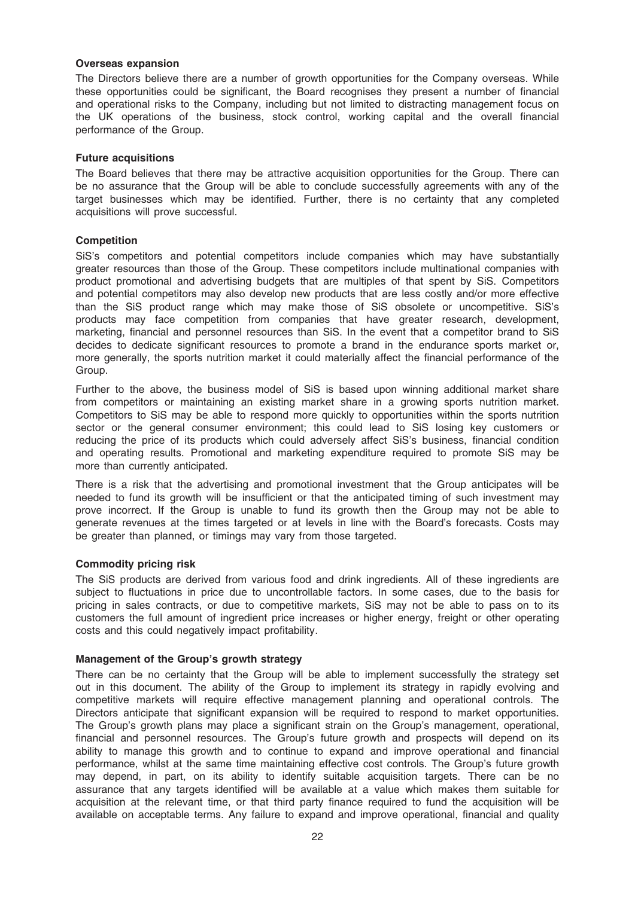**Overseas expansion**

The Directors believe there are a number of growth opportunities for the Company overseas. While these opportunities could be significant, the Board recognises they present a number of financial and operational risks to the Company, including but not limited to distracting management focus on the UK operations of the business, stock control, working capital and the overall financial performance of the Group.

**Future acquisitions**

The Board believes that there may be attractive acquisition opportunities for the Group. There can be no assurance that the Group will be able to conclude successfully agreements with any of the target businesses which may be identified. Further, there is no certainty that any completed acquisitions will prove successful.

**Competition**

SiS's competitors and potential competitors include companies which may have substantially greater resources than those of the Group. These competitors include multinational companies with product promotional and advertising budgets that are multiples of that spent by SiS. Competitors and potential competitors may also develop new products that are less costly and/or more effective than the SiS product range which may make those of SiS obsolete or uncompetitive. SiS's products may face competition from companies that have greater research, development, marketing, financial and personnel resources than SiS. In the event that a competitor brand to SiS decides to dedicate significant resources to promote a brand in the endurance sports market or, more generally, the sports nutrition market it could materially affect the financial performance of the Group.

Further to the above, the business model of SiS is based upon winning additional market share from competitors or maintaining an existing market share in a growing sports nutrition market. Competitors to SiS may be able to respond more quickly to opportunities within the sports nutrition sector or the general consumer environment; this could lead to SiS losing key customers or reducing the price of its products which could adversely affect SiS's business, financial condition and operating results. Promotional and marketing expenditure required to promote SiS may be more than currently anticipated.

There is a risk that the advertising and promotional investment that the Group anticipates will be needed to fund its growth will be insufficient or that the anticipated timing of such investment may prove incorrect. If the Group is unable to fund its growth then the Group may not be able to generate revenues at the times targeted or at levels in line with the Board's forecasts. Costs may be greater than planned, or timings may vary from those targeted.

**Commodity pricing risk**

The SiS products are derived from various food and drink ingredients. All of these ingredients are subject to fluctuations in price due to uncontrollable factors. In some cases, due to the basis for pricing in sales contracts, or due to competitive markets, SiS may not be able to pass on to its customers the full amount of ingredient price increases or higher energy, freight or other operating costs and this could negatively impact profitability.

**Management of the Group's growth strategy**

There can be no certainty that the Group will be able to implement successfully the strategy set out in this document. The ability of the Group to implement its strategy in rapidly evolving and competitive markets will require effective management planning and operational controls. The Directors anticipate that significant expansion will be required to respond to market opportunities. The Group's growth plans may place a significant strain on the Group's management, operational, financial and personnel resources. The Group's future growth and prospects will depend on its ability to manage this growth and to continue to expand and improve operational and financial performance, whilst at the same time maintaining effective cost controls. The Group's future growth may depend, in part, on its ability to identify suitable acquisition targets. There can be no assurance that any targets identified will be available at a value which makes them suitable for acquisition at the relevant time, or that third party finance required to fund the acquisition will be available on acceptable terms. Any failure to expand and improve operational, financial and quality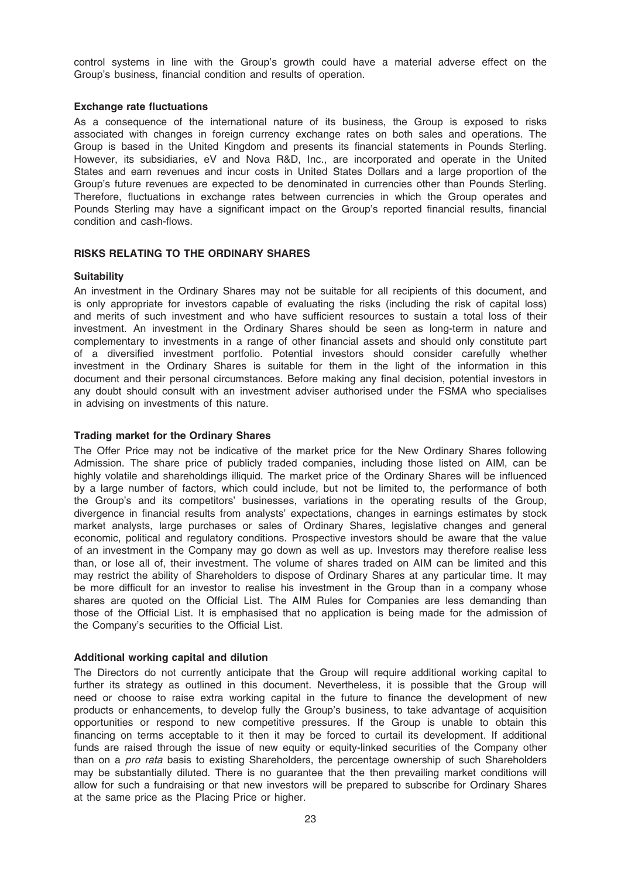control systems in line with the Group's growth could have a material adverse effect on the Group's business, financial condition and results of operation.

**Exchange rate fluctuations**

As a consequence of the international nature of its business, the Group is exposed to risks associated with changes in foreign currency exchange rates on both sales and operations. The Group is based in the United Kingdom and presents its financial statements in Pounds Sterling. However, its subsidiaries, eV and Nova R&D, Inc., are incorporated and operate in the United States and earn revenues and incur costs in United States Dollars and a large proportion of the Group's future revenues are expected to be denominated in currencies other than Pounds Sterling. Therefore, fluctuations in exchange rates between currencies in which the Group operates and Pounds Sterling may have a significant impact on the Group's reported financial results, financial condition and cash-flows.

## RISKS RELATING TO THE ORDINARY SHARES

**Suitability**

An investment in the Ordinary Shares may not be suitable for all recipients of this document, and is only appropriate for investors capable of evaluating the risks (including the risk of capital loss) and merits of such investment and who have sufficient resources to sustain a total loss of their investment. An investment in the Ordinary Shares should be seen as long-term in nature and complementary to investments in a range of other financial assets and should only constitute part of a diversified investment portfolio. Potential investors should consider carefully whether investment in the Ordinary Shares is suitable for them in the light of the information in this document and their personal circumstances. Before making any final decision, potential investors in any doubt should consult with an investment adviser authorised under the FSMA who specialises in advising on investments of this nature.

**Trading market for the Ordinary Shares**

The Offer Price may not be indicative of the market price for the New Ordinary Shares following Admission. The share price of publicly traded companies, including those listed on AIM, can be highly volatile and shareholdings illiquid. The market price of the Ordinary Shares will be influenced by a large number of factors, which could include, but not be limited to, the performance of both the Group's and its competitors' businesses, variations in the operating results of the Group, divergence in financial results from analysts' expectations, changes in earnings estimates by stock market analysts, large purchases or sales of Ordinary Shares, legislative changes and general economic, political and regulatory conditions. Prospective investors should be aware that the value of an investment in the Company may go down as well as up. Investors may therefore realise less than, or lose all of, their investment. The volume of shares traded on AIM can be limited and this may restrict the ability of Shareholders to dispose of Ordinary Shares at any particular time. It may be more difficult for an investor to realise his investment in the Group than in a company whose shares are quoted on the Official List. The AIM Rules for Companies are less demanding than those of the Official List. It is emphasised that no application is being made for the admission of the Company's securities to the Official List.

**Additional working capital and dilution**

The Directors do not currently anticipate that the Group will require additional working capital to further its strategy as outlined in this document. Nevertheless, it is possible that the Group will need or choose to raise extra working capital in the future to finance the development of new products or enhancements, to develop fully the Group's business, to take advantage of acquisition opportunities or respond to new competitive pressures. If the Group is unable to obtain this financing on terms acceptable to it then it may be forced to curtail its development. If additional funds are raised through the issue of new equity or equity-linked securities of the Company other than on a *pro rata* basis to existing Shareholders, the percentage ownership of such Shareholders may be substantially diluted. There is no guarantee that the then prevailing market conditions will allow for such a fundraising or that new investors will be prepared to subscribe for Ordinary Shares at the same price as the Placing Price or higher.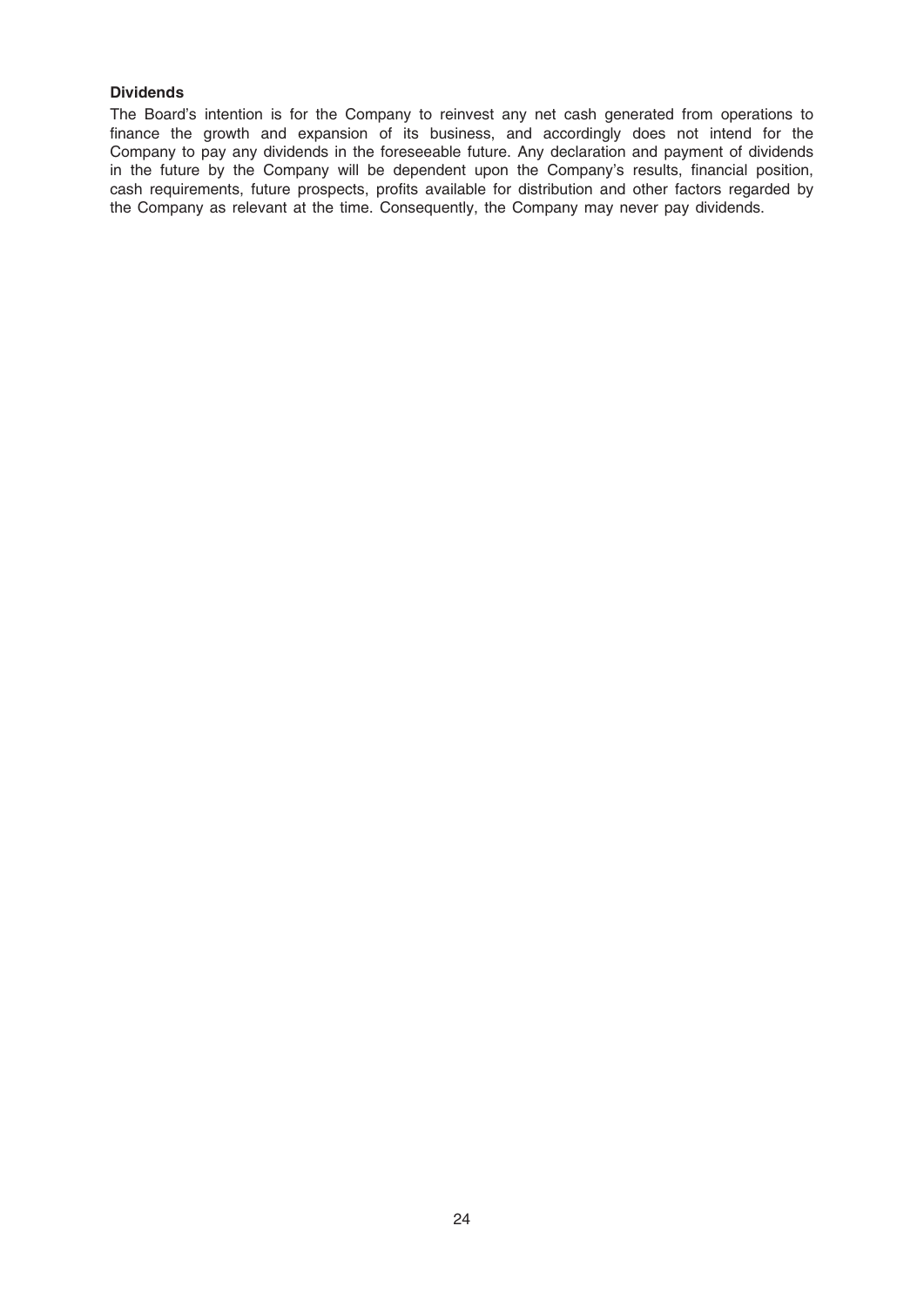### Dividends

The Board's intention is for the Company to reinvest any net cash generated from operations to finance the growth and expansion of its business, and accordingly does not intend for the Company to pay any dividends in the foreseeable future. Any declaration and payment of dividends in the future by the Company will be dependent upon the Company's results, financial position, cash requirements, future prospects, profits available for distribution and other factors regarded by the Company as relevant at the time. Consequently, the Company may never pay dividends.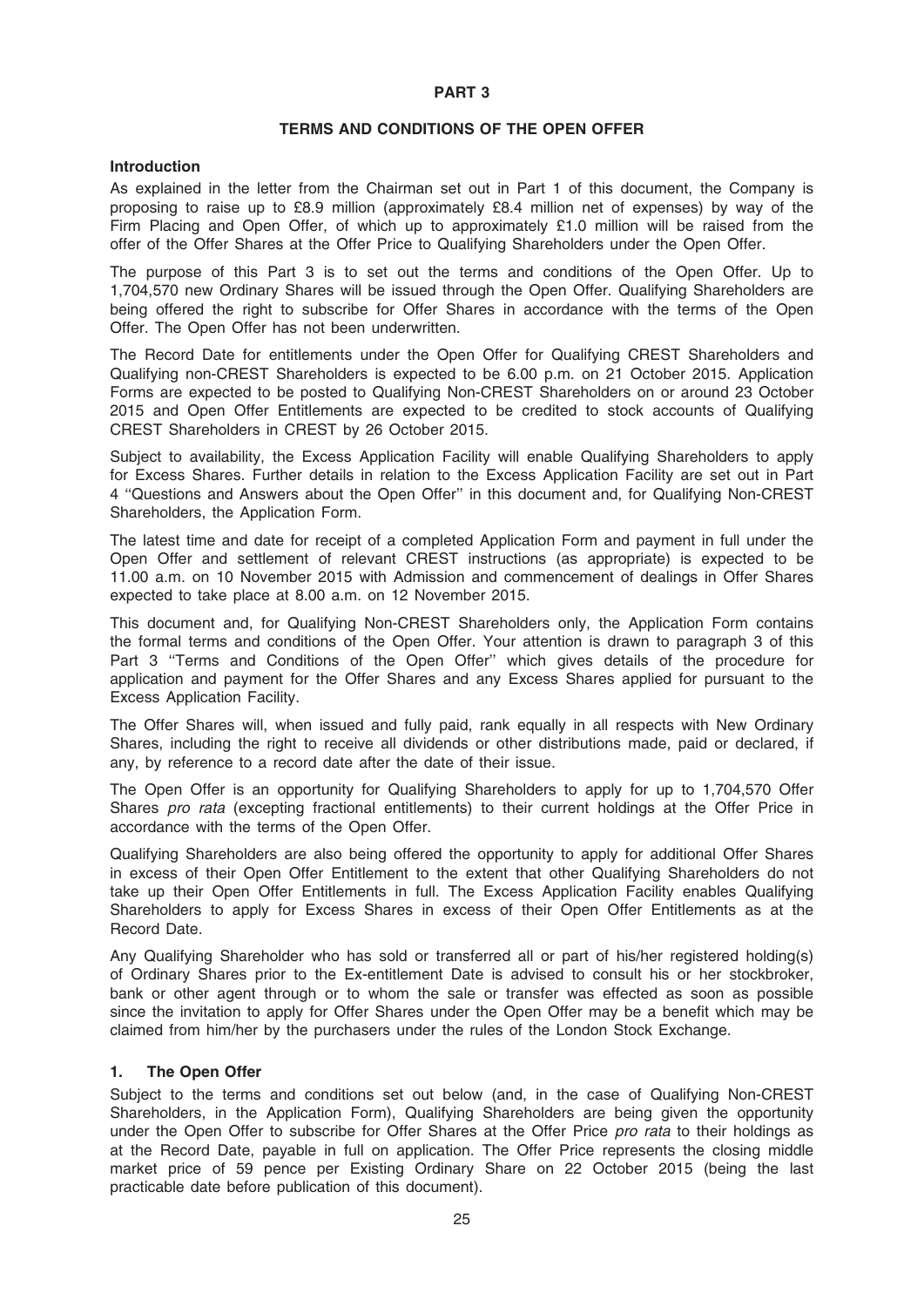# PART 3

## TERMS AND CONDITIONS OF THE OPEN OFFER

### Introduction

As explained in the letter from the Chairman set out in Part 1 of this document, the Company is proposing to raise up to £8.9 million (approximately £8.4 million net of expenses) by way of the Firm Placing and Open Offer, of which up to approximately £1.0 million will be raised from the offer of the Offer Shares at the Offer Price to Qualifying Shareholders under the Open Offer.

The purpose of this Part 3 is to set out the terms and conditions of the Open Offer. Up to 1,704,570 new Ordinary Shares will be issued through the Open Offer. Qualifying Shareholders are being offered the right to subscribe for Offer Shares in accordance with the terms of the Open Offer. The Open Offer has not been underwritten.

The Record Date for entitlements under the Open Offer for Qualifying CREST Shareholders and Qualifying non-CREST Shareholders is expected to be 6.00 p.m. on 21 October 2015. Application Forms are expected to be posted to Qualifying Non-CREST Shareholders on or around 23 October 2015 and Open Offer Entitlements are expected to be credited to stock accounts of Qualifying CREST Shareholders in CREST by 26 October 2015.

Subject to availability, the Excess Application Facility will enable Qualifying Shareholders to apply for Excess Shares. Further details in relation to the Excess Application Facility are set out in Part 4 "Questions and Answers about the Open Offer" in this document and, for Qualifying Non-CREST Shareholders, the Application Form.

The latest time and date for receipt of a completed Application Form and payment in full under the Open Offer and settlement of relevant CREST instructions (as appropriate) is expected to be 11.00 a.m. on 10 November 2015 with Admission and commencement of dealings in Offer Shares expected to take place at 8.00 a.m. on 12 November 2015.

This document and, for Qualifying Non-CREST Shareholders only, the Application Form contains the formal terms and conditions of the Open Offer. Your attention is drawn to paragraph 3 of this Part 3 "Terms and Conditions of the Open Offer" which gives details of the procedure for application and payment for the Offer Shares and any Excess Shares applied for pursuant to the Excess Application Facility.

The Offer Shares will, when issued and fully paid, rank equally in all respects with New Ordinary Shares, including the right to receive all dividends or other distributions made, paid or declared, if any, by reference to a record date after the date of their issue.

The Open Offer is an opportunity for Qualifying Shareholders to apply for up to 1,704,570 Offer Shares *pro rata* (excepting fractional entitlements) to their current holdings at the Offer Price in accordance with the terms of the Open Offer.

Qualifying Shareholders are also being offered the opportunity to apply for additional Offer Shares in excess of their Open Offer Entitlement to the extent that other Qualifying Shareholders do not take up their Open Offer Entitlements in full. The Excess Application Facility enables Qualifying Shareholders to apply for Excess Shares in excess of their Open Offer Entitlements as at the Record Date.

Any Qualifying Shareholder who has sold or transferred all or part of his/her registered holding(s) of Ordinary Shares prior to the Ex-entitlement Date is advised to consult his or her stockbroker, bank or other agent through or to whom the sale or transfer was effected as soon as possible since the invitation to apply for Offer Shares under the Open Offer may be a benefit which may be claimed from him/her by the purchasers under the rules of the London Stock Exchange.

### 1. The Open Offer

Subject to the terms and conditions set out below (and, in the case of Qualifying Non-CREST Shareholders, in the Application Form), Qualifying Shareholders are being given the opportunity under the Open Offer to subscribe for Offer Shares at the Offer Price *pro rata* to their holdings as at the Record Date, payable in full on application. The Offer Price represents the closing middle market price of 59 pence per Existing Ordinary Share on 22 October 2015 (being the last practicable date before publication of this document).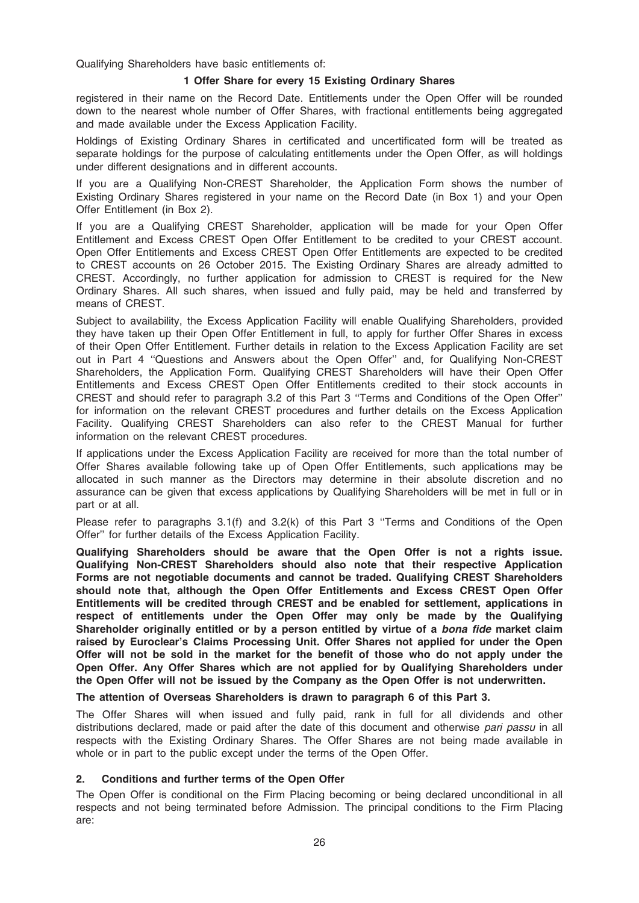Qualifying Shareholders have basic entitlements of:

**1 Offer Share for every 15 Existing Ordinary Shares**

registered in their name on the Record Date. Entitlements under the Open Offer will be rounded down to the nearest whole number of Offer Shares, with fractional entitlements being aggregated and made available under the Excess Application Facility.

Holdings of Existing Ordinary Shares in certificated and uncertificated form will be treated as separate holdings for the purpose of calculating entitlements under the Open Offer, as will holdings under different designations and in different accounts.

If you are a Qualifying Non-CREST Shareholder, the Application Form shows the number of Existing Ordinary Shares registered in your name on the Record Date (in Box 1) and your Open Offer Entitlement (in Box 2).

If you are a Qualifying CREST Shareholder, application will be made for your Open Offer Entitlement and Excess CREST Open Offer Entitlement to be credited to your CREST account. Open Offer Entitlements and Excess CREST Open Offer Entitlements are expected to be credited to CREST accounts on 26 October 2015. The Existing Ordinary Shares are already admitted to CREST. Accordingly, no further application for admission to CREST is required for the New Ordinary Shares. All such shares, when issued and fully paid, may be held and transferred by means of CREST.

Subject to availability, the Excess Application Facility will enable Qualifying Shareholders, provided they have taken up their Open Offer Entitlement in full, to apply for further Offer Shares in excess of their Open Offer Entitlement. Further details in relation to the Excess Application Facility are set out in Part 4 ''Questions and Answers about the Open Offer'' and, for Qualifying Non-CREST Shareholders, the Application Form. Qualifying CREST Shareholders will have their Open Offer Entitlements and Excess CREST Open Offer Entitlements credited to their stock accounts in CREST and should refer to paragraph 3.2 of this Part 3 ''Terms and Conditions of the Open Offer'' for information on the relevant CREST procedures and further details on the Excess Application Facility. Qualifying CREST Shareholders can also refer to the CREST Manual for further information on the relevant CREST procedures.

If applications under the Excess Application Facility are received for more than the total number of Offer Shares available following take up of Open Offer Entitlements, such applications may be allocated in such manner as the Directors may determine in their absolute discretion and no assurance can be given that excess applications by Qualifying Shareholders will be met in full or in part or at all.

Please refer to paragraphs 3.1(f) and 3.2(k) of this Part 3 ''Terms and Conditions of the Open Offer'' for further details of the Excess Application Facility.

**Qualifying Shareholders should be aware that the Open Offer is not a rights issue. Qualifying Non-CREST Shareholders should also note that their respective Application Forms are not negotiable documents and cannot be traded. Qualifying CREST Shareholders should note that, although the Open Offer Entitlements and Excess CREST Open Offer Entitlements will be credited through CREST and be enabled for settlement, applications in respect of entitlements under the Open Offer may only be made by the Qualifying Shareholder originally entitled or by a person entitled by virtue of a *bona fide* market claim raised by Euroclear's Claims Processing Unit. Offer Shares not applied for under the Open Offer will not be sold in the market for the benefit of those who do not apply under the Open Offer. Any Offer Shares which are not applied for by Qualifying Shareholders under the Open Offer will not be issued by the Company as the Open Offer is not underwritten.**

**The attention of Overseas Shareholders is drawn to paragraph 6 of this Part 3.**

The Offer Shares will when issued and fully paid, rank in full for all dividends and other distributions declared, made or paid after the date of this document and otherwise *pari passu* in all respects with the Existing Ordinary Shares. The Offer Shares are not being made available in whole or in part to the public except under the terms of the Open Offer.

## 2. Conditions and further terms of the Open Offer

The Open Offer is conditional on the Firm Placing becoming or being declared unconditional in all respects and not being terminated before Admission. The principal conditions to the Firm Placing are: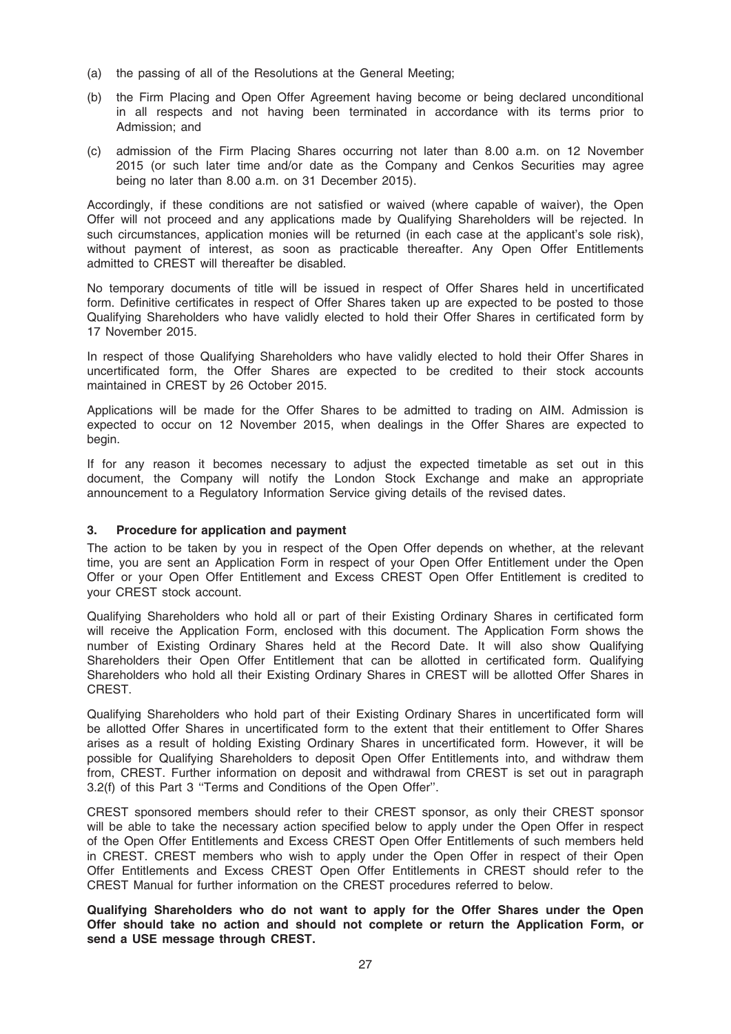(a) the passing of all of the Resolutions at the General Meeting;

(b) the Firm Placing and Open Offer Agreement having become or being declared unconditional in all respects and not having been terminated in accordance with its terms prior to Admission; and

(c) admission of the Firm Placing Shares occurring not later than 8.00 a.m. on 12 November 2015 (or such later time and/or date as the Company and Cenkos Securities may agree being no later than 8.00 a.m. on 31 December 2015).

Accordingly, if these conditions are not satisfied or waived (where capable of waiver), the Open Offer will not proceed and any applications made by Qualifying Shareholders will be rejected. In such circumstances, application monies will be returned (in each case at the applicant's sole risk), without payment of interest, as soon as practicable thereafter. Any Open Offer Entitlements admitted to CREST will thereafter be disabled.

No temporary documents of title will be issued in respect of Offer Shares held in uncertificated form. Definitive certificates in respect of Offer Shares taken up are expected to be posted to those Qualifying Shareholders who have validly elected to hold their Offer Shares in certificated form by 17 November 2015.

In respect of those Qualifying Shareholders who have validly elected to hold their Offer Shares in uncertificated form, the Offer Shares are expected to be credited to their stock accounts maintained in CREST by 26 October 2015.

Applications will be made for the Offer Shares to be admitted to trading on AIM. Admission is expected to occur on 12 November 2015, when dealings in the Offer Shares are expected to begin.

If for any reason it becomes necessary to adjust the expected timetable as set out in this document, the Company will notify the London Stock Exchange and make an appropriate announcement to a Regulatory Information Service giving details of the revised dates.

### 3. Procedure for application and payment

The action to be taken by you in respect of the Open Offer depends on whether, at the relevant time, you are sent an Application Form in respect of your Open Offer Entitlement under the Open Offer or your Open Offer Entitlement and Excess CREST Open Offer Entitlement is credited to your CREST stock account.

Qualifying Shareholders who hold all or part of their Existing Ordinary Shares in certificated form will receive the Application Form, enclosed with this document. The Application Form shows the number of Existing Ordinary Shares held at the Record Date. It will also show Qualifying Shareholders their Open Offer Entitlement that can be allotted in certificated form. Qualifying Shareholders who hold all their Existing Ordinary Shares in CREST will be allotted Offer Shares in CREST.

Qualifying Shareholders who hold part of their Existing Ordinary Shares in uncertificated form will be allotted Offer Shares in uncertificated form to the extent that their entitlement to Offer Shares arises as a result of holding Existing Ordinary Shares in uncertificated form. However, it will be possible for Qualifying Shareholders to deposit Open Offer Entitlements into, and withdraw them from, CREST. Further information on deposit and withdrawal from CREST is set out in paragraph 3.2(f) of this Part 3 "Terms and Conditions of the Open Offer".

CREST sponsored members should refer to their CREST sponsor, as only their CREST sponsor will be able to take the necessary action specified below to apply under the Open Offer in respect of the Open Offer Entitlements and Excess CREST Open Offer Entitlements of such members held in CREST. CREST members who wish to apply under the Open Offer in respect of their Open Offer Entitlements and Excess CREST Open Offer Entitlements in CREST should refer to the CREST Manual for further information on the CREST procedures referred to below.

**Qualifying Shareholders who do not want to apply for the Offer Shares under the Open Offer should take no action and should not complete or return the Application Form, or send a USE message through CREST.**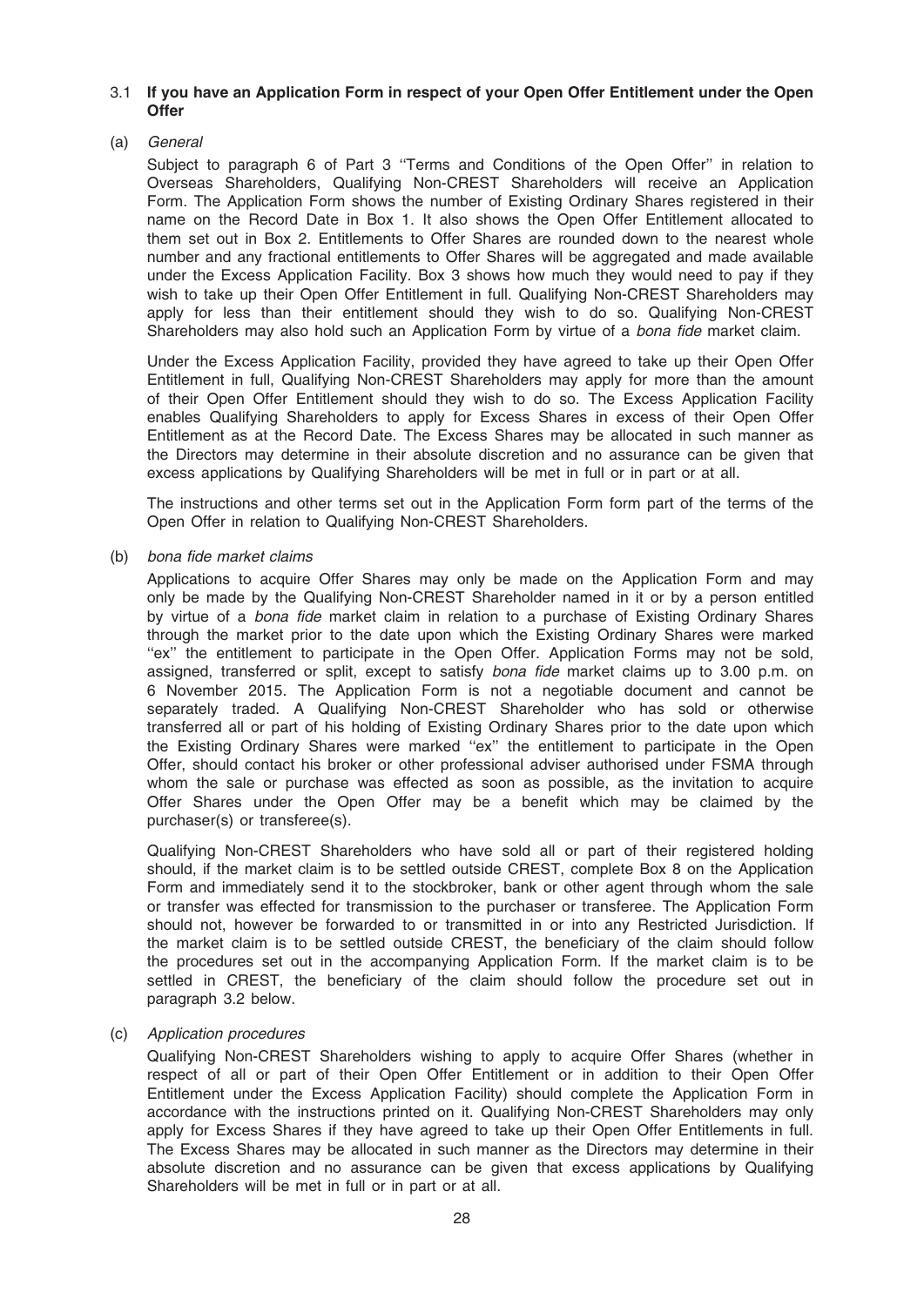### 3.1 **If you have an Application Form in respect of your Open Offer Entitlement under the Open Offer**

(a) *General*

Subject to paragraph 6 of Part 3 ''Terms and Conditions of the Open Offer'' in relation to Overseas Shareholders, Qualifying Non-CREST Shareholders will receive an Application Form. The Application Form shows the number of Existing Ordinary Shares registered in their name on the Record Date in Box 1. It also shows the Open Offer Entitlement allocated to them set out in Box 2. Entitlements to Offer Shares are rounded down to the nearest whole number and any fractional entitlements to Offer Shares will be aggregated and made available under the Excess Application Facility. Box 3 shows how much they would need to pay if they wish to take up their Open Offer Entitlement in full. Qualifying Non-CREST Shareholders may apply for less than their entitlement should they wish to do so. Qualifying Non-CREST Shareholders may also hold such an Application Form by virtue of a *bona fide* market claim.

Under the Excess Application Facility, provided they have agreed to take up their Open Offer Entitlement in full, Qualifying Non-CREST Shareholders may apply for more than the amount of their Open Offer Entitlement should they wish to do so. The Excess Application Facility enables Qualifying Shareholders to apply for Excess Shares in excess of their Open Offer Entitlement as at the Record Date. The Excess Shares may be allocated in such manner as the Directors may determine in their absolute discretion and no assurance can be given that excess applications by Qualifying Shareholders will be met in full or in part or at all.

The instructions and other terms set out in the Application Form form part of the terms of the Open Offer in relation to Qualifying Non-CREST Shareholders.

(b) *bona fide market claims*

Applications to acquire Offer Shares may only be made on the Application Form and may only be made by the Qualifying Non-CREST Shareholder named in it or by a person entitled by virtue of a *bona fide* market claim in relation to a purchase of Existing Ordinary Shares through the market prior to the date upon which the Existing Ordinary Shares were marked ''ex'' the entitlement to participate in the Open Offer. Application Forms may not be sold, assigned, transferred or split, except to satisfy *bona fide* market claims up to 3.00 p.m. on 6 November 2015. The Application Form is not a negotiable document and cannot be separately traded. A Qualifying Non-CREST Shareholder who has sold or otherwise transferred all or part of his holding of Existing Ordinary Shares prior to the date upon which the Existing Ordinary Shares were marked ''ex'' the entitlement to participate in the Open Offer, should contact his broker or other professional adviser authorised under FSMA through whom the sale or purchase was effected as soon as possible, as the invitation to acquire Offer Shares under the Open Offer may be a benefit which may be claimed by the purchaser(s) or transferee(s).

Qualifying Non-CREST Shareholders who have sold all or part of their registered holding should, if the market claim is to be settled outside CREST, complete Box 8 on the Application Form and immediately send it to the stockbroker, bank or other agent through whom the sale or transfer was effected for transmission to the purchaser or transferee. The Application Form should not, however be forwarded to or transmitted in or into any Restricted Jurisdiction. If the market claim is to be settled outside CREST, the beneficiary of the claim should follow the procedures set out in the accompanying Application Form. If the market claim is to be settled in CREST, the beneficiary of the claim should follow the procedure set out in paragraph 3.2 below.

(c) *Application procedures*

Qualifying Non-CREST Shareholders wishing to apply to acquire Offer Shares (whether in respect of all or part of their Open Offer Entitlement or in addition to their Open Offer Entitlement under the Excess Application Facility) should complete the Application Form in accordance with the instructions printed on it. Qualifying Non-CREST Shareholders may only apply for Excess Shares if they have agreed to take up their Open Offer Entitlements in full. The Excess Shares may be allocated in such manner as the Directors may determine in their absolute discretion and no assurance can be given that excess applications by Qualifying Shareholders will be met in full or in part or at all.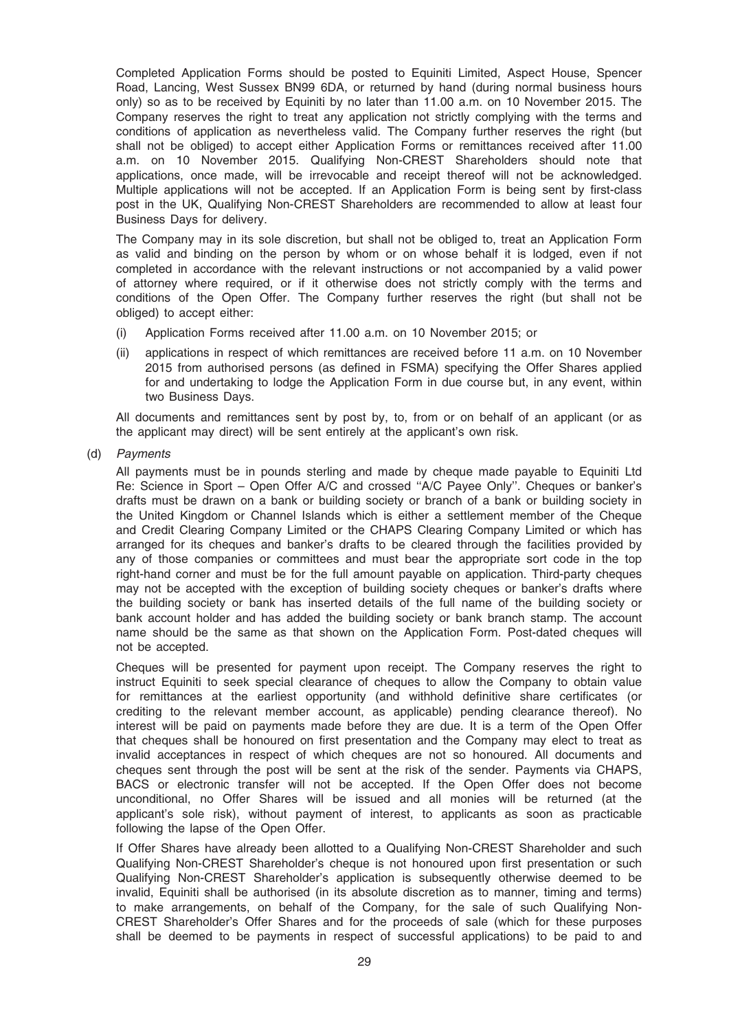Completed Application Forms should be posted to Equiniti Limited, Aspect House, Spencer Road, Lancing, West Sussex BN99 6DA, or returned by hand (during normal business hours only) so as to be received by Equiniti by no later than 11.00 a.m. on 10 November 2015. The Company reserves the right to treat any application not strictly complying with the terms and conditions of application as nevertheless valid. The Company further reserves the right (but shall not be obliged) to accept either Application Forms or remittances received after 11.00 a.m. on 10 November 2015. Qualifying Non-CREST Shareholders should note that applications, once made, will be irrevocable and receipt thereof will not be acknowledged. Multiple applications will not be accepted. If an Application Form is being sent by first-class post in the UK, Qualifying Non-CREST Shareholders are recommended to allow at least four Business Days for delivery.

The Company may in its sole discretion, but shall not be obliged to, treat an Application Form as valid and binding on the person by whom or on whose behalf it is lodged, even if not completed in accordance with the relevant instructions or not accompanied by a valid power of attorney where required, or if it otherwise does not strictly comply with the terms and conditions of the Open Offer. The Company further reserves the right (but shall not be obliged) to accept either:

(i) Application Forms received after 11.00 a.m. on 10 November 2015; or

(ii) applications in respect of which remittances are received before 11 a.m. on 10 November 2015 from authorised persons (as defined in FSMA) specifying the Offer Shares applied for and undertaking to lodge the Application Form in due course but, in any event, within two Business Days.

All documents and remittances sent by post by, to, from or on behalf of an applicant (or as the applicant may direct) will be sent entirely at the applicant's own risk.

(d) *Payments*

All payments must be in pounds sterling and made by cheque made payable to Equiniti Ltd Re: Science in Sport – Open Offer A/C and crossed ''A/C Payee Only''. Cheques or banker's drafts must be drawn on a bank or building society or branch of a bank or building society in the United Kingdom or Channel Islands which is either a settlement member of the Cheque and Credit Clearing Company Limited or the CHAPS Clearing Company Limited or which has arranged for its cheques and banker's drafts to be cleared through the facilities provided by any of those companies or committees and must bear the appropriate sort code in the top right-hand corner and must be for the full amount payable on application. Third-party cheques may not be accepted with the exception of building society cheques or banker's drafts where the building society or bank has inserted details of the full name of the building society or bank account holder and has added the building society or bank branch stamp. The account name should be the same as that shown on the Application Form. Post-dated cheques will not be accepted.

Cheques will be presented for payment upon receipt. The Company reserves the right to instruct Equiniti to seek special clearance of cheques to allow the Company to obtain value for remittances at the earliest opportunity (and withhold definitive share certificates (or crediting to the relevant member account, as applicable) pending clearance thereof). No interest will be paid on payments made before they are due. It is a term of the Open Offer that cheques shall be honoured on first presentation and the Company may elect to treat as invalid acceptances in respect of which cheques are not so honoured. All documents and cheques sent through the post will be sent at the risk of the sender. Payments via CHAPS, BACS or electronic transfer will not be accepted. If the Open Offer does not become unconditional, no Offer Shares will be issued and all monies will be returned (at the applicant's sole risk), without payment of interest, to applicants as soon as practicable following the lapse of the Open Offer.

If Offer Shares have already been allotted to a Qualifying Non-CREST Shareholder and such Qualifying Non-CREST Shareholder's cheque is not honoured upon first presentation or such Qualifying Non-CREST Shareholder's application is subsequently otherwise deemed to be invalid, Equiniti shall be authorised (in its absolute discretion as to manner, timing and terms) to make arrangements, on behalf of the Company, for the sale of such Qualifying Non-CREST Shareholder's Offer Shares and for the proceeds of sale (which for these purposes shall be deemed to be payments in respect of successful applications) to be paid to and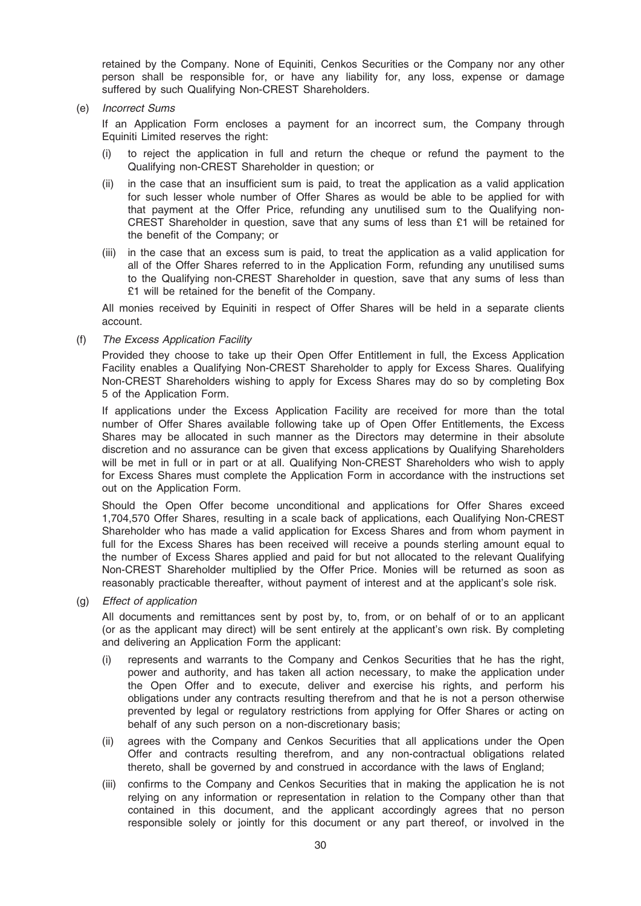retained by the Company. None of Equiniti, Cenkos Securities or the Company nor any other person shall be responsible for, or have any liability for, any loss, expense or damage suffered by such Qualifying Non-CREST Shareholders.

(e) *Incorrect Sums*

If an Application Form encloses a payment for an incorrect sum, the Company through Equiniti Limited reserves the right:

(i) to reject the application in full and return the cheque or refund the payment to the Qualifying non-CREST Shareholder in question; or

(ii) in the case that an insufficient sum is paid, to treat the application as a valid application for such lesser whole number of Offer Shares as would be able to be applied for with that payment at the Offer Price, refunding any unutilised sum to the Qualifying non-CREST Shareholder in question, save that any sums of less than £1 will be retained for the benefit of the Company; or

(iii) in the case that an excess sum is paid, to treat the application as a valid application for all of the Offer Shares referred to in the Application Form, refunding any unutilised sums to the Qualifying non-CREST Shareholder in question, save that any sums of less than £1 will be retained for the benefit of the Company.

All monies received by Equiniti in respect of Offer Shares will be held in a separate clients account.

(f) *The Excess Application Facility*

Provided they choose to take up their Open Offer Entitlement in full, the Excess Application Facility enables a Qualifying Non-CREST Shareholder to apply for Excess Shares. Qualifying Non-CREST Shareholders wishing to apply for Excess Shares may do so by completing Box 5 of the Application Form.

If applications under the Excess Application Facility are received for more than the total number of Offer Shares available following take up of Open Offer Entitlements, the Excess Shares may be allocated in such manner as the Directors may determine in their absolute discretion and no assurance can be given that excess applications by Qualifying Shareholders will be met in full or in part or at all. Qualifying Non-CREST Shareholders who wish to apply for Excess Shares must complete the Application Form in accordance with the instructions set out on the Application Form.

Should the Open Offer become unconditional and applications for Offer Shares exceed 1,704,570 Offer Shares, resulting in a scale back of applications, each Qualifying Non-CREST Shareholder who has made a valid application for Excess Shares and from whom payment in full for the Excess Shares has been received will receive a pounds sterling amount equal to the number of Excess Shares applied and paid for but not allocated to the relevant Qualifying Non-CREST Shareholder multiplied by the Offer Price. Monies will be returned as soon as reasonably practicable thereafter, without payment of interest and at the applicant's sole risk.

(g) *Effect of application*

All documents and remittances sent by post by, to, from, or on behalf of or to an applicant (or as the applicant may direct) will be sent entirely at the applicant's own risk. By completing and delivering an Application Form the applicant:

(i) represents and warrants to the Company and Cenkos Securities that he has the right, power and authority, and has taken all action necessary, to make the application under the Open Offer and to execute, deliver and exercise his rights, and perform his obligations under any contracts resulting therefrom and that he is not a person otherwise prevented by legal or regulatory restrictions from applying for Offer Shares or acting on behalf of any such person on a non-discretionary basis;

(ii) agrees with the Company and Cenkos Securities that all applications under the Open Offer and contracts resulting therefrom, and any non-contractual obligations related thereto, shall be governed by and construed in accordance with the laws of England;

(iii) confirms to the Company and Cenkos Securities that in making the application he is not relying on any information or representation in relation to the Company other than that contained in this document, and the applicant accordingly agrees that no person responsible solely or jointly for this document or any part thereof, or involved in the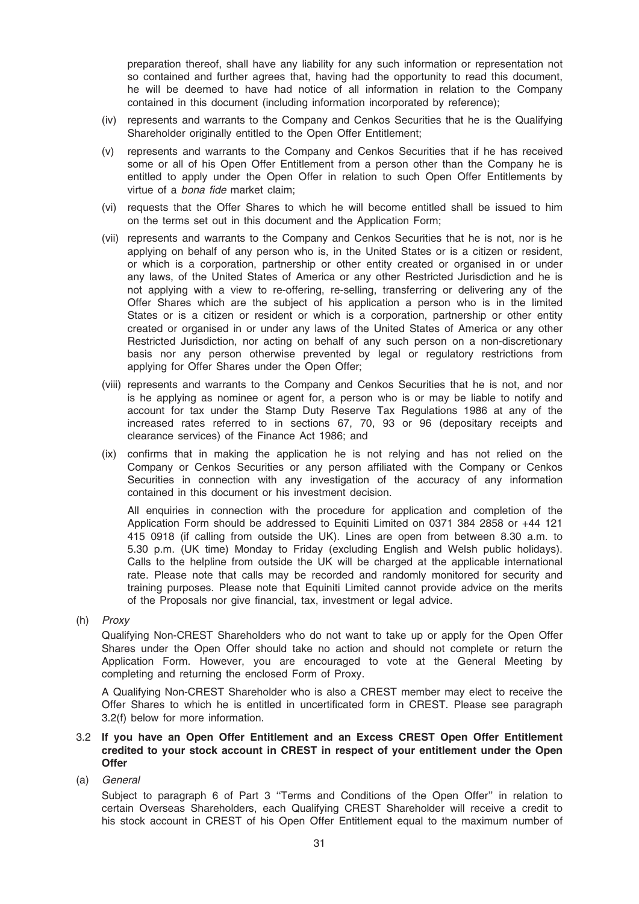preparation thereof, shall have any liability for any such information or representation not so contained and further agrees that, having had the opportunity to read this document, he will be deemed to have had notice of all information in relation to the Company contained in this document (including information incorporated by reference);

(iv) represents and warrants to the Company and Cenkos Securities that he is the Qualifying Shareholder originally entitled to the Open Offer Entitlement;

(v) represents and warrants to the Company and Cenkos Securities that if he has received some or all of his Open Offer Entitlement from a person other than the Company he is entitled to apply under the Open Offer in relation to such Open Offer Entitlements by virtue of a *bona fide* market claim;

(vi) requests that the Offer Shares to which he will become entitled shall be issued to him on the terms set out in this document and the Application Form;

(vii) represents and warrants to the Company and Cenkos Securities that he is not, nor is he applying on behalf of any person who is, in the United States or is a citizen or resident, or which is a corporation, partnership or other entity created or organised in or under any laws, of the United States of America or any other Restricted Jurisdiction and he is not applying with a view to re-offering, re-selling, transferring or delivering any of the Offer Shares which are the subject of his application a person who is in the limited States or is a citizen or resident or which is a corporation, partnership or other entity created or organised in or under any laws of the United States of America or any other Restricted Jurisdiction, nor acting on behalf of any such person on a non-discretionary basis nor any person otherwise prevented by legal or regulatory restrictions from applying for Offer Shares under the Open Offer;

(viii) represents and warrants to the Company and Cenkos Securities that he is not, and nor is he applying as nominee or agent for, a person who is or may be liable to notify and account for tax under the Stamp Duty Reserve Tax Regulations 1986 at any of the increased rates referred to in sections 67, 70, 93 or 96 (depositary receipts and clearance services) of the Finance Act 1986; and

(ix) confirms that in making the application he is not relying and has not relied on the Company or Cenkos Securities or any person affiliated with the Company or Cenkos Securities in connection with any investigation of the accuracy of any information contained in this document or his investment decision.

All enquiries in connection with the procedure for application and completion of the Application Form should be addressed to Equiniti Limited on 0371 384 2858 or +44 121 415 0918 (if calling from outside the UK). Lines are open from between 8.30 a.m. to 5.30 p.m. (UK time) Monday to Friday (excluding English and Welsh public holidays). Calls to the helpline from outside the UK will be charged at the applicable international rate. Please note that calls may be recorded and randomly monitored for security and training purposes. Please note that Equiniti Limited cannot provide advice on the merits of the Proposals nor give financial, tax, investment or legal advice.

(h) *Proxy*

Qualifying Non-CREST Shareholders who do not want to take up or apply for the Open Offer Shares under the Open Offer should take no action and should not complete or return the Application Form. However, you are encouraged to vote at the General Meeting by completing and returning the enclosed Form of Proxy.

A Qualifying Non-CREST Shareholder who is also a CREST member may elect to receive the Offer Shares to which he is entitled in uncertificated form in CREST. Please see paragraph 3.2(f) below for more information.

**3.2 If you have an Open Offer Entitlement and an Excess CREST Open Offer Entitlement credited to your stock account in CREST in respect of your entitlement under the Open Offer**

(a) *General*

Subject to paragraph 6 of Part 3 ''Terms and Conditions of the Open Offer'' in relation to certain Overseas Shareholders, each Qualifying CREST Shareholder will receive a credit to his stock account in CREST of his Open Offer Entitlement equal to the maximum number of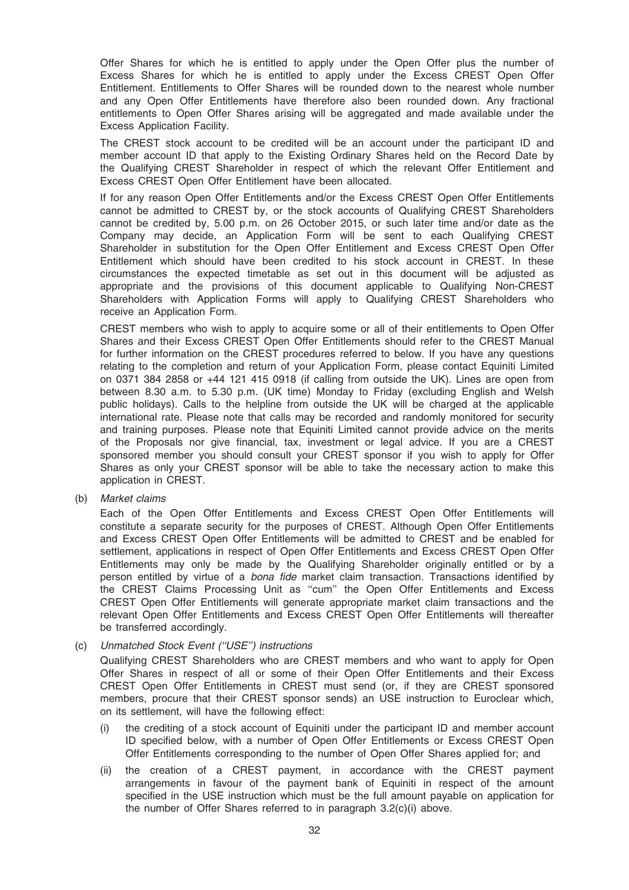Offer Shares for which he is entitled to apply under the Open Offer plus the number of Excess Shares for which he is entitled to apply under the Excess CREST Open Offer Entitlement. Entitlements to Offer Shares will be rounded down to the nearest whole number and any Open Offer Entitlements have therefore also been rounded down. Any fractional entitlements to Open Offer Shares arising will be aggregated and made available under the Excess Application Facility.

The CREST stock account to be credited will be an account under the participant ID and member account ID that apply to the Existing Ordinary Shares held on the Record Date by the Qualifying CREST Shareholder in respect of which the relevant Offer Entitlement and Excess CREST Open Offer Entitlement have been allocated.

If for any reason Open Offer Entitlements and/or the Excess CREST Open Offer Entitlements cannot be admitted to CREST by, or the stock accounts of Qualifying CREST Shareholders cannot be credited by, 5.00 p.m. on 26 October 2015, or such later time and/or date as the Company may decide, an Application Form will be sent to each Qualifying CREST Shareholder in substitution for the Open Offer Entitlement and Excess CREST Open Offer Entitlement which should have been credited to his stock account in CREST. In these circumstances the expected timetable as set out in this document will be adjusted as appropriate and the provisions of this document applicable to Qualifying Non-CREST Shareholders with Application Forms will apply to Qualifying CREST Shareholders who receive an Application Form.

CREST members who wish to apply to acquire some or all of their entitlements to Open Offer Shares and their Excess CREST Open Offer Entitlements should refer to the CREST Manual for further information on the CREST procedures referred to below. If you have any questions relating to the completion and return of your Application Form, please contact Equiniti Limited on 0371 384 2858 or +44 121 415 0918 (if calling from outside the UK). Lines are open from between 8.30 a.m. to 5.30 p.m. (UK time) Monday to Friday (excluding English and Welsh public holidays). Calls to the helpline from outside the UK will be charged at the applicable international rate. Please note that calls may be recorded and randomly monitored for security and training purposes. Please note that Equiniti Limited cannot provide advice on the merits of the Proposals nor give financial, tax, investment or legal advice. If you are a CREST sponsored member you should consult your CREST sponsor if you wish to apply for Offer Shares as only your CREST sponsor will be able to take the necessary action to make this application in CREST.

(b) *Market claims*

Each of the Open Offer Entitlements and Excess CREST Open Offer Entitlements will constitute a separate security for the purposes of CREST. Although Open Offer Entitlements and Excess CREST Open Offer Entitlements will be admitted to CREST and be enabled for settlement, applications in respect of Open Offer Entitlements and Excess CREST Open Offer Entitlements may only be made by the Qualifying Shareholder originally entitled or by a person entitled by virtue of a *bona fide* market claim transaction. Transactions identified by the CREST Claims Processing Unit as ''cum'' the Open Offer Entitlements and Excess CREST Open Offer Entitlements will generate appropriate market claim transactions and the relevant Open Offer Entitlements and Excess CREST Open Offer Entitlements will thereafter be transferred accordingly.

(c) *Unmatched Stock Event (''USE'') instructions*

Qualifying CREST Shareholders who are CREST members and who want to apply for Open Offer Shares in respect of all or some of their Open Offer Entitlements and their Excess CREST Open Offer Entitlements in CREST must send (or, if they are CREST sponsored members, procure that their CREST sponsor sends) an USE instruction to Euroclear which, on its settlement, will have the following effect:

(i) the crediting of a stock account of Equiniti under the participant ID and member account ID specified below, with a number of Open Offer Entitlements or Excess CREST Open Offer Entitlements corresponding to the number of Open Offer Shares applied for; and

(ii) the creation of a CREST payment, in accordance with the CREST payment arrangements in favour of the payment bank of Equiniti in respect of the amount specified in the USE instruction which must be the full amount payable on application for the number of Offer Shares referred to in paragraph 3.2(c)(i) above.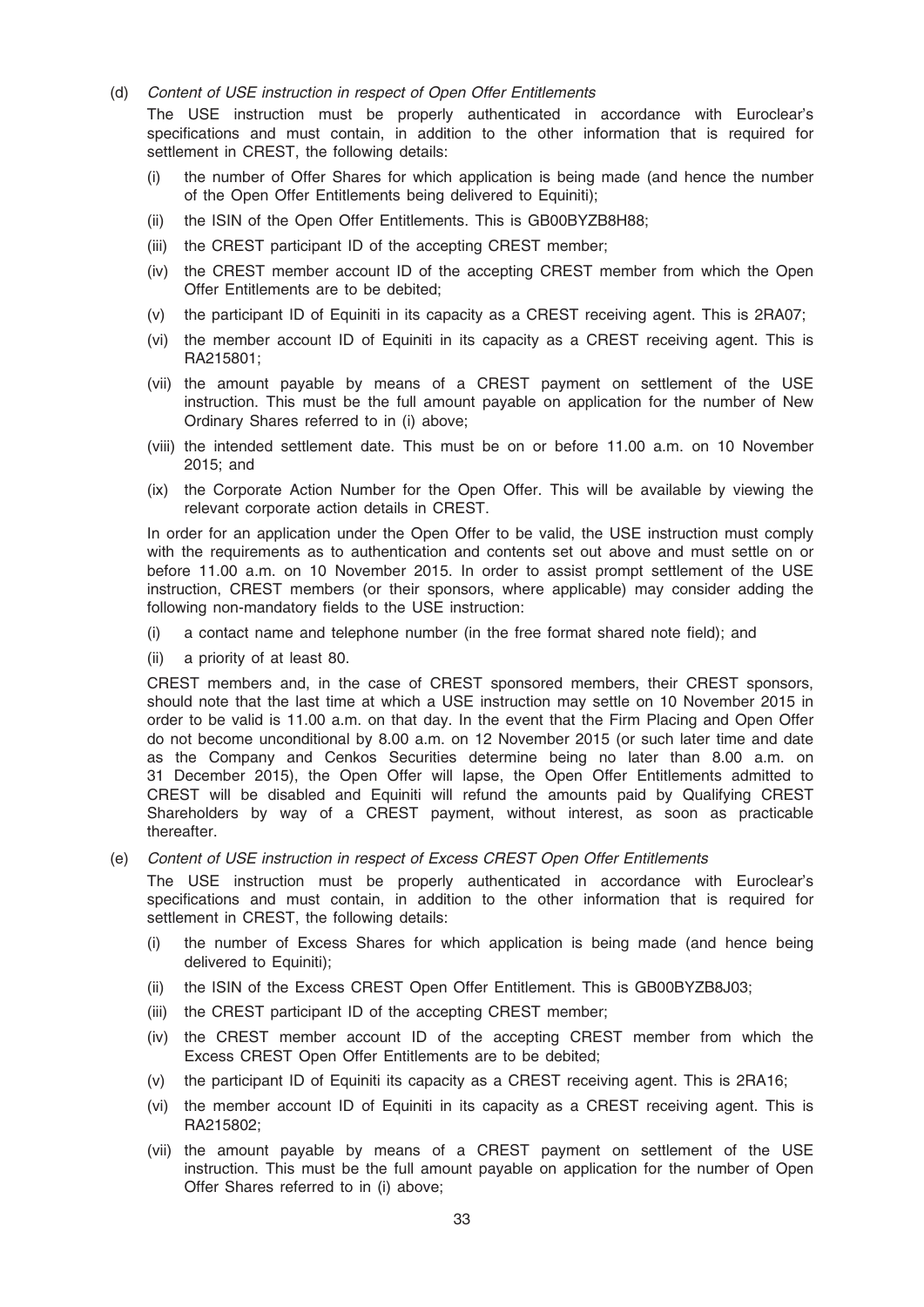(d) *Content of USE instruction in respect of Open Offer Entitlements*

The USE instruction must be properly authenticated in accordance with Euroclear's specifications and must contain, in addition to the other information that is required for settlement in CREST, the following details:

(i) the number of Offer Shares for which application is being made (and hence the number of the Open Offer Entitlements being delivered to Equiniti);

(ii) the ISIN of the Open Offer Entitlements. This is GB00BYZB8H88;

(iii) the CREST participant ID of the accepting CREST member;

(iv) the CREST member account ID of the accepting CREST member from which the Open Offer Entitlements are to be debited;

(v) the participant ID of Equiniti in its capacity as a CREST receiving agent. This is 2RA07;

(vi) the member account ID of Equiniti in its capacity as a CREST receiving agent. This is RA215801;

(vii) the amount payable by means of a CREST payment on settlement of the USE instruction. This must be the full amount payable on application for the number of New Ordinary Shares referred to in (i) above;

(viii) the intended settlement date. This must be on or before 11.00 a.m. on 10 November 2015; and

(ix) the Corporate Action Number for the Open Offer. This will be available by viewing the relevant corporate action details in CREST.

In order for an application under the Open Offer to be valid, the USE instruction must comply with the requirements as to authentication and contents set out above and must settle on or before 11.00 a.m. on 10 November 2015. In order to assist prompt settlement of the USE instruction, CREST members (or their sponsors, where applicable) may consider adding the following non-mandatory fields to the USE instruction:

(i) a contact name and telephone number (in the free format shared note field); and

(ii) a priority of at least 80.

CREST members and, in the case of CREST sponsored members, their CREST sponsors, should note that the last time at which a USE instruction may settle on 10 November 2015 in order to be valid is 11.00 a.m. on that day. In the event that the Firm Placing and Open Offer do not become unconditional by 8.00 a.m. on 12 November 2015 (or such later time and date as the Company and Cenkos Securities determine being no later than 8.00 a.m. on 31 December 2015), the Open Offer will lapse, the Open Offer Entitlements admitted to CREST will be disabled and Equiniti will refund the amounts paid by Qualifying CREST Shareholders by way of a CREST payment, without interest, as soon as practicable thereafter.

(e) *Content of USE instruction in respect of Excess CREST Open Offer Entitlements*

The USE instruction must be properly authenticated in accordance with Euroclear's specifications and must contain, in addition to the other information that is required for settlement in CREST, the following details:

(i) the number of Excess Shares for which application is being made (and hence being delivered to Equiniti);

(ii) the ISIN of the Excess CREST Open Offer Entitlement. This is GB00BYZB8J03;

(iii) the CREST participant ID of the accepting CREST member;

(iv) the CREST member account ID of the accepting CREST member from which the Excess CREST Open Offer Entitlements are to be debited;

(v) the participant ID of Equiniti its capacity as a CREST receiving agent. This is 2RA16;

(vi) the member account ID of Equiniti in its capacity as a CREST receiving agent. This is RA215802;

(vii) the amount payable by means of a CREST payment on settlement of the USE instruction. This must be the full amount payable on application for the number of Open Offer Shares referred to in (i) above;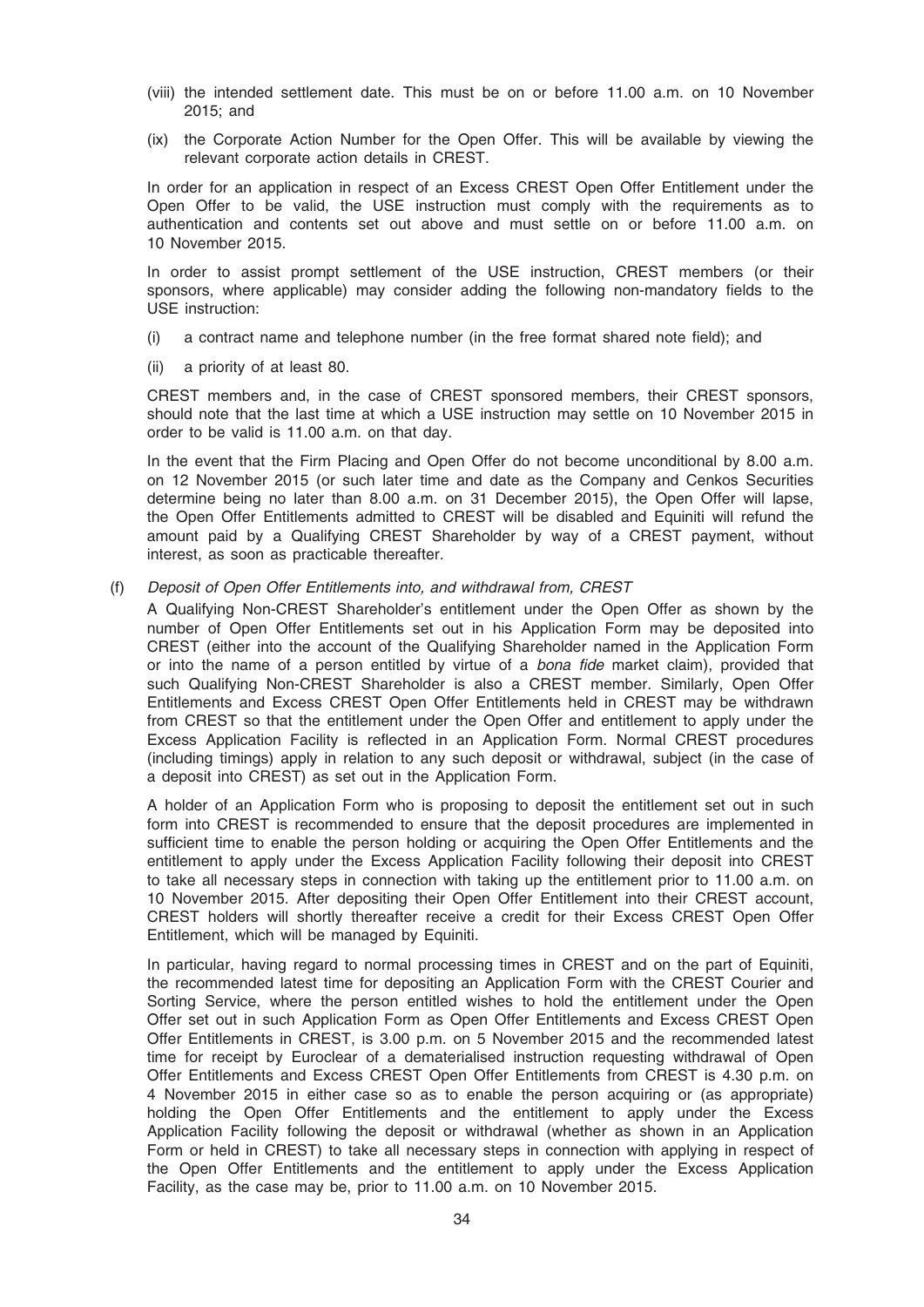(viii) the intended settlement date. This must be on or before 11.00 a.m. on 10 November 2015; and

(ix) the Corporate Action Number for the Open Offer. This will be available by viewing the relevant corporate action details in CREST.

In order for an application in respect of an Excess CREST Open Offer Entitlement under the Open Offer to be valid, the USE instruction must comply with the requirements as to authentication and contents set out above and must settle on or before 11.00 a.m. on 10 November 2015.

In order to assist prompt settlement of the USE instruction, CREST members (or their sponsors, where applicable) may consider adding the following non-mandatory fields to the USE instruction:

(i) a contract name and telephone number (in the free format shared note field); and

(ii) a priority of at least 80.

CREST members and, in the case of CREST sponsored members, their CREST sponsors, should note that the last time at which a USE instruction may settle on 10 November 2015 in order to be valid is 11.00 a.m. on that day.

In the event that the Firm Placing and Open Offer do not become unconditional by 8.00 a.m. on 12 November 2015 (or such later time and date as the Company and Cenkos Securities determine being no later than 8.00 a.m. on 31 December 2015), the Open Offer will lapse, the Open Offer Entitlements admitted to CREST will be disabled and Equiniti will refund the amount paid by a Qualifying CREST Shareholder by way of a CREST payment, without interest, as soon as practicable thereafter.

(f) *Deposit of Open Offer Entitlements into, and withdrawal from, CREST*

A Qualifying Non-CREST Shareholder's entitlement under the Open Offer as shown by the number of Open Offer Entitlements set out in his Application Form may be deposited into CREST (either into the account of the Qualifying Shareholder named in the Application Form or into the name of a person entitled by virtue of a *bona fide* market claim), provided that such Qualifying Non-CREST Shareholder is also a CREST member. Similarly, Open Offer Entitlements and Excess CREST Open Offer Entitlements held in CREST may be withdrawn from CREST so that the entitlement under the Open Offer and entitlement to apply under the Excess Application Facility is reflected in an Application Form. Normal CREST procedures (including timings) apply in relation to any such deposit or withdrawal, subject (in the case of a deposit into CREST) as set out in the Application Form.

A holder of an Application Form who is proposing to deposit the entitlement set out in such form into CREST is recommended to ensure that the deposit procedures are implemented in sufficient time to enable the person holding or acquiring the Open Offer Entitlements and the entitlement to apply under the Excess Application Facility following their deposit into CREST to take all necessary steps in connection with taking up the entitlement prior to 11.00 a.m. on 10 November 2015. After depositing their Open Offer Entitlement into their CREST account, CREST holders will shortly thereafter receive a credit for their Excess CREST Open Offer Entitlement, which will be managed by Equiniti.

In particular, having regard to normal processing times in CREST and on the part of Equiniti, the recommended latest time for depositing an Application Form with the CREST Courier and Sorting Service, where the person entitled wishes to hold the entitlement under the Open Offer set out in such Application Form as Open Offer Entitlements and Excess CREST Open Offer Entitlements in CREST, is 3.00 p.m. on 5 November 2015 and the recommended latest time for receipt by Euroclear of a dematerialised instruction requesting withdrawal of Open Offer Entitlements and Excess CREST Open Offer Entitlements from CREST is 4.30 p.m. on 4 November 2015 in either case so as to enable the person acquiring or (as appropriate) holding the Open Offer Entitlements and the entitlement to apply under the Excess Application Facility following the deposit or withdrawal (whether as shown in an Application Form or held in CREST) to take all necessary steps in connection with applying in respect of the Open Offer Entitlements and the entitlement to apply under the Excess Application Facility, as the case may be, prior to 11.00 a.m. on 10 November 2015.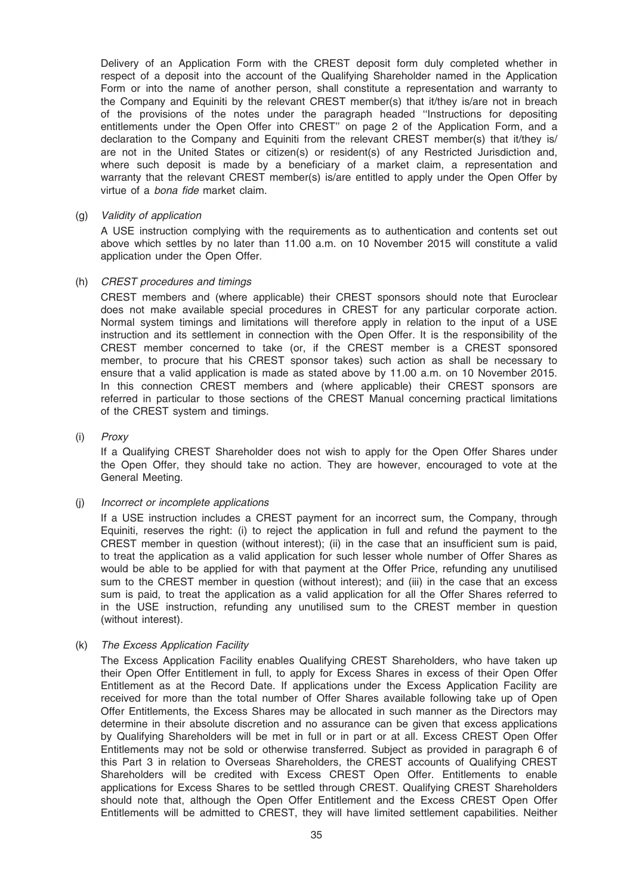Delivery of an Application Form with the CREST deposit form duly completed whether in respect of a deposit into the account of the Qualifying Shareholder named in the Application Form or into the name of another person, shall constitute a representation and warranty to the Company and Equiniti by the relevant CREST member(s) that it/they is/are not in breach of the provisions of the notes under the paragraph headed ''Instructions for depositing entitlements under the Open Offer into CREST'' on page 2 of the Application Form, and a declaration to the Company and Equiniti from the relevant CREST member(s) that it/they is/ are not in the United States or citizen(s) or resident(s) of any Restricted Jurisdiction and, where such deposit is made by a beneficiary of a market claim, a representation and warranty that the relevant CREST member(s) is/are entitled to apply under the Open Offer by virtue of a *bona fide* market claim.

(g) *Validity of application*

A USE instruction complying with the requirements as to authentication and contents set out above which settles by no later than 11.00 a.m. on 10 November 2015 will constitute a valid application under the Open Offer.

(h) *CREST procedures and timings*

CREST members and (where applicable) their CREST sponsors should note that Euroclear does not make available special procedures in CREST for any particular corporate action. Normal system timings and limitations will therefore apply in relation to the input of a USE instruction and its settlement in connection with the Open Offer. It is the responsibility of the CREST member concerned to take (or, if the CREST member is a CREST sponsored member, to procure that his CREST sponsor takes) such action as shall be necessary to ensure that a valid application is made as stated above by 11.00 a.m. on 10 November 2015. In this connection CREST members and (where applicable) their CREST sponsors are referred in particular to those sections of the CREST Manual concerning practical limitations of the CREST system and timings.

(i) *Proxy*

If a Qualifying CREST Shareholder does not wish to apply for the Open Offer Shares under the Open Offer, they should take no action. They are however, encouraged to vote at the General Meeting.

(j) *Incorrect or incomplete applications*

If a USE instruction includes a CREST payment for an incorrect sum, the Company, through Equiniti, reserves the right: (i) to reject the application in full and refund the payment to the CREST member in question (without interest); (ii) in the case that an insufficient sum is paid, to treat the application as a valid application for such lesser whole number of Offer Shares as would be able to be applied for with that payment at the Offer Price, refunding any unutilised sum to the CREST member in question (without interest); and (iii) in the case that an excess sum is paid, to treat the application as a valid application for all the Offer Shares referred to in the USE instruction, refunding any unutilised sum to the CREST member in question (without interest).

(k) *The Excess Application Facility*

The Excess Application Facility enables Qualifying CREST Shareholders, who have taken up their Open Offer Entitlement in full, to apply for Excess Shares in excess of their Open Offer Entitlement as at the Record Date. If applications under the Excess Application Facility are received for more than the total number of Offer Shares available following take up of Open Offer Entitlements, the Excess Shares may be allocated in such manner as the Directors may determine in their absolute discretion and no assurance can be given that excess applications by Qualifying Shareholders will be met in full or in part or at all. Excess CREST Open Offer Entitlements may not be sold or otherwise transferred. Subject as provided in paragraph 6 of this Part 3 in relation to Overseas Shareholders, the CREST accounts of Qualifying CREST Shareholders will be credited with Excess CREST Open Offer. Entitlements to enable applications for Excess Shares to be settled through CREST. Qualifying CREST Shareholders should note that, although the Open Offer Entitlement and the Excess CREST Open Offer Entitlements will be admitted to CREST, they will have limited settlement capabilities. Neither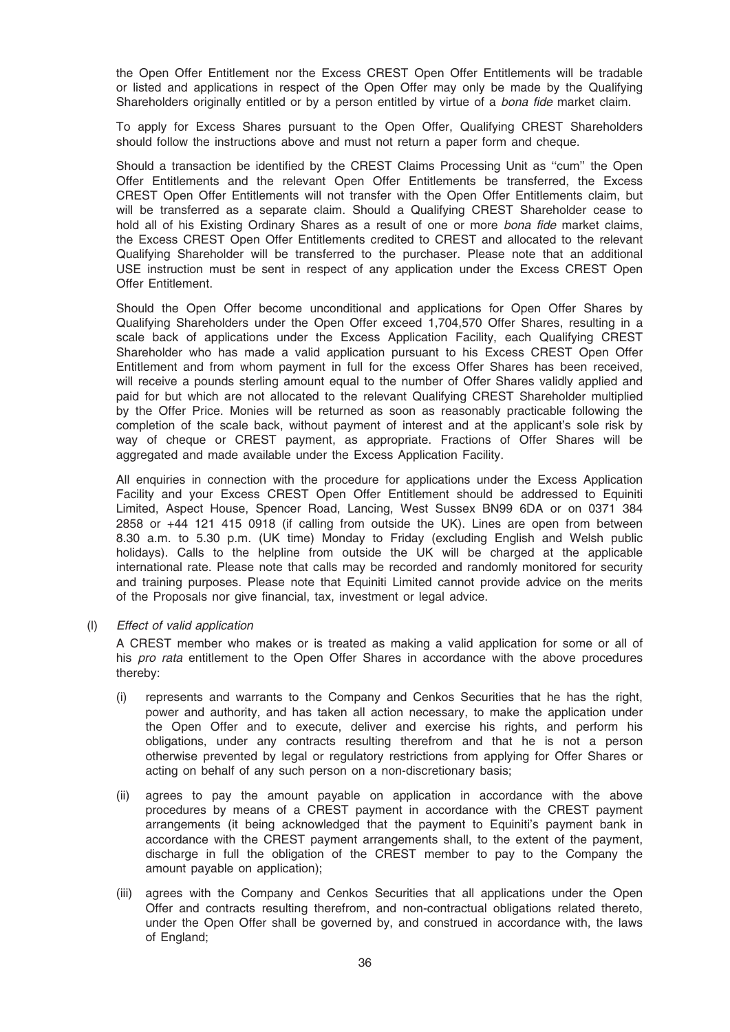the Open Offer Entitlement nor the Excess CREST Open Offer Entitlements will be tradable or listed and applications in respect of the Open Offer may only be made by the Qualifying Shareholders originally entitled or by a person entitled by virtue of a *bona fide* market claim.

To apply for Excess Shares pursuant to the Open Offer, Qualifying CREST Shareholders should follow the instructions above and must not return a paper form and cheque.

Should a transaction be identified by the CREST Claims Processing Unit as ''cum'' the Open Offer Entitlements and the relevant Open Offer Entitlements be transferred, the Excess CREST Open Offer Entitlements will not transfer with the Open Offer Entitlements claim, but will be transferred as a separate claim. Should a Qualifying CREST Shareholder cease to hold all of his Existing Ordinary Shares as a result of one or more *bona fide* market claims, the Excess CREST Open Offer Entitlements credited to CREST and allocated to the relevant Qualifying Shareholder will be transferred to the purchaser. Please note that an additional USE instruction must be sent in respect of any application under the Excess CREST Open Offer Entitlement.

Should the Open Offer become unconditional and applications for Open Offer Shares by Qualifying Shareholders under the Open Offer exceed 1,704,570 Offer Shares, resulting in a scale back of applications under the Excess Application Facility, each Qualifying CREST Shareholder who has made a valid application pursuant to his Excess CREST Open Offer Entitlement and from whom payment in full for the excess Offer Shares has been received, will receive a pounds sterling amount equal to the number of Offer Shares validly applied and paid for but which are not allocated to the relevant Qualifying CREST Shareholder multiplied by the Offer Price. Monies will be returned as soon as reasonably practicable following the completion of the scale back, without payment of interest and at the applicant's sole risk by way of cheque or CREST payment, as appropriate. Fractions of Offer Shares will be aggregated and made available under the Excess Application Facility.

All enquiries in connection with the procedure for applications under the Excess Application Facility and your Excess CREST Open Offer Entitlement should be addressed to Equiniti Limited, Aspect House, Spencer Road, Lancing, West Sussex BN99 6DA or on 0371 384 2858 or +44 121 415 0918 (if calling from outside the UK). Lines are open from between 8.30 a.m. to 5.30 p.m. (UK time) Monday to Friday (excluding English and Welsh public holidays). Calls to the helpline from outside the UK will be charged at the applicable international rate. Please note that calls may be recorded and randomly monitored for security and training purposes. Please note that Equiniti Limited cannot provide advice on the merits of the Proposals nor give financial, tax, investment or legal advice.

(l) *Effect of valid application*

A CREST member who makes or is treated as making a valid application for some or all of his *pro rata* entitlement to the Open Offer Shares in accordance with the above procedures thereby:

(i) represents and warrants to the Company and Cenkos Securities that he has the right, power and authority, and has taken all action necessary, to make the application under the Open Offer and to execute, deliver and exercise his rights, and perform his obligations, under any contracts resulting therefrom and that he is not a person otherwise prevented by legal or regulatory restrictions from applying for Offer Shares or acting on behalf of any such person on a non-discretionary basis;

(ii) agrees to pay the amount payable on application in accordance with the above procedures by means of a CREST payment in accordance with the CREST payment arrangements (it being acknowledged that the payment to Equiniti's payment bank in accordance with the CREST payment arrangements shall, to the extent of the payment, discharge in full the obligation of the CREST member to pay to the Company the amount payable on application);

(iii) agrees with the Company and Cenkos Securities that all applications under the Open Offer and contracts resulting therefrom, and non-contractual obligations related thereto, under the Open Offer shall be governed by, and construed in accordance with, the laws of England;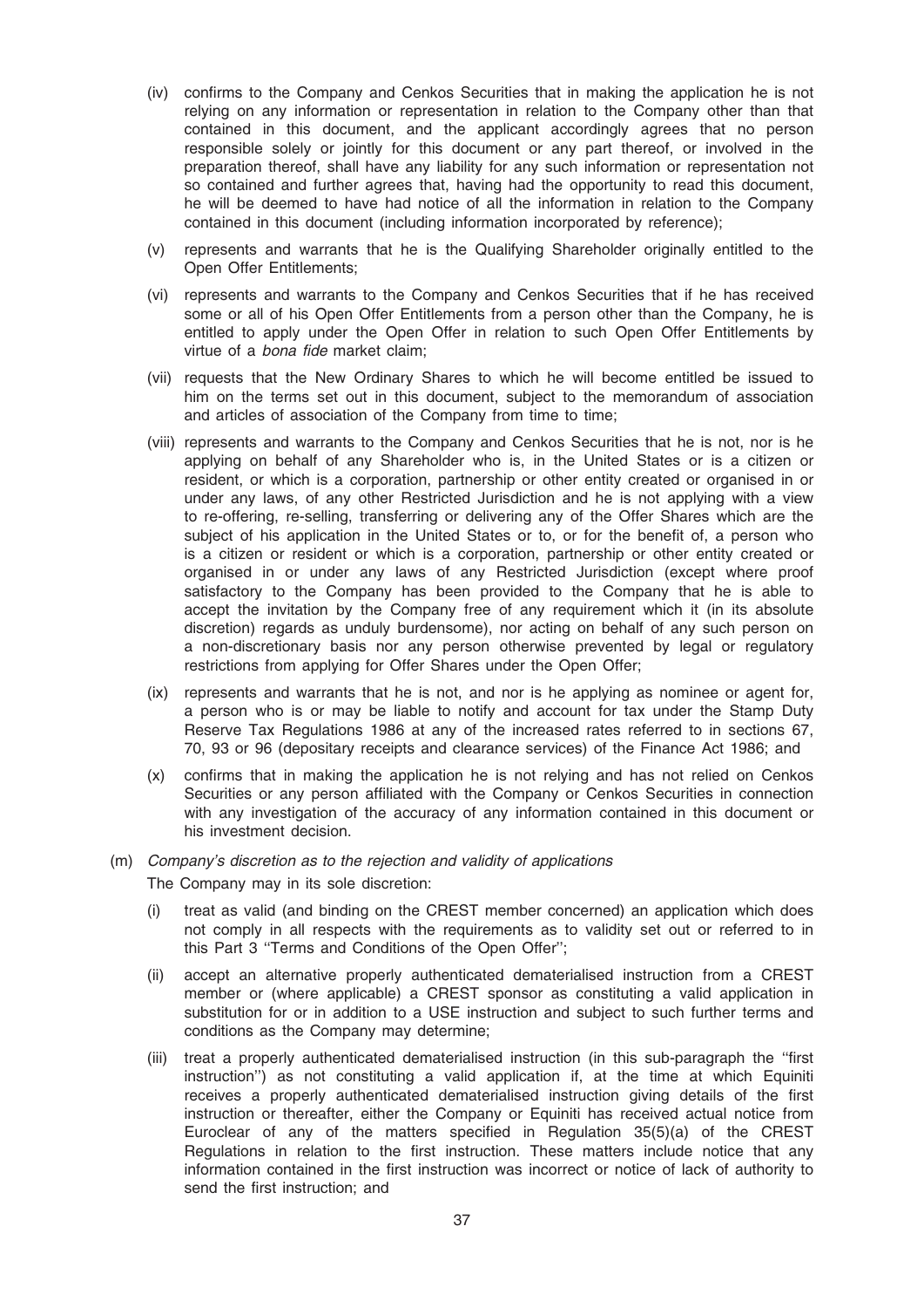(iv) confirms to the Company and Cenkos Securities that in making the application he is not relying on any information or representation in relation to the Company other than that contained in this document, and the applicant accordingly agrees that no person responsible solely or jointly for this document or any part thereof, or involved in the preparation thereof, shall have any liability for any such information or representation not so contained and further agrees that, having had the opportunity to read this document, he will be deemed to have had notice of all the information in relation to the Company contained in this document (including information incorporated by reference);

(v) represents and warrants that he is the Qualifying Shareholder originally entitled to the Open Offer Entitlements;

(vi) represents and warrants to the Company and Cenkos Securities that if he has received some or all of his Open Offer Entitlements from a person other than the Company, he is entitled to apply under the Open Offer in relation to such Open Offer Entitlements by virtue of a *bona fide* market claim;

(vii) requests that the New Ordinary Shares to which he will become entitled be issued to him on the terms set out in this document, subject to the memorandum of association and articles of association of the Company from time to time;

(viii) represents and warrants to the Company and Cenkos Securities that he is not, nor is he applying on behalf of any Shareholder who is, in the United States or is a citizen or resident, or which is a corporation, partnership or other entity created or organised in or under any laws, of any other Restricted Jurisdiction and he is not applying with a view to re-offering, re-selling, transferring or delivering any of the Offer Shares which are the subject of his application in the United States or to, or for the benefit of, a person who is a citizen or resident or which is a corporation, partnership or other entity created or organised in or under any laws of any Restricted Jurisdiction (except where proof satisfactory to the Company has been provided to the Company that he is able to accept the invitation by the Company free of any requirement which it (in its absolute discretion) regards as unduly burdensome), nor acting on behalf of any such person on a non-discretionary basis nor any person otherwise prevented by legal or regulatory restrictions from applying for Offer Shares under the Open Offer;

(ix) represents and warrants that he is not, and nor is he applying as nominee or agent for, a person who is or may be liable to notify and account for tax under the Stamp Duty Reserve Tax Regulations 1986 at any of the increased rates referred to in sections 67, 70, 93 or 96 (depositary receipts and clearance services) of the Finance Act 1986; and

(x) confirms that in making the application he is not relying and has not relied on Cenkos Securities or any person affiliated with the Company or Cenkos Securities in connection with any investigation of the accuracy of any information contained in this document or his investment decision.

(m) *Company's discretion as to the rejection and validity of applications*

The Company may in its sole discretion:

(i) treat as valid (and binding on the CREST member concerned) an application which does not comply in all respects with the requirements as to validity set out or referred to in this Part 3 ''Terms and Conditions of the Open Offer'';

(ii) accept an alternative properly authenticated dematerialised instruction from a CREST member or (where applicable) a CREST sponsor as constituting a valid application in substitution for or in addition to a USE instruction and subject to such further terms and conditions as the Company may determine;

(iii) treat a properly authenticated dematerialised instruction (in this sub-paragraph the ''first instruction'') as not constituting a valid application if, at the time at which Equiniti receives a properly authenticated dematerialised instruction giving details of the first instruction or thereafter, either the Company or Equiniti has received actual notice from Euroclear of any of the matters specified in Regulation 35(5)(a) of the CREST Regulations in relation to the first instruction. These matters include notice that any information contained in the first instruction was incorrect or notice of lack of authority to send the first instruction; and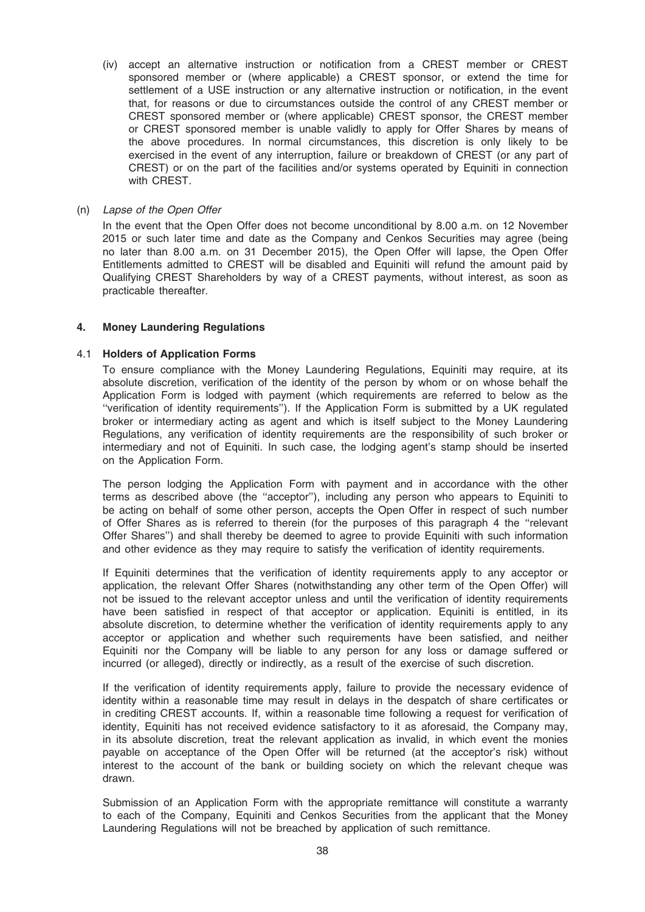(iv) accept an alternative instruction or notification from a CREST member or CREST sponsored member or (where applicable) a CREST sponsor, or extend the time for settlement of a USE instruction or any alternative instruction or notification, in the event that, for reasons or due to circumstances outside the control of any CREST member or CREST sponsored member or (where applicable) CREST sponsor, the CREST member or CREST sponsored member is unable validly to apply for Offer Shares by means of the above procedures. In normal circumstances, this discretion is only likely to be exercised in the event of any interruption, failure or breakdown of CREST (or any part of CREST) or on the part of the facilities and/or systems operated by Equiniti in connection with CREST.

(n) *Lapse of the Open Offer*

In the event that the Open Offer does not become unconditional by 8.00 a.m. on 12 November 2015 or such later time and date as the Company and Cenkos Securities may agree (being no later than 8.00 a.m. on 31 December 2015), the Open Offer will lapse, the Open Offer Entitlements admitted to CREST will be disabled and Equiniti will refund the amount paid by Qualifying CREST Shareholders by way of a CREST payments, without interest, as soon as practicable thereafter.

## 4. Money Laundering Regulations

### 4.1 Holders of Application Forms

To ensure compliance with the Money Laundering Regulations, Equiniti may require, at its absolute discretion, verification of the identity of the person by whom or on whose behalf the Application Form is lodged with payment (which requirements are referred to below as the ''verification of identity requirements''). If the Application Form is submitted by a UK regulated broker or intermediary acting as agent and which is itself subject to the Money Laundering Regulations, any verification of identity requirements are the responsibility of such broker or intermediary and not of Equiniti. In such case, the lodging agent's stamp should be inserted on the Application Form.

The person lodging the Application Form with payment and in accordance with the other terms as described above (the ''acceptor''), including any person who appears to Equiniti to be acting on behalf of some other person, accepts the Open Offer in respect of such number of Offer Shares as is referred to therein (for the purposes of this paragraph 4 the ''relevant Offer Shares'') and shall thereby be deemed to agree to provide Equiniti with such information and other evidence as they may require to satisfy the verification of identity requirements.

If Equiniti determines that the verification of identity requirements apply to any acceptor or application, the relevant Offer Shares (notwithstanding any other term of the Open Offer) will not be issued to the relevant acceptor unless and until the verification of identity requirements have been satisfied in respect of that acceptor or application. Equiniti is entitled, in its absolute discretion, to determine whether the verification of identity requirements apply to any acceptor or application and whether such requirements have been satisfied, and neither Equiniti nor the Company will be liable to any person for any loss or damage suffered or incurred (or alleged), directly or indirectly, as a result of the exercise of such discretion.

If the verification of identity requirements apply, failure to provide the necessary evidence of identity within a reasonable time may result in delays in the despatch of share certificates or in crediting CREST accounts. If, within a reasonable time following a request for verification of identity, Equiniti has not received evidence satisfactory to it as aforesaid, the Company may, in its absolute discretion, treat the relevant application as invalid, in which event the monies payable on acceptance of the Open Offer will be returned (at the acceptor's risk) without interest to the account of the bank or building society on which the relevant cheque was drawn.

Submission of an Application Form with the appropriate remittance will constitute a warranty to each of the Company, Equiniti and Cenkos Securities from the applicant that the Money Laundering Regulations will not be breached by application of such remittance.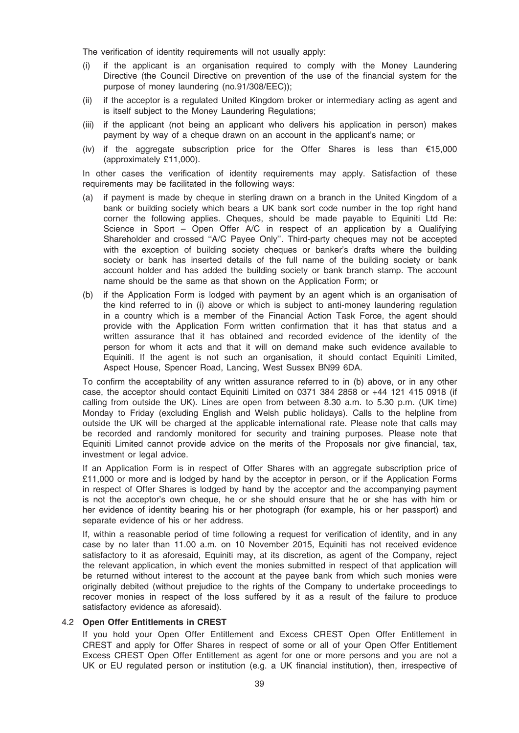The verification of identity requirements will not usually apply:

(i) if the applicant is an organisation required to comply with the Money Laundering Directive (the Council Directive on prevention of the use of the financial system for the purpose of money laundering (no.91/308/EEC));

(ii) if the acceptor is a regulated United Kingdom broker or intermediary acting as agent and is itself subject to the Money Laundering Regulations;

(iii) if the applicant (not being an applicant who delivers his application in person) makes payment by way of a cheque drawn on an account in the applicant's name; or

(iv) if the aggregate subscription price for the Offer Shares is less than €15,000 (approximately £11,000).

In other cases the verification of identity requirements may apply. Satisfaction of these requirements may be facilitated in the following ways:

(a) if payment is made by cheque in sterling drawn on a branch in the United Kingdom of a bank or building society which bears a UK bank sort code number in the top right hand corner the following applies. Cheques, should be made payable to Equiniti Ltd Re: Science in Sport – Open Offer A/C in respect of an application by a Qualifying Shareholder and crossed "A/C Payee Only". Third-party cheques may not be accepted with the exception of building society cheques or banker's drafts where the building society or bank has inserted details of the full name of the building society or bank account holder and has added the building society or bank branch stamp. The account name should be the same as that shown on the Application Form; or

(b) if the Application Form is lodged with payment by an agent which is an organisation of the kind referred to in (i) above or which is subject to anti-money laundering regulation in a country which is a member of the Financial Action Task Force, the agent should provide with the Application Form written confirmation that it has that status and a written assurance that it has obtained and recorded evidence of the identity of the person for whom it acts and that it will on demand make such evidence available to Equiniti. If the agent is not such an organisation, it should contact Equiniti Limited, Aspect House, Spencer Road, Lancing, West Sussex BN99 6DA.

To confirm the acceptability of any written assurance referred to in (b) above, or in any other case, the acceptor should contact Equiniti Limited on 0371 384 2858 or +44 121 415 0918 (if calling from outside the UK). Lines are open from between 8.30 a.m. to 5.30 p.m. (UK time) Monday to Friday (excluding English and Welsh public holidays). Calls to the helpline from outside the UK will be charged at the applicable international rate. Please note that calls may be recorded and randomly monitored for security and training purposes. Please note that Equiniti Limited cannot provide advice on the merits of the Proposals nor give financial, tax, investment or legal advice.

If an Application Form is in respect of Offer Shares with an aggregate subscription price of £11,000 or more and is lodged by hand by the acceptor in person, or if the Application Forms in respect of Offer Shares is lodged by hand by the acceptor and the accompanying payment is not the acceptor's own cheque, he or she should ensure that he or she has with him or her evidence of identity bearing his or her photograph (for example, his or her passport) and separate evidence of his or her address.

If, within a reasonable period of time following a request for verification of identity, and in any case by no later than 11.00 a.m. on 10 November 2015, Equiniti has not received evidence satisfactory to it as aforesaid, Equiniti may, at its discretion, as agent of the Company, reject the relevant application, in which event the monies submitted in respect of that application will be returned without interest to the account at the payee bank from which such monies were originally debited (without prejudice to the rights of the Company to undertake proceedings to recover monies in respect of the loss suffered by it as a result of the failure to produce satisfactory evidence as aforesaid).

### 4.2 Open Offer Entitlements in CREST

If you hold your Open Offer Entitlement and Excess CREST Open Offer Entitlement in CREST and apply for Offer Shares in respect of some or all of your Open Offer Entitlement Excess CREST Open Offer Entitlement as agent for one or more persons and you are not a UK or EU regulated person or institution (e.g. a UK financial institution), then, irrespective of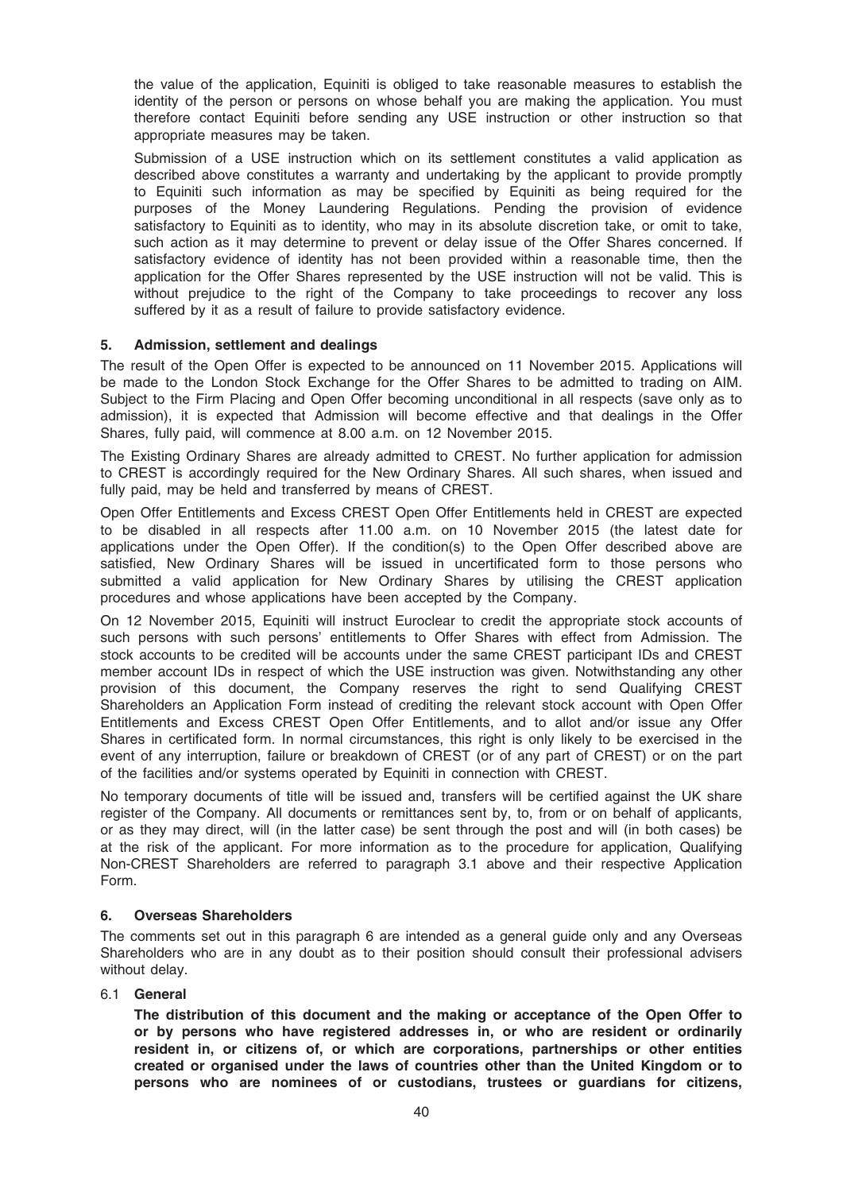the value of the application, Equiniti is obliged to take reasonable measures to establish the identity of the person or persons on whose behalf you are making the application. You must therefore contact Equiniti before sending any USE instruction or other instruction so that appropriate measures may be taken.

Submission of a USE instruction which on its settlement constitutes a valid application as described above constitutes a warranty and undertaking by the applicant to provide promptly to Equiniti such information as may be specified by Equiniti as being required for the purposes of the Money Laundering Regulations. Pending the provision of evidence satisfactory to Equiniti as to identity, who may in its absolute discretion take, or omit to take, such action as it may determine to prevent or delay issue of the Offer Shares concerned. If satisfactory evidence of identity has not been provided within a reasonable time, then the application for the Offer Shares represented by the USE instruction will not be valid. This is without prejudice to the right of the Company to take proceedings to recover any loss suffered by it as a result of failure to provide satisfactory evidence.

## 5. Admission, settlement and dealings

The result of the Open Offer is expected to be announced on 11 November 2015. Applications will be made to the London Stock Exchange for the Offer Shares to be admitted to trading on AIM. Subject to the Firm Placing and Open Offer becoming unconditional in all respects (save only as to admission), it is expected that Admission will become effective and that dealings in the Offer Shares, fully paid, will commence at 8.00 a.m. on 12 November 2015.

The Existing Ordinary Shares are already admitted to CREST. No further application for admission to CREST is accordingly required for the New Ordinary Shares. All such shares, when issued and fully paid, may be held and transferred by means of CREST.

Open Offer Entitlements and Excess CREST Open Offer Entitlements held in CREST are expected to be disabled in all respects after 11.00 a.m. on 10 November 2015 (the latest date for applications under the Open Offer). If the condition(s) to the Open Offer described above are satisfied, New Ordinary Shares will be issued in uncertificated form to those persons who submitted a valid application for New Ordinary Shares by utilising the CREST application procedures and whose applications have been accepted by the Company.

On 12 November 2015, Equiniti will instruct Euroclear to credit the appropriate stock accounts of such persons with such persons' entitlements to Offer Shares with effect from Admission. The stock accounts to be credited will be accounts under the same CREST participant IDs and CREST member account IDs in respect of which the USE instruction was given. Notwithstanding any other provision of this document, the Company reserves the right to send Qualifying CREST Shareholders an Application Form instead of crediting the relevant stock account with Open Offer Entitlements and Excess CREST Open Offer Entitlements, and to allot and/or issue any Offer Shares in certificated form. In normal circumstances, this right is only likely to be exercised in the event of any interruption, failure or breakdown of CREST (or of any part of CREST) or on the part of the facilities and/or systems operated by Equiniti in connection with CREST.

No temporary documents of title will be issued and, transfers will be certified against the UK share register of the Company. All documents or remittances sent by, to, from or on behalf of applicants, or as they may direct, will (in the latter case) be sent through the post and will (in both cases) be at the risk of the applicant. For more information as to the procedure for application, Qualifying Non-CREST Shareholders are referred to paragraph 3.1 above and their respective Application Form.

## 6. Overseas Shareholders

The comments set out in this paragraph 6 are intended as a general guide only and any Overseas Shareholders who are in any doubt as to their position should consult their professional advisers without delay.

### 6.1 General

**The distribution of this document and the making or acceptance of the Open Offer to or by persons who have registered addresses in, or who are resident or ordinarily resident in, or citizens of, or which are corporations, partnerships or other entities created or organised under the laws of countries other than the United Kingdom or to persons who are nominees of or custodians, trustees or guardians for citizens,**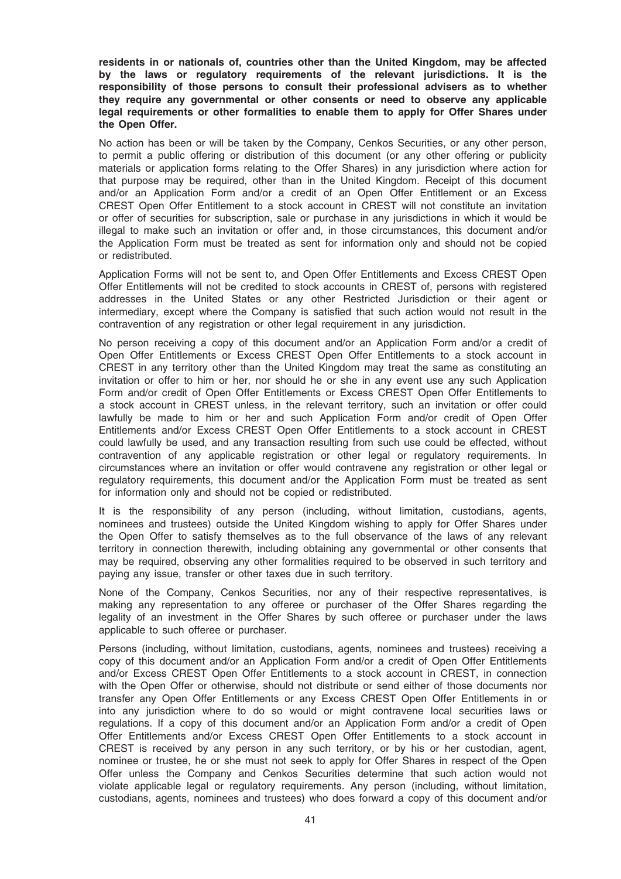**residents in or nationals of, countries other than the United Kingdom, may be affected by the laws or regulatory requirements of the relevant jurisdictions. It is the responsibility of those persons to consult their professional advisers as to whether they require any governmental or other consents or need to observe any applicable legal requirements or other formalities to enable them to apply for Offer Shares under the Open Offer.**

No action has been or will be taken by the Company, Cenkos Securities, or any other person, to permit a public offering or distribution of this document (or any other offering or publicity materials or application forms relating to the Offer Shares) in any jurisdiction where action for that purpose may be required, other than in the United Kingdom. Receipt of this document and/or an Application Form and/or a credit of an Open Offer Entitlement or an Excess CREST Open Offer Entitlement to a stock account in CREST will not constitute an invitation or offer of securities for subscription, sale or purchase in any jurisdictions in which it would be illegal to make such an invitation or offer and, in those circumstances, this document and/or the Application Form must be treated as sent for information only and should not be copied or redistributed.

Application Forms will not be sent to, and Open Offer Entitlements and Excess CREST Open Offer Entitlements will not be credited to stock accounts in CREST of, persons with registered addresses in the United States or any other Restricted Jurisdiction or their agent or intermediary, except where the Company is satisfied that such action would not result in the contravention of any registration or other legal requirement in any jurisdiction.

No person receiving a copy of this document and/or an Application Form and/or a credit of Open Offer Entitlements or Excess CREST Open Offer Entitlements to a stock account in CREST in any territory other than the United Kingdom may treat the same as constituting an invitation or offer to him or her, nor should he or she in any event use any such Application Form and/or credit of Open Offer Entitlements or Excess CREST Open Offer Entitlements to a stock account in CREST unless, in the relevant territory, such an invitation or offer could lawfully be made to him or her and such Application Form and/or credit of Open Offer Entitlements and/or Excess CREST Open Offer Entitlements to a stock account in CREST could lawfully be used, and any transaction resulting from such use could be effected, without contravention of any applicable registration or other legal or regulatory requirements. In circumstances where an invitation or offer would contravene any registration or other legal or regulatory requirements, this document and/or the Application Form must be treated as sent for information only and should not be copied or redistributed.

It is the responsibility of any person (including, without limitation, custodians, agents, nominees and trustees) outside the United Kingdom wishing to apply for Offer Shares under the Open Offer to satisfy themselves as to the full observance of the laws of any relevant territory in connection therewith, including obtaining any governmental or other consents that may be required, observing any other formalities required to be observed in such territory and paying any issue, transfer or other taxes due in such territory.

None of the Company, Cenkos Securities, nor any of their respective representatives, is making any representation to any offeree or purchaser of the Offer Shares regarding the legality of an investment in the Offer Shares by such offeree or purchaser under the laws applicable to such offeree or purchaser.

Persons (including, without limitation, custodians, agents, nominees and trustees) receiving a copy of this document and/or an Application Form and/or a credit of Open Offer Entitlements and/or Excess CREST Open Offer Entitlements to a stock account in CREST, in connection with the Open Offer or otherwise, should not distribute or send either of those documents nor transfer any Open Offer Entitlements or any Excess CREST Open Offer Entitlements in or into any jurisdiction where to do so would or might contravene local securities laws or regulations. If a copy of this document and/or an Application Form and/or a credit of Open Offer Entitlements and/or Excess CREST Open Offer Entitlements to a stock account in CREST is received by any person in any such territory, or by his or her custodian, agent, nominee or trustee, he or she must not seek to apply for Offer Shares in respect of the Open Offer unless the Company and Cenkos Securities determine that such action would not violate applicable legal or regulatory requirements. Any person (including, without limitation, custodians, agents, nominees and trustees) who does forward a copy of this document and/or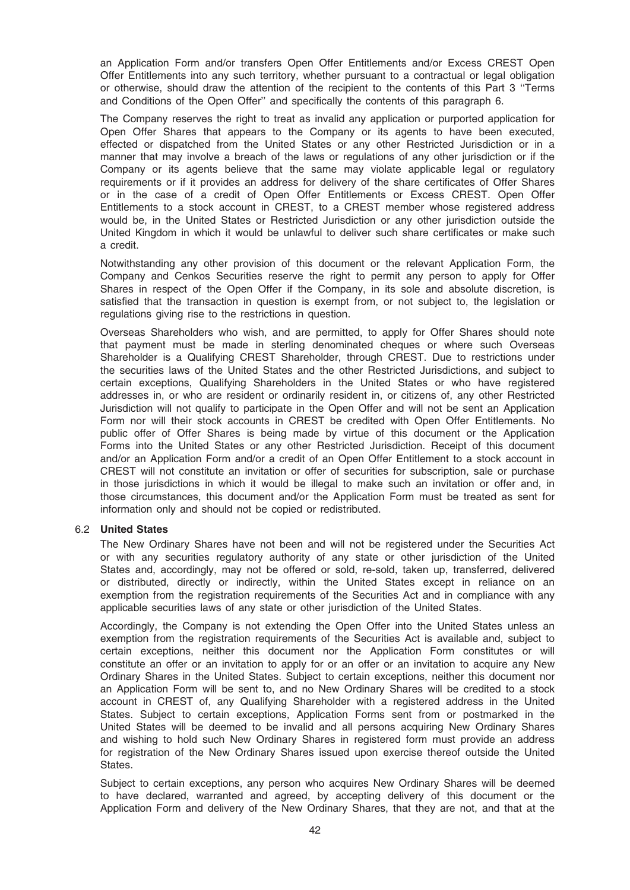an Application Form and/or transfers Open Offer Entitlements and/or Excess CREST Open Offer Entitlements into any such territory, whether pursuant to a contractual or legal obligation or otherwise, should draw the attention of the recipient to the contents of this Part 3 ''Terms and Conditions of the Open Offer'' and specifically the contents of this paragraph 6.

The Company reserves the right to treat as invalid any application or purported application for Open Offer Shares that appears to the Company or its agents to have been executed, effected or dispatched from the United States or any other Restricted Jurisdiction or in a manner that may involve a breach of the laws or regulations of any other jurisdiction or if the Company or its agents believe that the same may violate applicable legal or regulatory requirements or if it provides an address for delivery of the share certificates of Offer Shares or in the case of a credit of Open Offer Entitlements or Excess CREST. Open Offer Entitlements to a stock account in CREST, to a CREST member whose registered address would be, in the United States or Restricted Jurisdiction or any other jurisdiction outside the United Kingdom in which it would be unlawful to deliver such share certificates or make such a credit.

Notwithstanding any other provision of this document or the relevant Application Form, the Company and Cenkos Securities reserve the right to permit any person to apply for Offer Shares in respect of the Open Offer if the Company, in its sole and absolute discretion, is satisfied that the transaction in question is exempt from, or not subject to, the legislation or regulations giving rise to the restrictions in question.

Overseas Shareholders who wish, and are permitted, to apply for Offer Shares should note that payment must be made in sterling denominated cheques or where such Overseas Shareholder is a Qualifying CREST Shareholder, through CREST. Due to restrictions under the securities laws of the United States and the other Restricted Jurisdictions, and subject to certain exceptions, Qualifying Shareholders in the United States or who have registered addresses in, or who are resident or ordinarily resident in, or citizens of, any other Restricted Jurisdiction will not qualify to participate in the Open Offer and will not be sent an Application Form nor will their stock accounts in CREST be credited with Open Offer Entitlements. No public offer of Offer Shares is being made by virtue of this document or the Application Forms into the United States or any other Restricted Jurisdiction. Receipt of this document and/or an Application Form and/or a credit of an Open Offer Entitlement to a stock account in CREST will not constitute an invitation or offer of securities for subscription, sale or purchase in those jurisdictions in which it would be illegal to make such an invitation or offer and, in those circumstances, this document and/or the Application Form must be treated as sent for information only and should not be copied or redistributed.

6.2 **United States**

The New Ordinary Shares have not been and will not be registered under the Securities Act or with any securities regulatory authority of any state or other jurisdiction of the United States and, accordingly, may not be offered or sold, re-sold, taken up, transferred, delivered or distributed, directly or indirectly, within the United States except in reliance on an exemption from the registration requirements of the Securities Act and in compliance with any applicable securities laws of any state or other jurisdiction of the United States.

Accordingly, the Company is not extending the Open Offer into the United States unless an exemption from the registration requirements of the Securities Act is available and, subject to certain exceptions, neither this document nor the Application Form constitutes or will constitute an offer or an invitation to apply for or an offer or an invitation to acquire any New Ordinary Shares in the United States. Subject to certain exceptions, neither this document nor an Application Form will be sent to, and no New Ordinary Shares will be credited to a stock account in CREST of, any Qualifying Shareholder with a registered address in the United States. Subject to certain exceptions, Application Forms sent from or postmarked in the United States will be deemed to be invalid and all persons acquiring New Ordinary Shares and wishing to hold such New Ordinary Shares in registered form must provide an address for registration of the New Ordinary Shares issued upon exercise thereof outside the United States.

Subject to certain exceptions, any person who acquires New Ordinary Shares will be deemed to have declared, warranted and agreed, by accepting delivery of this document or the Application Form and delivery of the New Ordinary Shares, that they are not, and that at the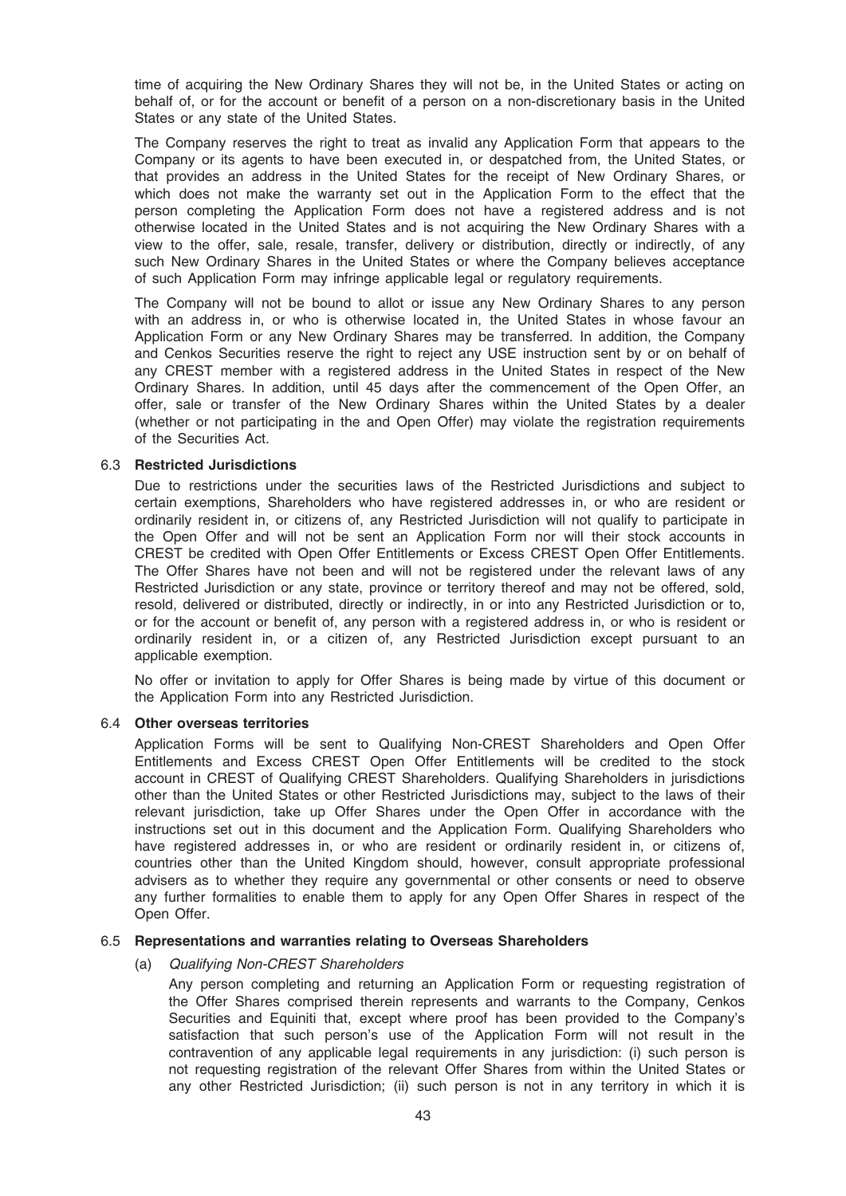time of acquiring the New Ordinary Shares they will not be, in the United States or acting on behalf of, or for the account or benefit of a person on a non-discretionary basis in the United States or any state of the United States.

The Company reserves the right to treat as invalid any Application Form that appears to the Company or its agents to have been executed in, or despatched from, the United States, or that provides an address in the United States for the receipt of New Ordinary Shares, or which does not make the warranty set out in the Application Form to the effect that the person completing the Application Form does not have a registered address and is not otherwise located in the United States and is not acquiring the New Ordinary Shares with a view to the offer, sale, resale, transfer, delivery or distribution, directly or indirectly, of any such New Ordinary Shares in the United States or where the Company believes acceptance of such Application Form may infringe applicable legal or regulatory requirements.

The Company will not be bound to allot or issue any New Ordinary Shares to any person with an address in, or who is otherwise located in, the United States in whose favour an Application Form or any New Ordinary Shares may be transferred. In addition, the Company and Cenkos Securities reserve the right to reject any USE instruction sent by or on behalf of any CREST member with a registered address in the United States in respect of the New Ordinary Shares. In addition, until 45 days after the commencement of the Open Offer, an offer, sale or transfer of the New Ordinary Shares within the United States by a dealer (whether or not participating in the and Open Offer) may violate the registration requirements of the Securities Act.

### 6.3 Restricted Jurisdictions

Due to restrictions under the securities laws of the Restricted Jurisdictions and subject to certain exemptions, Shareholders who have registered addresses in, or who are resident or ordinarily resident in, or citizens of, any Restricted Jurisdiction will not qualify to participate in the Open Offer and will not be sent an Application Form nor will their stock accounts in CREST be credited with Open Offer Entitlements or Excess CREST Open Offer Entitlements. The Offer Shares have not been and will not be registered under the relevant laws of any Restricted Jurisdiction or any state, province or territory thereof and may not be offered, sold, resold, delivered or distributed, directly or indirectly, in or into any Restricted Jurisdiction or to, or for the account or benefit of, any person with a registered address in, or who is resident or ordinarily resident in, or a citizen of, any Restricted Jurisdiction except pursuant to an applicable exemption.

No offer or invitation to apply for Offer Shares is being made by virtue of this document or the Application Form into any Restricted Jurisdiction.

### 6.4 Other overseas territories

Application Forms will be sent to Qualifying Non-CREST Shareholders and Open Offer Entitlements and Excess CREST Open Offer Entitlements will be credited to the stock account in CREST of Qualifying CREST Shareholders. Qualifying Shareholders in jurisdictions other than the United States or other Restricted Jurisdictions may, subject to the laws of their relevant jurisdiction, take up Offer Shares under the Open Offer in accordance with the instructions set out in this document and the Application Form. Qualifying Shareholders who have registered addresses in, or who are resident or ordinarily resident in, or citizens of, countries other than the United Kingdom should, however, consult appropriate professional advisers as to whether they require any governmental or other consents or need to observe any further formalities to enable them to apply for any Open Offer Shares in respect of the Open Offer.

### 6.5 Representations and warranties relating to Overseas Shareholders

(a) *Qualifying Non-CREST Shareholders*

Any person completing and returning an Application Form or requesting registration of the Offer Shares comprised therein represents and warrants to the Company, Cenkos Securities and Equiniti that, except where proof has been provided to the Company's satisfaction that such person's use of the Application Form will not result in the contravention of any applicable legal requirements in any jurisdiction: (i) such person is not requesting registration of the relevant Offer Shares from within the United States or any other Restricted Jurisdiction; (ii) such person is not in any territory in which it is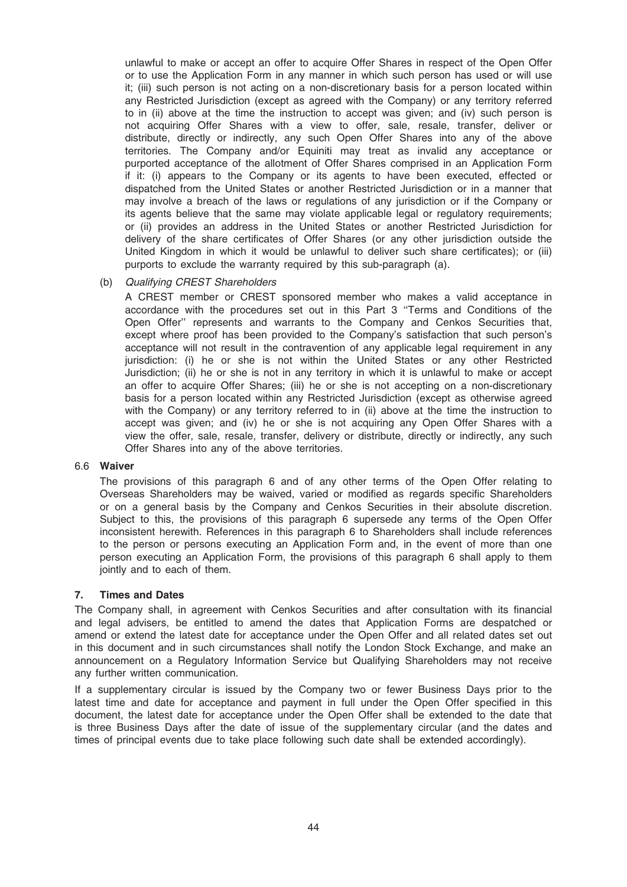unlawful to make or accept an offer to acquire Offer Shares in respect of the Open Offer or to use the Application Form in any manner in which such person has used or will use it; (iii) such person is not acting on a non-discretionary basis for a person located within any Restricted Jurisdiction (except as agreed with the Company) or any territory referred to in (ii) above at the time the instruction to accept was given; and (iv) such person is not acquiring Offer Shares with a view to offer, sale, resale, transfer, deliver or distribute, directly or indirectly, any such Open Offer Shares into any of the above territories. The Company and/or Equiniti may treat as invalid any acceptance or purported acceptance of the allotment of Offer Shares comprised in an Application Form if it: (i) appears to the Company or its agents to have been executed, effected or dispatched from the United States or another Restricted Jurisdiction or in a manner that may involve a breach of the laws or regulations of any jurisdiction or if the Company or its agents believe that the same may violate applicable legal or regulatory requirements; or (ii) provides an address in the United States or another Restricted Jurisdiction for delivery of the share certificates of Offer Shares (or any other jurisdiction outside the United Kingdom in which it would be unlawful to deliver such share certificates); or (iii) purports to exclude the warranty required by this sub-paragraph (a).

(b) *Qualifying CREST Shareholders*

A CREST member or CREST sponsored member who makes a valid acceptance in accordance with the procedures set out in this Part 3 ''Terms and Conditions of the Open Offer'' represents and warrants to the Company and Cenkos Securities that, except where proof has been provided to the Company's satisfaction that such person's acceptance will not result in the contravention of any applicable legal requirement in any jurisdiction: (i) he or she is not within the United States or any other Restricted Jurisdiction; (ii) he or she is not in any territory in which it is unlawful to make or accept an offer to acquire Offer Shares; (iii) he or she is not accepting on a non-discretionary basis for a person located within any Restricted Jurisdiction (except as otherwise agreed with the Company) or any territory referred to in (ii) above at the time the instruction to accept was given; and (iv) he or she is not acquiring any Open Offer Shares with a view the offer, sale, resale, transfer, delivery or distribute, directly or indirectly, any such Offer Shares into any of the above territories.

### 6.6 Waiver

The provisions of this paragraph 6 and of any other terms of the Open Offer relating to Overseas Shareholders may be waived, varied or modified as regards specific Shareholders or on a general basis by the Company and Cenkos Securities in their absolute discretion. Subject to this, the provisions of this paragraph 6 supersede any terms of the Open Offer inconsistent herewith. References in this paragraph 6 to Shareholders shall include references to the person or persons executing an Application Form and, in the event of more than one person executing an Application Form, the provisions of this paragraph 6 shall apply to them jointly and to each of them.

## 7. Times and Dates

The Company shall, in agreement with Cenkos Securities and after consultation with its financial and legal advisers, be entitled to amend the dates that Application Forms are despatched or amend or extend the latest date for acceptance under the Open Offer and all related dates set out in this document and in such circumstances shall notify the London Stock Exchange, and make an announcement on a Regulatory Information Service but Qualifying Shareholders may not receive any further written communication.

If a supplementary circular is issued by the Company two or fewer Business Days prior to the latest time and date for acceptance and payment in full under the Open Offer specified in this document, the latest date for acceptance under the Open Offer shall be extended to the date that is three Business Days after the date of issue of the supplementary circular (and the dates and times of principal events due to take place following such date shall be extended accordingly).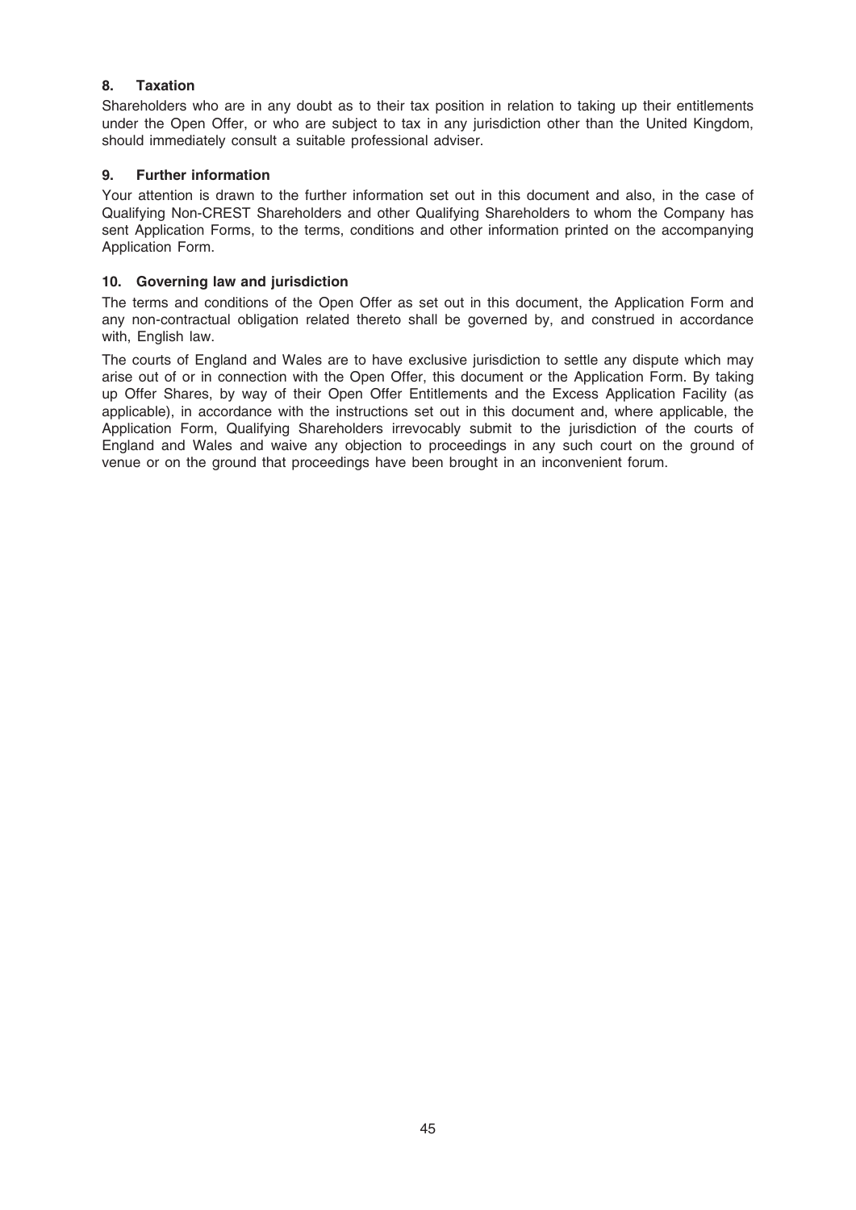### 8. Taxation

Shareholders who are in any doubt as to their tax position in relation to taking up their entitlements under the Open Offer, or who are subject to tax in any jurisdiction other than the United Kingdom, should immediately consult a suitable professional adviser.

### 9. Further information

Your attention is drawn to the further information set out in this document and also, in the case of Qualifying Non-CREST Shareholders and other Qualifying Shareholders to whom the Company has sent Application Forms, to the terms, conditions and other information printed on the accompanying Application Form.

### 10. Governing law and jurisdiction

The terms and conditions of the Open Offer as set out in this document, the Application Form and any non-contractual obligation related thereto shall be governed by, and construed in accordance with, English law.

The courts of England and Wales are to have exclusive jurisdiction to settle any dispute which may arise out of or in connection with the Open Offer, this document or the Application Form. By taking up Offer Shares, by way of their Open Offer Entitlements and the Excess Application Facility (as applicable), in accordance with the instructions set out in this document and, where applicable, the Application Form, Qualifying Shareholders irrevocably submit to the jurisdiction of the courts of England and Wales and waive any objection to proceedings in any such court on the ground of venue or on the ground that proceedings have been brought in an inconvenient forum.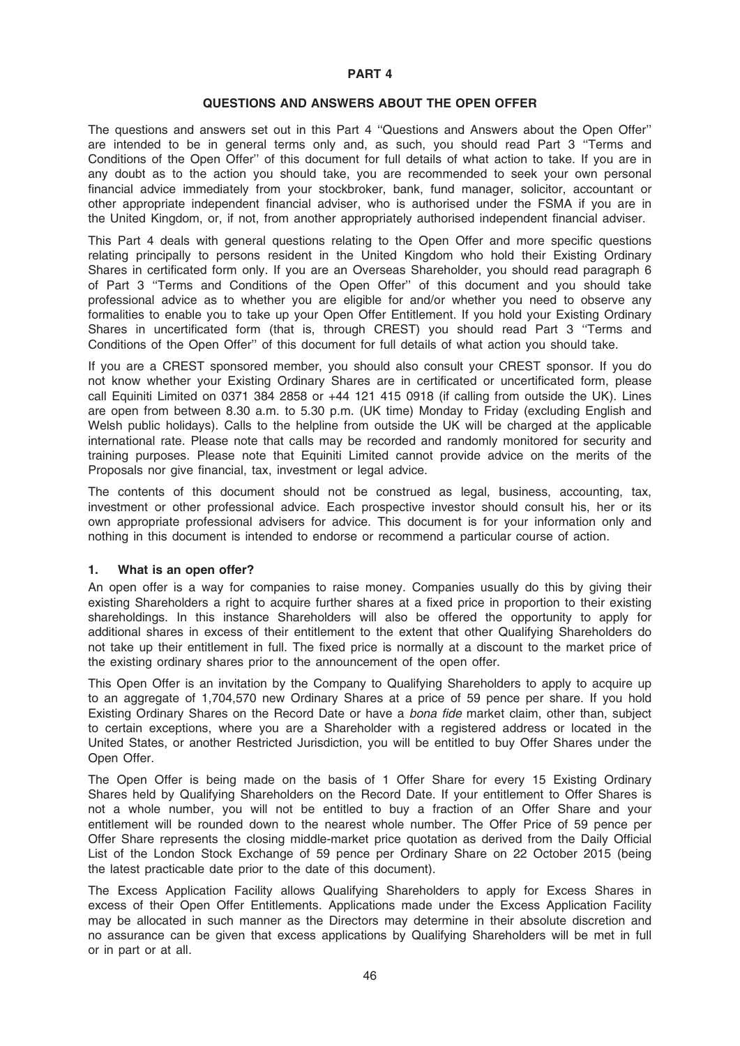# PART 4

## QUESTIONS AND ANSWERS ABOUT THE OPEN OFFER

The questions and answers set out in this Part 4 ''Questions and Answers about the Open Offer'' are intended to be in general terms only and, as such, you should read Part 3 ''Terms and Conditions of the Open Offer'' of this document for full details of what action to take. If you are in any doubt as to the action you should take, you are recommended to seek your own personal financial advice immediately from your stockbroker, bank, fund manager, solicitor, accountant or other appropriate independent financial adviser, who is authorised under the FSMA if you are in the United Kingdom, or, if not, from another appropriately authorised independent financial adviser.

This Part 4 deals with general questions relating to the Open Offer and more specific questions relating principally to persons resident in the United Kingdom who hold their Existing Ordinary Shares in certificated form only. If you are an Overseas Shareholder, you should read paragraph 6 of Part 3 ''Terms and Conditions of the Open Offer'' of this document and you should take professional advice as to whether you are eligible for and/or whether you need to observe any formalities to enable you to take up your Open Offer Entitlement. If you hold your Existing Ordinary Shares in uncertificated form (that is, through CREST) you should read Part 3 ''Terms and Conditions of the Open Offer'' of this document for full details of what action you should take.

If you are a CREST sponsored member, you should also consult your CREST sponsor. If you do not know whether your Existing Ordinary Shares are in certificated or uncertificated form, please call Equiniti Limited on 0371 384 2858 or +44 121 415 0918 (if calling from outside the UK). Lines are open from between 8.30 a.m. to 5.30 p.m. (UK time) Monday to Friday (excluding English and Welsh public holidays). Calls to the helpline from outside the UK will be charged at the applicable international rate. Please note that calls may be recorded and randomly monitored for security and training purposes. Please note that Equiniti Limited cannot provide advice on the merits of the Proposals nor give financial, tax, investment or legal advice.

The contents of this document should not be construed as legal, business, accounting, tax, investment or other professional advice. Each prospective investor should consult his, her or its own appropriate professional advisers for advice. This document is for your information only and nothing in this document is intended to endorse or recommend a particular course of action.

### 1. What is an open offer?

An open offer is a way for companies to raise money. Companies usually do this by giving their existing Shareholders a right to acquire further shares at a fixed price in proportion to their existing shareholdings. In this instance Shareholders will also be offered the opportunity to apply for additional shares in excess of their entitlement to the extent that other Qualifying Shareholders do not take up their entitlement in full. The fixed price is normally at a discount to the market price of the existing ordinary shares prior to the announcement of the open offer.

This Open Offer is an invitation by the Company to Qualifying Shareholders to apply to acquire up to an aggregate of 1,704,570 new Ordinary Shares at a price of 59 pence per share. If you hold Existing Ordinary Shares on the Record Date or have a *bona fide* market claim, other than, subject to certain exceptions, where you are a Shareholder with a registered address or located in the United States, or another Restricted Jurisdiction, you will be entitled to buy Offer Shares under the Open Offer.

The Open Offer is being made on the basis of 1 Offer Share for every 15 Existing Ordinary Shares held by Qualifying Shareholders on the Record Date. If your entitlement to Offer Shares is not a whole number, you will not be entitled to buy a fraction of an Offer Share and your entitlement will be rounded down to the nearest whole number. The Offer Price of 59 pence per Offer Share represents the closing middle-market price quotation as derived from the Daily Official List of the London Stock Exchange of 59 pence per Ordinary Share on 22 October 2015 (being the latest practicable date prior to the date of this document).

The Excess Application Facility allows Qualifying Shareholders to apply for Excess Shares in excess of their Open Offer Entitlements. Applications made under the Excess Application Facility may be allocated in such manner as the Directors may determine in their absolute discretion and no assurance can be given that excess applications by Qualifying Shareholders will be met in full or in part or at all.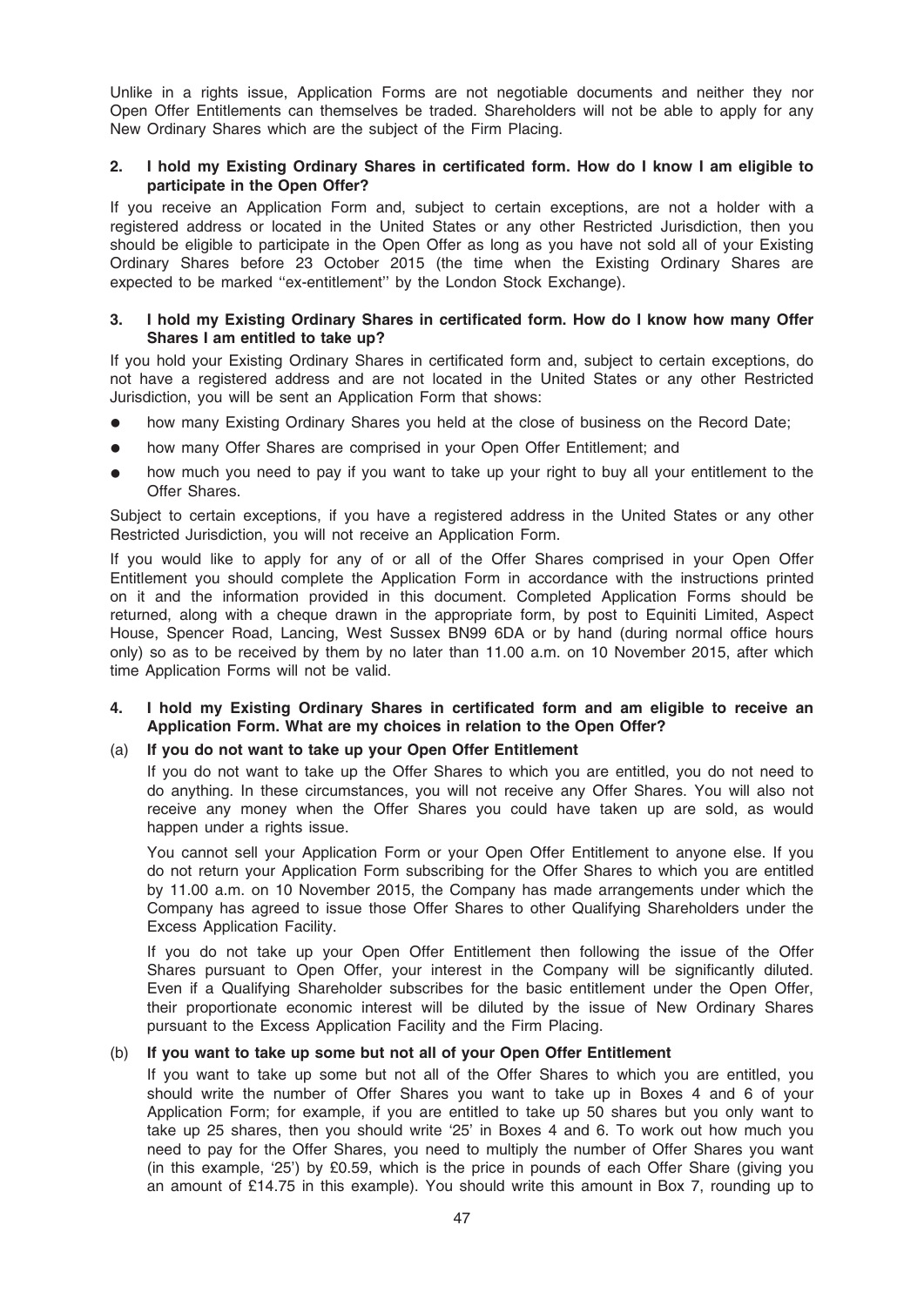Unlike in a rights issue, Application Forms are not negotiable documents and neither they nor Open Offer Entitlements can themselves be traded. Shareholders will not be able to apply for any New Ordinary Shares which are the subject of the Firm Placing.

**2. I hold my Existing Ordinary Shares in certificated form. How do I know I am eligible to participate in the Open Offer?**

If you receive an Application Form and, subject to certain exceptions, are not a holder with a registered address or located in the United States or any other Restricted Jurisdiction, then you should be eligible to participate in the Open Offer as long as you have not sold all of your Existing Ordinary Shares before 23 October 2015 (the time when the Existing Ordinary Shares are expected to be marked ''ex-entitlement'' by the London Stock Exchange).

**3. I hold my Existing Ordinary Shares in certificated form. How do I know how many Offer Shares I am entitled to take up?**

If you hold your Existing Ordinary Shares in certificated form and, subject to certain exceptions, do not have a registered address and are not located in the United States or any other Restricted Jurisdiction, you will be sent an Application Form that shows:

- how many Existing Ordinary Shares you held at the close of business on the Record Date;
- how many Offer Shares are comprised in your Open Offer Entitlement; and
- how much you need to pay if you want to take up your right to buy all your entitlement to the Offer Shares.

Subject to certain exceptions, if you have a registered address in the United States or any other Restricted Jurisdiction, you will not receive an Application Form.

If you would like to apply for any of or all of the Offer Shares comprised in your Open Offer Entitlement you should complete the Application Form in accordance with the instructions printed on it and the information provided in this document. Completed Application Forms should be returned, along with a cheque drawn in the appropriate form, by post to Equiniti Limited, Aspect House, Spencer Road, Lancing, West Sussex BN99 6DA or by hand (during normal office hours only) so as to be received by them by no later than 11.00 a.m. on 10 November 2015, after which time Application Forms will not be valid.

**4. I hold my Existing Ordinary Shares in certificated form and am eligible to receive an Application Form. What are my choices in relation to the Open Offer?**

(a) **If you do not want to take up your Open Offer Entitlement**

If you do not want to take up the Offer Shares to which you are entitled, you do not need to do anything. In these circumstances, you will not receive any Offer Shares. You will also not receive any money when the Offer Shares you could have taken up are sold, as would happen under a rights issue.

You cannot sell your Application Form or your Open Offer Entitlement to anyone else. If you do not return your Application Form subscribing for the Offer Shares to which you are entitled by 11.00 a.m. on 10 November 2015, the Company has made arrangements under which the Company has agreed to issue those Offer Shares to other Qualifying Shareholders under the Excess Application Facility.

If you do not take up your Open Offer Entitlement then following the issue of the Offer Shares pursuant to Open Offer, your interest in the Company will be significantly diluted. Even if a Qualifying Shareholder subscribes for the basic entitlement under the Open Offer, their proportionate economic interest will be diluted by the issue of New Ordinary Shares pursuant to the Excess Application Facility and the Firm Placing.

(b) **If you want to take up some but not all of your Open Offer Entitlement**

If you want to take up some but not all of the Offer Shares to which you are entitled, you should write the number of Offer Shares you want to take up in Boxes 4 and 6 of your Application Form; for example, if you are entitled to take up 50 shares but you only want to take up 25 shares, then you should write '25' in Boxes 4 and 6. To work out how much you need to pay for the Offer Shares, you need to multiply the number of Offer Shares you want (in this example, '25') by £0.59, which is the price in pounds of each Offer Share (giving you an amount of £14.75 in this example). You should write this amount in Box 7, rounding up to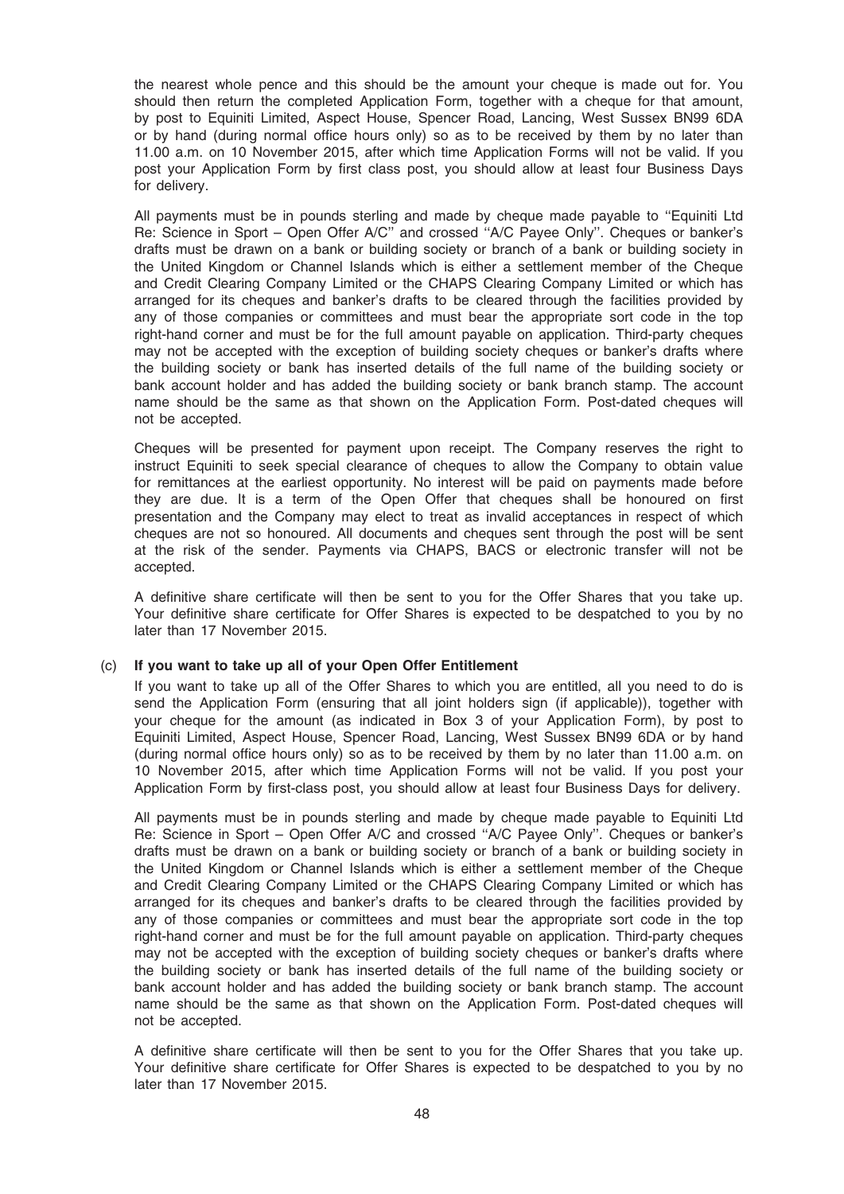the nearest whole pence and this should be the amount your cheque is made out for. You should then return the completed Application Form, together with a cheque for that amount, by post to Equiniti Limited, Aspect House, Spencer Road, Lancing, West Sussex BN99 6DA or by hand (during normal office hours only) so as to be received by them by no later than 11.00 a.m. on 10 November 2015, after which time Application Forms will not be valid. If you post your Application Form by first class post, you should allow at least four Business Days for delivery.

All payments must be in pounds sterling and made by cheque made payable to ''Equiniti Ltd Re: Science in Sport – Open Offer A/C'' and crossed ''A/C Payee Only''. Cheques or banker's drafts must be drawn on a bank or building society or branch of a bank or building society in the United Kingdom or Channel Islands which is either a settlement member of the Cheque and Credit Clearing Company Limited or the CHAPS Clearing Company Limited or which has arranged for its cheques and banker's drafts to be cleared through the facilities provided by any of those companies or committees and must bear the appropriate sort code in the top right-hand corner and must be for the full amount payable on application. Third-party cheques may not be accepted with the exception of building society cheques or banker's drafts where the building society or bank has inserted details of the full name of the building society or bank account holder and has added the building society or bank branch stamp. The account name should be the same as that shown on the Application Form. Post-dated cheques will not be accepted.

Cheques will be presented for payment upon receipt. The Company reserves the right to instruct Equiniti to seek special clearance of cheques to allow the Company to obtain value for remittances at the earliest opportunity. No interest will be paid on payments made before they are due. It is a term of the Open Offer that cheques shall be honoured on first presentation and the Company may elect to treat as invalid acceptances in respect of which cheques are not so honoured. All documents and cheques sent through the post will be sent at the risk of the sender. Payments via CHAPS, BACS or electronic transfer will not be accepted.

A definitive share certificate will then be sent to you for the Offer Shares that you take up. Your definitive share certificate for Offer Shares is expected to be despatched to you by no later than 17 November 2015.

(c) **If you want to take up all of your Open Offer Entitlement**

If you want to take up all of the Offer Shares to which you are entitled, all you need to do is send the Application Form (ensuring that all joint holders sign (if applicable)), together with your cheque for the amount (as indicated in Box 3 of your Application Form), by post to Equiniti Limited, Aspect House, Spencer Road, Lancing, West Sussex BN99 6DA or by hand (during normal office hours only) so as to be received by them by no later than 11.00 a.m. on 10 November 2015, after which time Application Forms will not be valid. If you post your Application Form by first-class post, you should allow at least four Business Days for delivery.

All payments must be in pounds sterling and made by cheque made payable to Equiniti Ltd Re: Science in Sport – Open Offer A/C and crossed ''A/C Payee Only''. Cheques or banker's drafts must be drawn on a bank or building society or branch of a bank or building society in the United Kingdom or Channel Islands which is either a settlement member of the Cheque and Credit Clearing Company Limited or the CHAPS Clearing Company Limited or which has arranged for its cheques and banker's drafts to be cleared through the facilities provided by any of those companies or committees and must bear the appropriate sort code in the top right-hand corner and must be for the full amount payable on application. Third-party cheques may not be accepted with the exception of building society cheques or banker's drafts where the building society or bank has inserted details of the full name of the building society or bank account holder and has added the building society or bank branch stamp. The account name should be the same as that shown on the Application Form. Post-dated cheques will not be accepted.

A definitive share certificate will then be sent to you for the Offer Shares that you take up. Your definitive share certificate for Offer Shares is expected to be despatched to you by no later than 17 November 2015.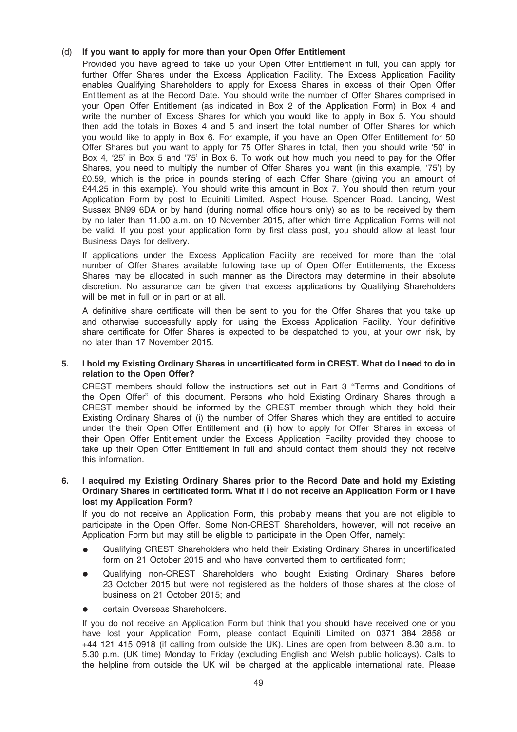(d) **If you want to apply for more than your Open Offer Entitlement**

Provided you have agreed to take up your Open Offer Entitlement in full, you can apply for further Offer Shares under the Excess Application Facility. The Excess Application Facility enables Qualifying Shareholders to apply for Excess Shares in excess of their Open Offer Entitlement as at the Record Date. You should write the number of Offer Shares comprised in your Open Offer Entitlement (as indicated in Box 2 of the Application Form) in Box 4 and write the number of Excess Shares for which you would like to apply in Box 5. You should then add the totals in Boxes 4 and 5 and insert the total number of Offer Shares for which you would like to apply in Box 6. For example, if you have an Open Offer Entitlement for 50 Offer Shares but you want to apply for 75 Offer Shares in total, then you should write '50' in Box 4, '25' in Box 5 and '75' in Box 6. To work out how much you need to pay for the Offer Shares, you need to multiply the number of Offer Shares you want (in this example, '75') by £0.59, which is the price in pounds sterling of each Offer Share (giving you an amount of £44.25 in this example). You should write this amount in Box 7. You should then return your Application Form by post to Equiniti Limited, Aspect House, Spencer Road, Lancing, West Sussex BN99 6DA or by hand (during normal office hours only) so as to be received by them by no later than 11.00 a.m. on 10 November 2015, after which time Application Forms will not be valid. If you post your application form by first class post, you should allow at least four Business Days for delivery.

If applications under the Excess Application Facility are received for more than the total number of Offer Shares available following take up of Open Offer Entitlements, the Excess Shares may be allocated in such manner as the Directors may determine in their absolute discretion. No assurance can be given that excess applications by Qualifying Shareholders will be met in full or in part or at all.

A definitive share certificate will then be sent to you for the Offer Shares that you take up and otherwise successfully apply for using the Excess Application Facility. Your definitive share certificate for Offer Shares is expected to be despatched to you, at your own risk, by no later than 17 November 2015.

**5. I hold my Existing Ordinary Shares in uncertificated form in CREST. What do I need to do in relation to the Open Offer?**

CREST members should follow the instructions set out in Part 3 "Terms and Conditions of the Open Offer" of this document. Persons who hold Existing Ordinary Shares through a CREST member should be informed by the CREST member through which they hold their Existing Ordinary Shares of (i) the number of Offer Shares which they are entitled to acquire under the their Open Offer Entitlement and (ii) how to apply for Offer Shares in excess of their Open Offer Entitlement under the Excess Application Facility provided they choose to take up their Open Offer Entitlement in full and should contact them should they not receive this information.

**6. I acquired my Existing Ordinary Shares prior to the Record Date and hold my Existing Ordinary Shares in certificated form. What if I do not receive an Application Form or I have lost my Application Form?**

If you do not receive an Application Form, this probably means that you are not eligible to participate in the Open Offer. Some Non-CREST Shareholders, however, will not receive an Application Form but may still be eligible to participate in the Open Offer, namely:

- Qualifying CREST Shareholders who held their Existing Ordinary Shares in uncertificated form on 21 October 2015 and who have converted them to certificated form;
- Qualifying non-CREST Shareholders who bought Existing Ordinary Shares before 23 October 2015 but were not registered as the holders of those shares at the close of business on 21 October 2015; and
- certain Overseas Shareholders.

If you do not receive an Application Form but think that you should have received one or you have lost your Application Form, please contact Equiniti Limited on 0371 384 2858 or +44 121 415 0918 (if calling from outside the UK). Lines are open from between 8.30 a.m. to 5.30 p.m. (UK time) Monday to Friday (excluding English and Welsh public holidays). Calls to the helpline from outside the UK will be charged at the applicable international rate. Please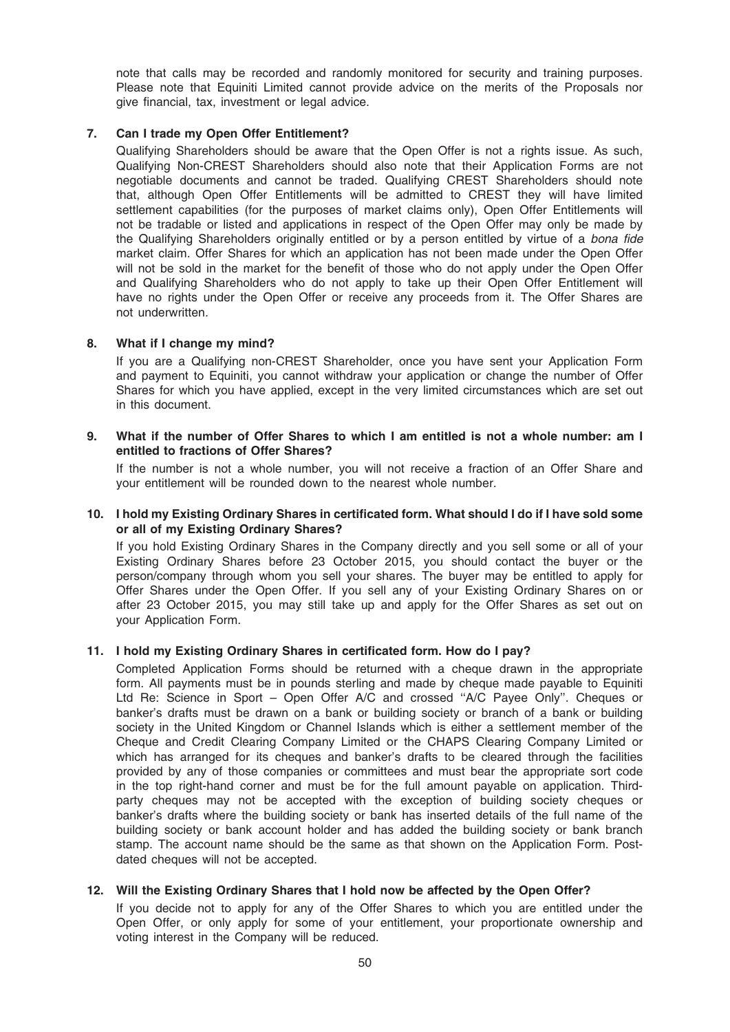note that calls may be recorded and randomly monitored for security and training purposes. Please note that Equiniti Limited cannot provide advice on the merits of the Proposals nor give financial, tax, investment or legal advice.

**7. Can I trade my Open Offer Entitlement?**

Qualifying Shareholders should be aware that the Open Offer is not a rights issue. As such, Qualifying Non-CREST Shareholders should also note that their Application Forms are not negotiable documents and cannot be traded. Qualifying CREST Shareholders should note that, although Open Offer Entitlements will be admitted to CREST they will have limited settlement capabilities (for the purposes of market claims only), Open Offer Entitlements will not be tradable or listed and applications in respect of the Open Offer may only be made by the Qualifying Shareholders originally entitled or by a person entitled by virtue of a *bona fide* market claim. Offer Shares for which an application has not been made under the Open Offer will not be sold in the market for the benefit of those who do not apply under the Open Offer and Qualifying Shareholders who do not apply to take up their Open Offer Entitlement will have no rights under the Open Offer or receive any proceeds from it. The Offer Shares are not underwritten.

**8. What if I change my mind?**

If you are a Qualifying non-CREST Shareholder, once you have sent your Application Form and payment to Equiniti, you cannot withdraw your application or change the number of Offer Shares for which you have applied, except in the very limited circumstances which are set out in this document.

**9. What if the number of Offer Shares to which I am entitled is not a whole number: am I entitled to fractions of Offer Shares?**

If the number is not a whole number, you will not receive a fraction of an Offer Share and your entitlement will be rounded down to the nearest whole number.

**10. I hold my Existing Ordinary Shares in certificated form. What should I do if I have sold some or all of my Existing Ordinary Shares?**

If you hold Existing Ordinary Shares in the Company directly and you sell some or all of your Existing Ordinary Shares before 23 October 2015, you should contact the buyer or the person/company through whom you sell your shares. The buyer may be entitled to apply for Offer Shares under the Open Offer. If you sell any of your Existing Ordinary Shares on or after 23 October 2015, you may still take up and apply for the Offer Shares as set out on your Application Form.

**11. I hold my Existing Ordinary Shares in certificated form. How do I pay?**

Completed Application Forms should be returned with a cheque drawn in the appropriate form. All payments must be in pounds sterling and made by cheque made payable to Equiniti Ltd Re: Science in Sport – Open Offer A/C and crossed "A/C Payee Only". Cheques or banker's drafts must be drawn on a bank or building society or branch of a bank or building society in the United Kingdom or Channel Islands which is either a settlement member of the Cheque and Credit Clearing Company Limited or the CHAPS Clearing Company Limited or which has arranged for its cheques and banker's drafts to be cleared through the facilities provided by any of those companies or committees and must bear the appropriate sort code in the top right-hand corner and must be for the full amount payable on application. Third-party cheques may not be accepted with the exception of building society cheques or banker's drafts where the building society or bank has inserted details of the full name of the building society or bank account holder and has added the building society or bank branch stamp. The account name should be the same as that shown on the Application Form. Post-dated cheques will not be accepted.

**12. Will the Existing Ordinary Shares that I hold now be affected by the Open Offer?**

If you decide not to apply for any of the Offer Shares to which you are entitled under the Open Offer, or only apply for some of your entitlement, your proportionate ownership and voting interest in the Company will be reduced.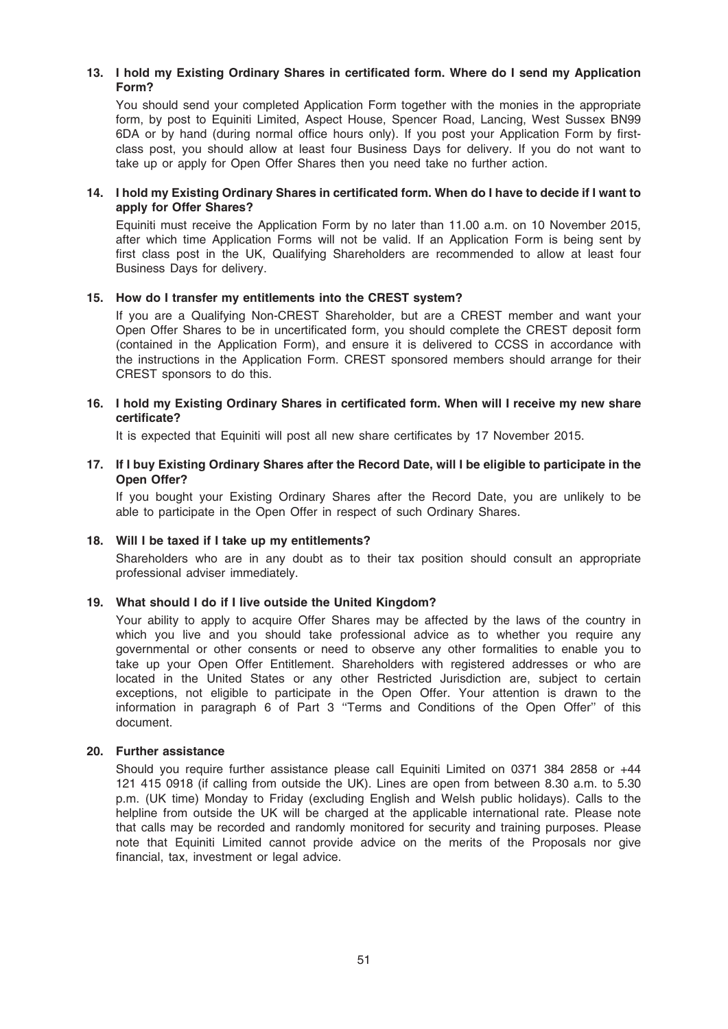**13. I hold my Existing Ordinary Shares in certificated form. Where do I send my Application Form?**

You should send your completed Application Form together with the monies in the appropriate form, by post to Equiniti Limited, Aspect House, Spencer Road, Lancing, West Sussex BN99 6DA or by hand (during normal office hours only). If you post your Application Form by first-class post, you should allow at least four Business Days for delivery. If you do not want to take up or apply for Open Offer Shares then you need take no further action.

**14. I hold my Existing Ordinary Shares in certificated form. When do I have to decide if I want to apply for Offer Shares?**

Equiniti must receive the Application Form by no later than 11.00 a.m. on 10 November 2015, after which time Application Forms will not be valid. If an Application Form is being sent by first class post in the UK, Qualifying Shareholders are recommended to allow at least four Business Days for delivery.

**15. How do I transfer my entitlements into the CREST system?**

If you are a Qualifying Non-CREST Shareholder, but are a CREST member and want your Open Offer Shares to be in uncertificated form, you should complete the CREST deposit form (contained in the Application Form), and ensure it is delivered to CCSS in accordance with the instructions in the Application Form. CREST sponsored members should arrange for their CREST sponsors to do this.

**16. I hold my Existing Ordinary Shares in certificated form. When will I receive my new share certificate?**

It is expected that Equiniti will post all new share certificates by 17 November 2015.

**17. If I buy Existing Ordinary Shares after the Record Date, will I be eligible to participate in the Open Offer?**

If you bought your Existing Ordinary Shares after the Record Date, you are unlikely to be able to participate in the Open Offer in respect of such Ordinary Shares.

**18. Will I be taxed if I take up my entitlements?**

Shareholders who are in any doubt as to their tax position should consult an appropriate professional adviser immediately.

**19. What should I do if I live outside the United Kingdom?**

Your ability to apply to acquire Offer Shares may be affected by the laws of the country in which you live and you should take professional advice as to whether you require any governmental or other consents or need to observe any other formalities to enable you to take up your Open Offer Entitlement. Shareholders with registered addresses or who are located in the United States or any other Restricted Jurisdiction are, subject to certain exceptions, not eligible to participate in the Open Offer. Your attention is drawn to the information in paragraph 6 of Part 3 ''Terms and Conditions of the Open Offer'' of this document.

**20. Further assistance**

Should you require further assistance please call Equiniti Limited on 0371 384 2858 or +44 121 415 0918 (if calling from outside the UK). Lines are open from between 8.30 a.m. to 5.30 p.m. (UK time) Monday to Friday (excluding English and Welsh public holidays). Calls to the helpline from outside the UK will be charged at the applicable international rate. Please note that calls may be recorded and randomly monitored for security and training purposes. Please note that Equiniti Limited cannot provide advice on the merits of the Proposals nor give financial, tax, investment or legal advice.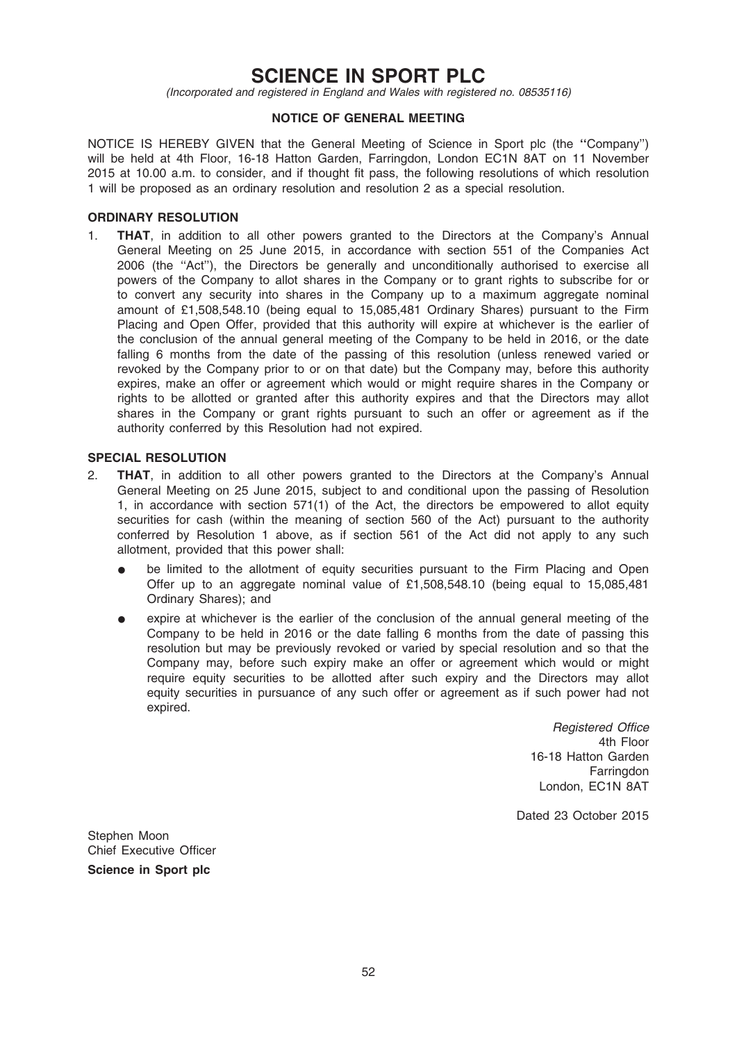# SCIENCE IN SPORT PLC

*(Incorporated and registered in England and Wales with registered no. 08535116)*

## NOTICE OF GENERAL MEETING

NOTICE IS HEREBY GIVEN that the General Meeting of Science in Sport plc (the "Company") will be held at 4th Floor, 16-18 Hatton Garden, Farringdon, London EC1N 8AT on 11 November 2015 at 10.00 a.m. to consider, and if thought fit pass, the following resolutions of which resolution 1 will be proposed as an ordinary resolution and resolution 2 as a special resolution.

### ORDINARY RESOLUTION

1. **THAT**, in addition to all other powers granted to the Directors at the Company's Annual General Meeting on 25 June 2015, in accordance with section 551 of the Companies Act 2006 (the "Act"), the Directors be generally and unconditionally authorised to exercise all powers of the Company to allot shares in the Company or to grant rights to subscribe for or to convert any security into shares in the Company up to a maximum aggregate nominal amount of £1,508,548.10 (being equal to 15,085,481 Ordinary Shares) pursuant to the Firm Placing and Open Offer, provided that this authority will expire at whichever is the earlier of the conclusion of the annual general meeting of the Company to be held in 2016, or the date falling 6 months from the date of the passing of this resolution (unless renewed varied or revoked by the Company prior to or on that date) but the Company may, before this authority expires, make an offer or agreement which would or might require shares in the Company or rights to be allotted or granted after this authority expires and that the Directors may allot shares in the Company or grant rights pursuant to such an offer or agreement as if the authority conferred by this Resolution had not expired.

### SPECIAL RESOLUTION

2. **THAT**, in addition to all other powers granted to the Directors at the Company's Annual General Meeting on 25 June 2015, subject to and conditional upon the passing of Resolution 1, in accordance with section 571(1) of the Act, the directors be empowered to allot equity securities for cash (within the meaning of section 560 of the Act) pursuant to the authority conferred by Resolution 1 above, as if section 561 of the Act did not apply to any such allotment, provided that this power shall:

   - be limited to the allotment of equity securities pursuant to the Firm Placing and Open Offer up to an aggregate nominal value of £1,508,548.10 (being equal to 15,085,481 Ordinary Shares); and
   - expire at whichever is the earlier of the conclusion of the annual general meeting of the Company to be held in 2016 or the date falling 6 months from the date of passing this resolution but may be previously revoked or varied by special resolution and so that the Company may, before such expiry make an offer or agreement which would or might require equity securities to be allotted after such expiry and the Directors may allot equity securities in pursuance of any such offer or agreement as if such power had not expired.

*Registered Office*
4th Floor
16-18 Hatton Garden
Farringdon
London, EC1N 8AT

Dated 23 October 2015

Stephen Moon
Chief Executive Officer
**Science in Sport plc**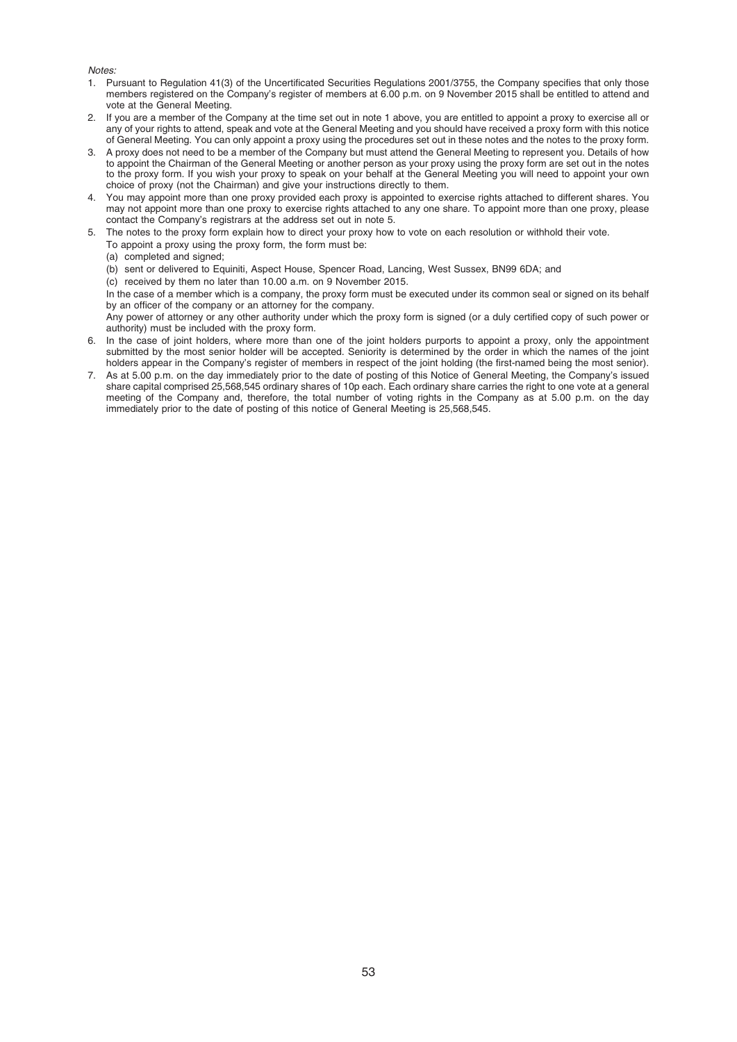*Notes:*

1. Pursuant to Regulation 41(3) of the Uncertificated Securities Regulations 2001/3755, the Company specifies that only those members registered on the Company's register of members at 6.00 p.m. on 9 November 2015 shall be entitled to attend and vote at the General Meeting.
2. If you are a member of the Company at the time set out in note 1 above, you are entitled to appoint a proxy to exercise all or any of your rights to attend, speak and vote at the General Meeting and you should have received a proxy form with this notice of General Meeting. You can only appoint a proxy using the procedures set out in these notes and the notes to the proxy form.
3. A proxy does not need to be a member of the Company but must attend the General Meeting to represent you. Details of how to appoint the Chairman of the General Meeting or another person as your proxy using the proxy form are set out in the notes to the proxy form. If you wish your proxy to speak on your behalf at the General Meeting you will need to appoint your own choice of proxy (not the Chairman) and give your instructions directly to them.
4. You may appoint more than one proxy provided each proxy is appointed to exercise rights attached to different shares. You may not appoint more than one proxy to exercise rights attached to any one share. To appoint more than one proxy, please contact the Company's registrars at the address set out in note 5.
5. The notes to the proxy form explain how to direct your proxy how to vote on each resolution or withhold their vote.

   To appoint a proxy using the proxy form, the form must be:

   (a) completed and signed;

   (b) sent or delivered to Equiniti, Aspect House, Spencer Road, Lancing, West Sussex, BN99 6DA; and

   (c) received by them no later than 10.00 a.m. on 9 November 2015.

   In the case of a member which is a company, the proxy form must be executed under its common seal or signed on its behalf by an officer of the company or an attorney for the company.

   Any power of attorney or any other authority under which the proxy form is signed (or a duly certified copy of such power or authority) must be included with the proxy form.
6. In the case of joint holders, where more than one of the joint holders purports to appoint a proxy, only the appointment submitted by the most senior holder will be accepted. Seniority is determined by the order in which the names of the joint holders appear in the Company's register of members in respect of the joint holding (the first-named being the most senior).
7. As at 5.00 p.m. on the day immediately prior to the date of posting of this Notice of General Meeting, the Company's issued share capital comprised 25,568,545 ordinary shares of 10p each. Each ordinary share carries the right to one vote at a general meeting of the Company and, therefore, the total number of voting rights in the Company as at 5.00 p.m. on the day immediately prior to the date of posting of this notice of General Meeting is 25,568,545.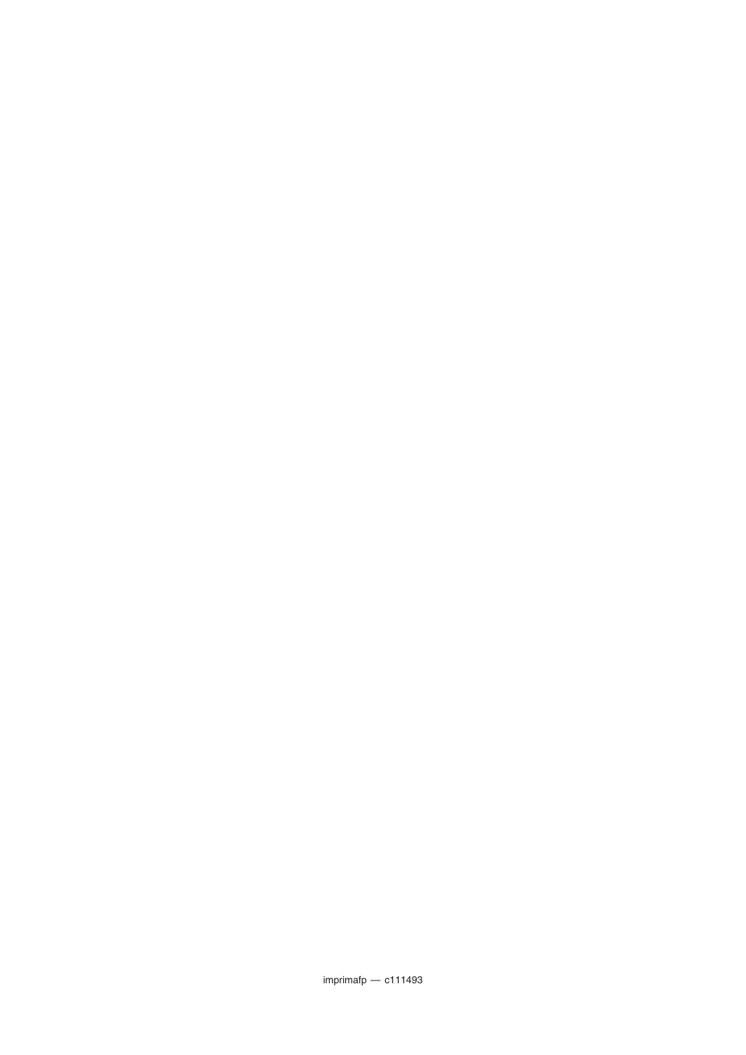imprimafp — c111493